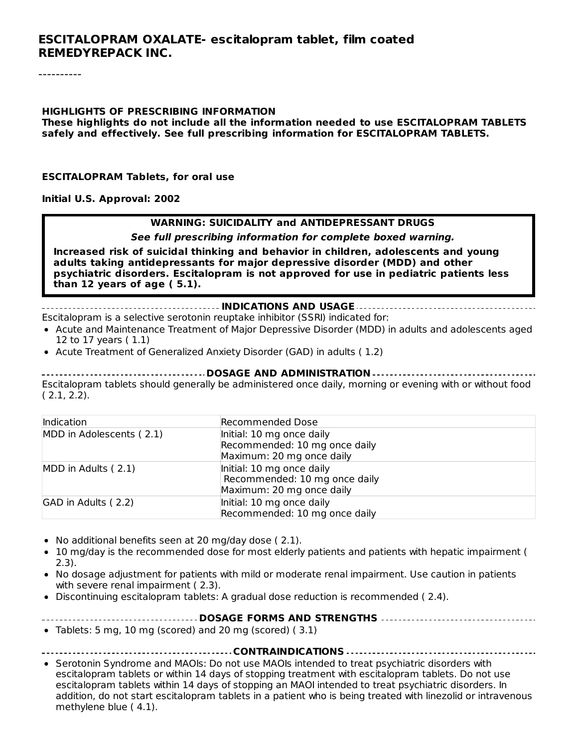# ESCITALOPRAM OXALATE- escitalopram tablet, film coated
# REMEDYREPACK INC.

----------

**HIGHLIGHTS OF PRESCRIBING INFORMATION**
**These highlights do not include all the information needed to use ESCITALOPRAM TABLETS safely and effectively. See full prescribing information for ESCITALOPRAM TABLETS.**

**ESCITALOPRAM Tablets, for oral use**

**Initial U.S. Approval: 2002**

> **WARNING: SUICIDALITY and ANTIDEPRESSANT DRUGS**
>
> ***See full prescribing information for complete boxed warning.***
>
> **Increased risk of suicidal thinking and behavior in children, adolescents and young adults taking antidepressants for major depressive disorder (MDD) and other psychiatric disorders. Escitalopram is not approved for use in pediatric patients less than 12 years of age ( 5.1).**

## INDICATIONS AND USAGE

Escitalopram is a selective serotonin reuptake inhibitor (SSRI) indicated for:

- Acute and Maintenance Treatment of Major Depressive Disorder (MDD) in adults and adolescents aged 12 to 17 years ( 1.1)
- Acute Treatment of Generalized Anxiety Disorder (GAD) in adults ( 1.2)

## DOSAGE AND ADMINISTRATION

Escitalopram tablets should generally be administered once daily, morning or evening with or without food ( 2.1, 2.2).

| Indication | Recommended Dose |
|---|---|
| MDD in Adolescents ( 2.1) | Initial: 10 mg once daily<br>Recommended: 10 mg once daily<br>Maximum: 20 mg once daily |
| MDD in Adults ( 2.1) | Initial: 10 mg once daily<br>Recommended: 10 mg once daily<br>Maximum: 20 mg once daily |
| GAD in Adults ( 2.2) | Initial: 10 mg once daily<br>Recommended: 10 mg once daily |

- No additional benefits seen at 20 mg/day dose ( 2.1).
- 10 mg/day is the recommended dose for most elderly patients and patients with hepatic impairment ( 2.3).
- No dosage adjustment for patients with mild or moderate renal impairment. Use caution in patients with severe renal impairment ( 2.3).
- Discontinuing escitalopram tablets: A gradual dose reduction is recommended ( 2.4).

## DOSAGE FORMS AND STRENGTHS

- Tablets: 5 mg, 10 mg (scored) and 20 mg (scored) ( 3.1)

## CONTRAINDICATIONS

- Serotonin Syndrome and MAOIs: Do not use MAOIs intended to treat psychiatric disorders with escitalopram tablets or within 14 days of stopping treatment with escitalopram tablets. Do not use escitalopram tablets within 14 days of stopping an MAOI intended to treat psychiatric disorders. In addition, do not start escitalopram tablets in a patient who is being treated with linezolid or intravenous methylene blue ( 4.1).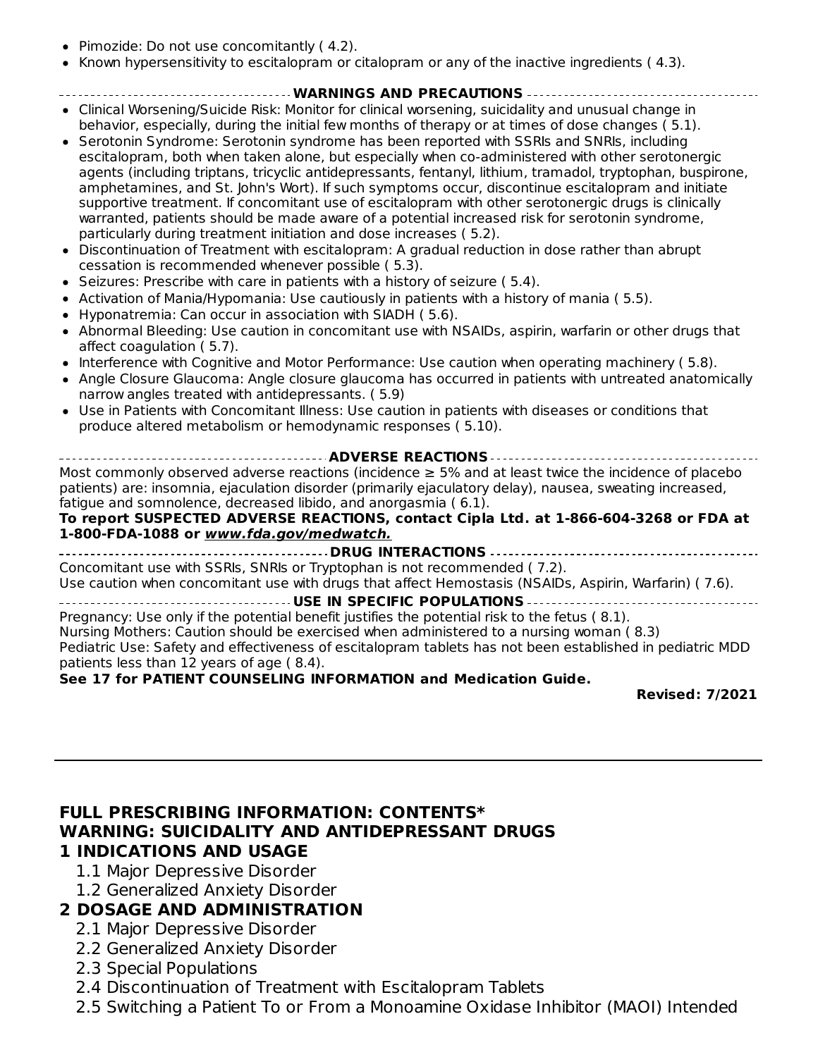- Pimozide: Do not use concomitantly ( 4.2).
- Known hypersensitivity to escitalopram or citalopram or any of the inactive ingredients ( 4.3).

**WARNINGS AND PRECAUTIONS**

- Clinical Worsening/Suicide Risk: Monitor for clinical worsening, suicidality and unusual change in behavior, especially, during the initial few months of therapy or at times of dose changes ( 5.1).
- Serotonin Syndrome: Serotonin syndrome has been reported with SSRIs and SNRIs, including escitalopram, both when taken alone, but especially when co-administered with other serotonergic agents (including triptans, tricyclic antidepressants, fentanyl, lithium, tramadol, tryptophan, buspirone, amphetamines, and St. John's Wort). If such symptoms occur, discontinue escitalopram and initiate supportive treatment. If concomitant use of escitalopram with other serotonergic drugs is clinically warranted, patients should be made aware of a potential increased risk for serotonin syndrome, particularly during treatment initiation and dose increases ( 5.2).
- Discontinuation of Treatment with escitalopram: A gradual reduction in dose rather than abrupt cessation is recommended whenever possible ( 5.3).
- Seizures: Prescribe with care in patients with a history of seizure ( 5.4).
- Activation of Mania/Hypomania: Use cautiously in patients with a history of mania ( 5.5).
- Hyponatremia: Can occur in association with SIADH ( 5.6).
- Abnormal Bleeding: Use caution in concomitant use with NSAIDs, aspirin, warfarin or other drugs that affect coagulation ( 5.7).
- Interference with Cognitive and Motor Performance: Use caution when operating machinery ( 5.8).
- Angle Closure Glaucoma: Angle closure glaucoma has occurred in patients with untreated anatomically narrow angles treated with antidepressants. ( 5.9)
- Use in Patients with Concomitant Illness: Use caution in patients with diseases or conditions that produce altered metabolism or hemodynamic responses ( 5.10).

**ADVERSE REACTIONS**

Most commonly observed adverse reactions (incidence ≥ 5% and at least twice the incidence of placebo patients) are: insomnia, ejaculation disorder (primarily ejaculatory delay), nausea, sweating increased, fatigue and somnolence, decreased libido, and anorgasmia ( 6.1).

**To report SUSPECTED ADVERSE REACTIONS, contact Cipla Ltd. at 1-866-604-3268 or FDA at 1-800-FDA-1088 or *www.fda.gov/medwatch.***

**DRUG INTERACTIONS**

Concomitant use with SSRIs, SNRIs or Tryptophan is not recommended ( 7.2).
Use caution when concomitant use with drugs that affect Hemostasis (NSAIDs, Aspirin, Warfarin) ( 7.6).

**USE IN SPECIFIC POPULATIONS**

Pregnancy: Use only if the potential benefit justifies the potential risk to the fetus ( 8.1).
Nursing Mothers: Caution should be exercised when administered to a nursing woman ( 8.3)
Pediatric Use: Safety and effectiveness of escitalopram tablets has not been established in pediatric MDD patients less than 12 years of age ( 8.4).

**See 17 for PATIENT COUNSELING INFORMATION and Medication Guide.**

**Revised: 7/2021**

---

## FULL PRESCRIBING INFORMATION: CONTENTS*

## WARNING: SUICIDALITY AND ANTIDEPRESSANT DRUGS

## 1 INDICATIONS AND USAGE

1.1 Major Depressive Disorder
1.2 Generalized Anxiety Disorder

## 2 DOSAGE AND ADMINISTRATION

2.1 Major Depressive Disorder
2.2 Generalized Anxiety Disorder
2.3 Special Populations
2.4 Discontinuation of Treatment with Escitalopram Tablets
2.5 Switching a Patient To or From a Monoamine Oxidase Inhibitor (MAOI) Intended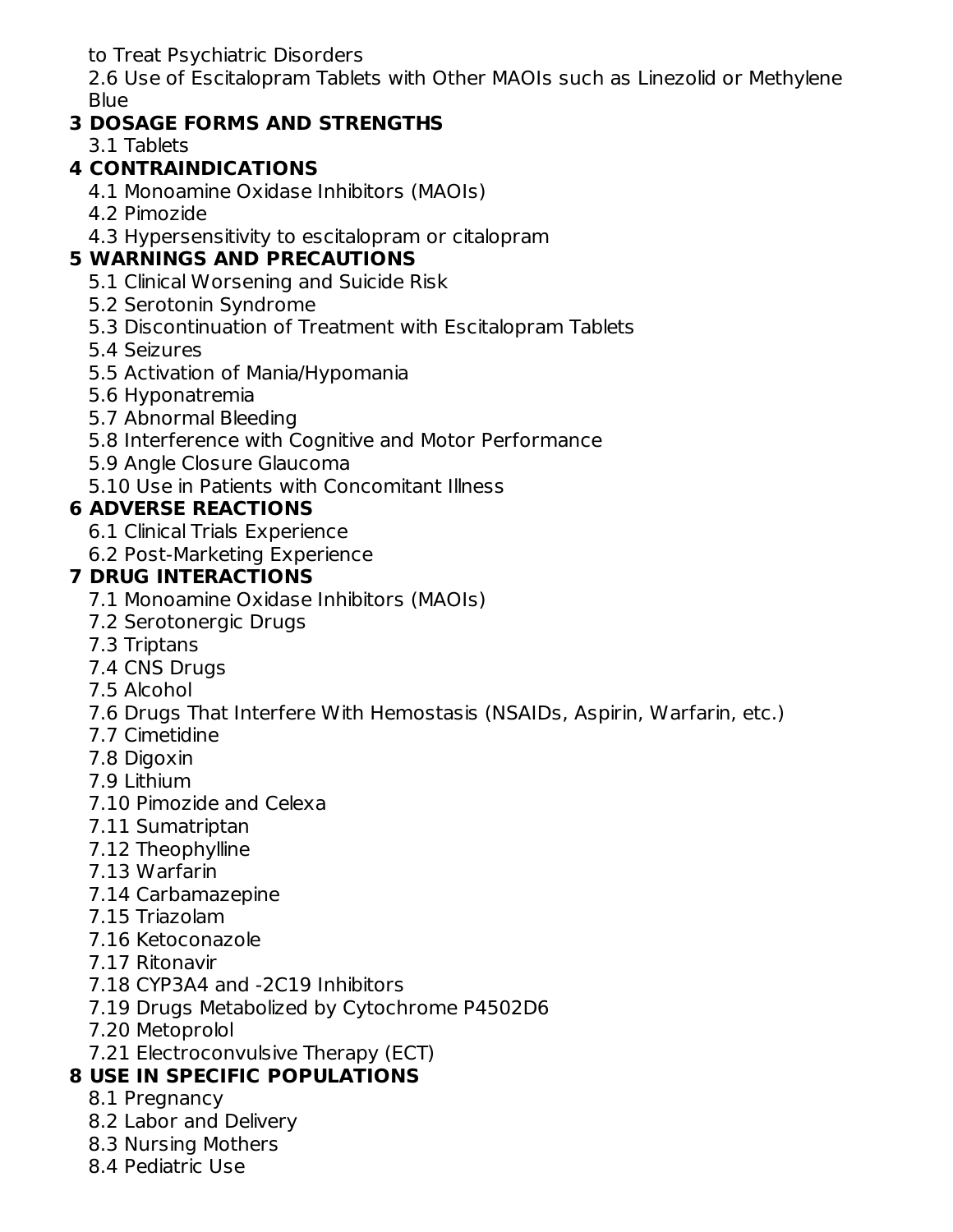to Treat Psychiatric Disorders

2.6 Use of Escitalopram Tablets with Other MAOIs such as Linezolid or Methylene Blue

**3 DOSAGE FORMS AND STRENGTHS**

3.1 Tablets

**4 CONTRAINDICATIONS**

4.1 Monoamine Oxidase Inhibitors (MAOIs)

4.2 Pimozide

4.3 Hypersensitivity to escitalopram or citalopram

**5 WARNINGS AND PRECAUTIONS**

5.1 Clinical Worsening and Suicide Risk

5.2 Serotonin Syndrome

5.3 Discontinuation of Treatment with Escitalopram Tablets

5.4 Seizures

5.5 Activation of Mania/Hypomania

5.6 Hyponatremia

5.7 Abnormal Bleeding

5.8 Interference with Cognitive and Motor Performance

5.9 Angle Closure Glaucoma

5.10 Use in Patients with Concomitant Illness

**6 ADVERSE REACTIONS**

6.1 Clinical Trials Experience

6.2 Post-Marketing Experience

**7 DRUG INTERACTIONS**

7.1 Monoamine Oxidase Inhibitors (MAOIs)

7.2 Serotonergic Drugs

7.3 Triptans

7.4 CNS Drugs

7.5 Alcohol

7.6 Drugs That Interfere With Hemostasis (NSAIDs, Aspirin, Warfarin, etc.)

7.7 Cimetidine

7.8 Digoxin

7.9 Lithium

7.10 Pimozide and Celexa

7.11 Sumatriptan

7.12 Theophylline

7.13 Warfarin

7.14 Carbamazepine

7.15 Triazolam

7.16 Ketoconazole

7.17 Ritonavir

7.18 CYP3A4 and -2C19 Inhibitors

7.19 Drugs Metabolized by Cytochrome P4502D6

7.20 Metoprolol

7.21 Electroconvulsive Therapy (ECT)

**8 USE IN SPECIFIC POPULATIONS**

8.1 Pregnancy

8.2 Labor and Delivery

8.3 Nursing Mothers

8.4 Pediatric Use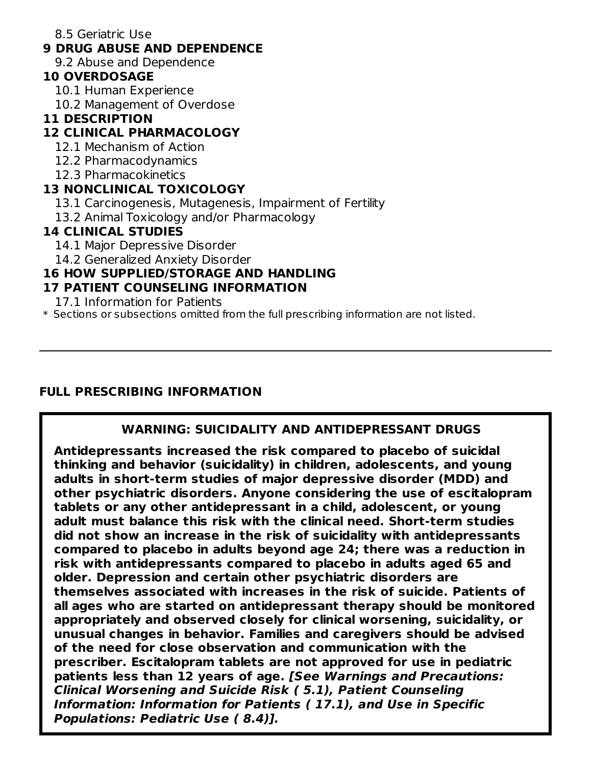8.5 Geriatric Use

**9 DRUG ABUSE AND DEPENDENCE**

9.2 Abuse and Dependence

**10 OVERDOSAGE**

10.1 Human Experience

10.2 Management of Overdose

**11 DESCRIPTION**

**12 CLINICAL PHARMACOLOGY**

12.1 Mechanism of Action

12.2 Pharmacodynamics

12.3 Pharmacokinetics

**13 NONCLINICAL TOXICOLOGY**

13.1 Carcinogenesis, Mutagenesis, Impairment of Fertility

13.2 Animal Toxicology and/or Pharmacology

**14 CLINICAL STUDIES**

14.1 Major Depressive Disorder

14.2 Generalized Anxiety Disorder

**16 HOW SUPPLIED/STORAGE AND HANDLING**

**17 PATIENT COUNSELING INFORMATION**

17.1 Information for Patients

\* Sections or subsections omitted from the full prescribing information are not listed.

---

## FULL PRESCRIBING INFORMATION

**WARNING: SUICIDALITY AND ANTIDEPRESSANT DRUGS**

**Antidepressants increased the risk compared to placebo of suicidal thinking and behavior (suicidality) in children, adolescents, and young adults in short-term studies of major depressive disorder (MDD) and other psychiatric disorders. Anyone considering the use of escitalopram tablets or any other antidepressant in a child, adolescent, or young adult must balance this risk with the clinical need. Short-term studies did not show an increase in the risk of suicidality with antidepressants compared to placebo in adults beyond age 24; there was a reduction in risk with antidepressants compared to placebo in adults aged 65 and older. Depression and certain other psychiatric disorders are themselves associated with increases in the risk of suicide. Patients of all ages who are started on antidepressant therapy should be monitored appropriately and observed closely for clinical worsening, suicidality, or unusual changes in behavior. Families and caregivers should be advised of the need for close observation and communication with the prescriber. Escitalopram tablets are not approved for use in pediatric patients less than 12 years of age.** ***[See Warnings and Precautions: Clinical Worsening and Suicide Risk ( 5.1), Patient Counseling Information: Information for Patients ( 17.1), and Use in Specific Populations: Pediatric Use ( 8.4)].***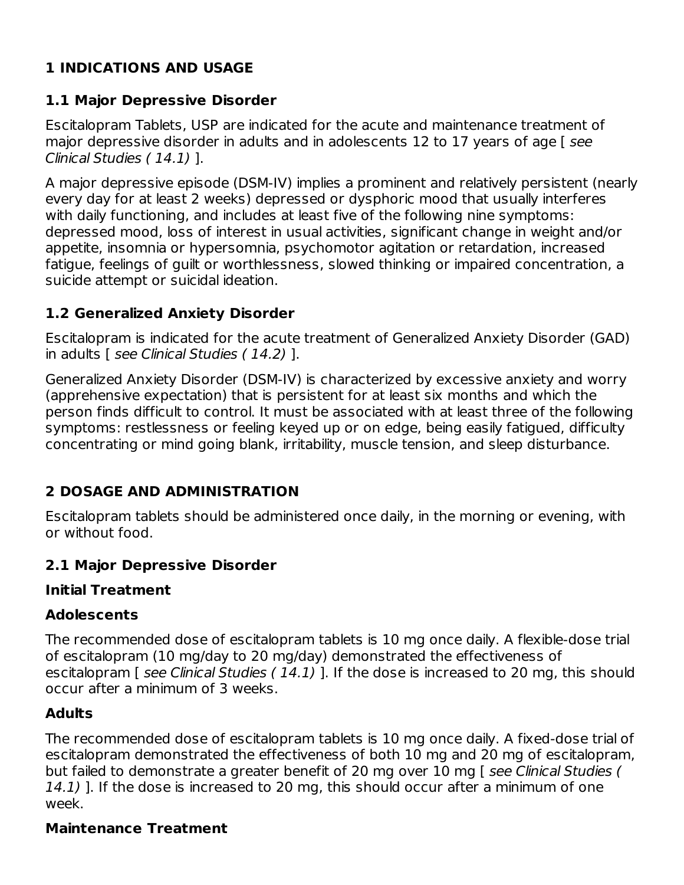# 1 INDICATIONS AND USAGE

## 1.1 Major Depressive Disorder

Escitalopram Tablets, USP are indicated for the acute and maintenance treatment of major depressive disorder in adults and in adolescents 12 to 17 years of age [ *see Clinical Studies ( 14.1)* ].

A major depressive episode (DSM-IV) implies a prominent and relatively persistent (nearly every day for at least 2 weeks) depressed or dysphoric mood that usually interferes with daily functioning, and includes at least five of the following nine symptoms: depressed mood, loss of interest in usual activities, significant change in weight and/or appetite, insomnia or hypersomnia, psychomotor agitation or retardation, increased fatigue, feelings of guilt or worthlessness, slowed thinking or impaired concentration, a suicide attempt or suicidal ideation.

## 1.2 Generalized Anxiety Disorder

Escitalopram is indicated for the acute treatment of Generalized Anxiety Disorder (GAD) in adults [ *see Clinical Studies ( 14.2)* ].

Generalized Anxiety Disorder (DSM-IV) is characterized by excessive anxiety and worry (apprehensive expectation) that is persistent for at least six months and which the person finds difficult to control. It must be associated with at least three of the following symptoms: restlessness or feeling keyed up or on edge, being easily fatigued, difficulty concentrating or mind going blank, irritability, muscle tension, and sleep disturbance.

# 2 DOSAGE AND ADMINISTRATION

Escitalopram tablets should be administered once daily, in the morning or evening, with or without food.

## 2.1 Major Depressive Disorder

### Initial Treatment

### Adolescents

The recommended dose of escitalopram tablets is 10 mg once daily. A flexible-dose trial of escitalopram (10 mg/day to 20 mg/day) demonstrated the effectiveness of escitalopram [ *see Clinical Studies ( 14.1)* ]. If the dose is increased to 20 mg, this should occur after a minimum of 3 weeks.

### Adults

The recommended dose of escitalopram tablets is 10 mg once daily. A fixed-dose trial of escitalopram demonstrated the effectiveness of both 10 mg and 20 mg of escitalopram, but failed to demonstrate a greater benefit of 20 mg over 10 mg [ *see Clinical Studies ( 14.1)* ]. If the dose is increased to 20 mg, this should occur after a minimum of one week.

### Maintenance Treatment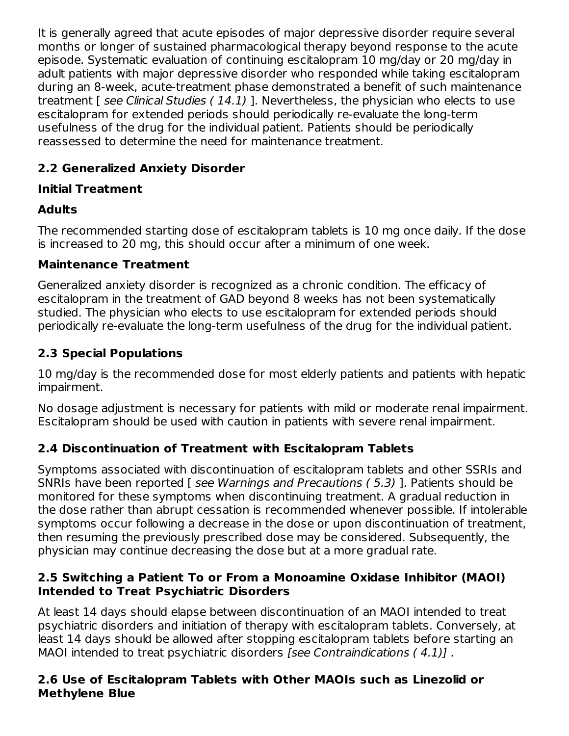It is generally agreed that acute episodes of major depressive disorder require several months or longer of sustained pharmacological therapy beyond response to the acute episode. Systematic evaluation of continuing escitalopram 10 mg/day or 20 mg/day in adult patients with major depressive disorder who responded while taking escitalopram during an 8-week, acute-treatment phase demonstrated a benefit of such maintenance treatment [ *see Clinical Studies ( 14.1)* ]. Nevertheless, the physician who elects to use escitalopram for extended periods should periodically re-evaluate the long-term usefulness of the drug for the individual patient. Patients should be periodically reassessed to determine the need for maintenance treatment.

## 2.2 Generalized Anxiety Disorder

### Initial Treatment

### Adults

The recommended starting dose of escitalopram tablets is 10 mg once daily. If the dose is increased to 20 mg, this should occur after a minimum of one week.

### Maintenance Treatment

Generalized anxiety disorder is recognized as a chronic condition. The efficacy of escitalopram in the treatment of GAD beyond 8 weeks has not been systematically studied. The physician who elects to use escitalopram for extended periods should periodically re-evaluate the long-term usefulness of the drug for the individual patient.

## 2.3 Special Populations

10 mg/day is the recommended dose for most elderly patients and patients with hepatic impairment.

No dosage adjustment is necessary for patients with mild or moderate renal impairment. Escitalopram should be used with caution in patients with severe renal impairment.

## 2.4 Discontinuation of Treatment with Escitalopram Tablets

Symptoms associated with discontinuation of escitalopram tablets and other SSRIs and SNRIs have been reported [ *see Warnings and Precautions ( 5.3)* ]. Patients should be monitored for these symptoms when discontinuing treatment. A gradual reduction in the dose rather than abrupt cessation is recommended whenever possible. If intolerable symptoms occur following a decrease in the dose or upon discontinuation of treatment, then resuming the previously prescribed dose may be considered. Subsequently, the physician may continue decreasing the dose but at a more gradual rate.

## 2.5 Switching a Patient To or From a Monoamine Oxidase Inhibitor (MAOI) Intended to Treat Psychiatric Disorders

At least 14 days should elapse between discontinuation of an MAOI intended to treat psychiatric disorders and initiation of therapy with escitalopram tablets. Conversely, at least 14 days should be allowed after stopping escitalopram tablets before starting an MAOI intended to treat psychiatric disorders *[see Contraindications ( 4.1)]* .

## 2.6 Use of Escitalopram Tablets with Other MAOIs such as Linezolid or Methylene Blue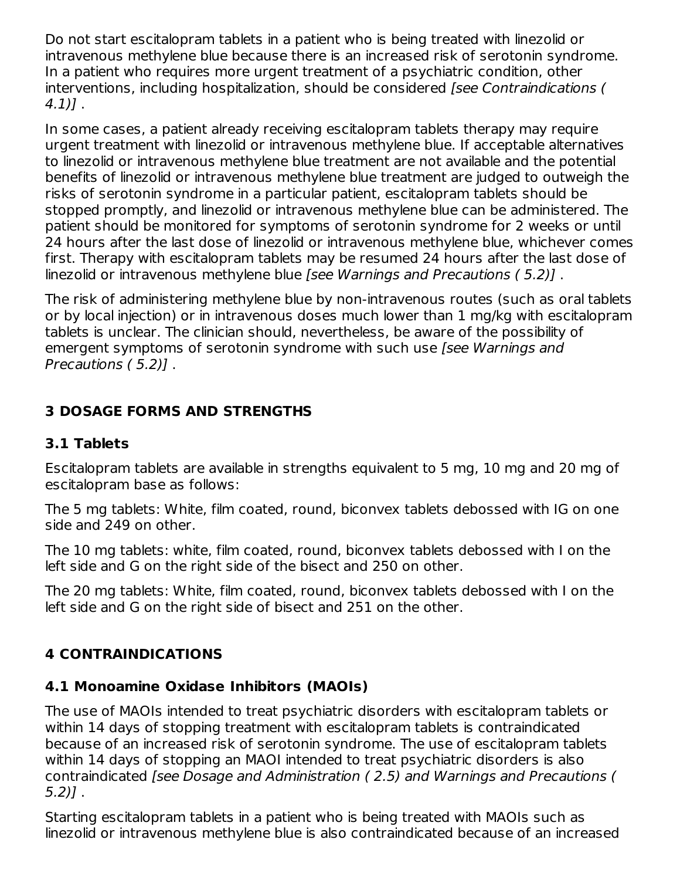Do not start escitalopram tablets in a patient who is being treated with linezolid or intravenous methylene blue because there is an increased risk of serotonin syndrome. In a patient who requires more urgent treatment of a psychiatric condition, other interventions, including hospitalization, should be considered *[see Contraindications ( 4.1)]* .

In some cases, a patient already receiving escitalopram tablets therapy may require urgent treatment with linezolid or intravenous methylene blue. If acceptable alternatives to linezolid or intravenous methylene blue treatment are not available and the potential benefits of linezolid or intravenous methylene blue treatment are judged to outweigh the risks of serotonin syndrome in a particular patient, escitalopram tablets should be stopped promptly, and linezolid or intravenous methylene blue can be administered. The patient should be monitored for symptoms of serotonin syndrome for 2 weeks or until 24 hours after the last dose of linezolid or intravenous methylene blue, whichever comes first. Therapy with escitalopram tablets may be resumed 24 hours after the last dose of linezolid or intravenous methylene blue *[see Warnings and Precautions ( 5.2)]* .

The risk of administering methylene blue by non-intravenous routes (such as oral tablets or by local injection) or in intravenous doses much lower than 1 mg/kg with escitalopram tablets is unclear. The clinician should, nevertheless, be aware of the possibility of emergent symptoms of serotonin syndrome with such use *[see Warnings and Precautions ( 5.2)]* .

## 3 DOSAGE FORMS AND STRENGTHS

### 3.1 Tablets

Escitalopram tablets are available in strengths equivalent to 5 mg, 10 mg and 20 mg of escitalopram base as follows:

The 5 mg tablets: White, film coated, round, biconvex tablets debossed with IG on one side and 249 on other.

The 10 mg tablets: white, film coated, round, biconvex tablets debossed with I on the left side and G on the right side of the bisect and 250 on other.

The 20 mg tablets: White, film coated, round, biconvex tablets debossed with I on the left side and G on the right side of bisect and 251 on the other.

## 4 CONTRAINDICATIONS

### 4.1 Monoamine Oxidase Inhibitors (MAOIs)

The use of MAOIs intended to treat psychiatric disorders with escitalopram tablets or within 14 days of stopping treatment with escitalopram tablets is contraindicated because of an increased risk of serotonin syndrome. The use of escitalopram tablets within 14 days of stopping an MAOI intended to treat psychiatric disorders is also contraindicated *[see Dosage and Administration ( 2.5) and Warnings and Precautions ( 5.2)]* .

Starting escitalopram tablets in a patient who is being treated with MAOIs such as linezolid or intravenous methylene blue is also contraindicated because of an increased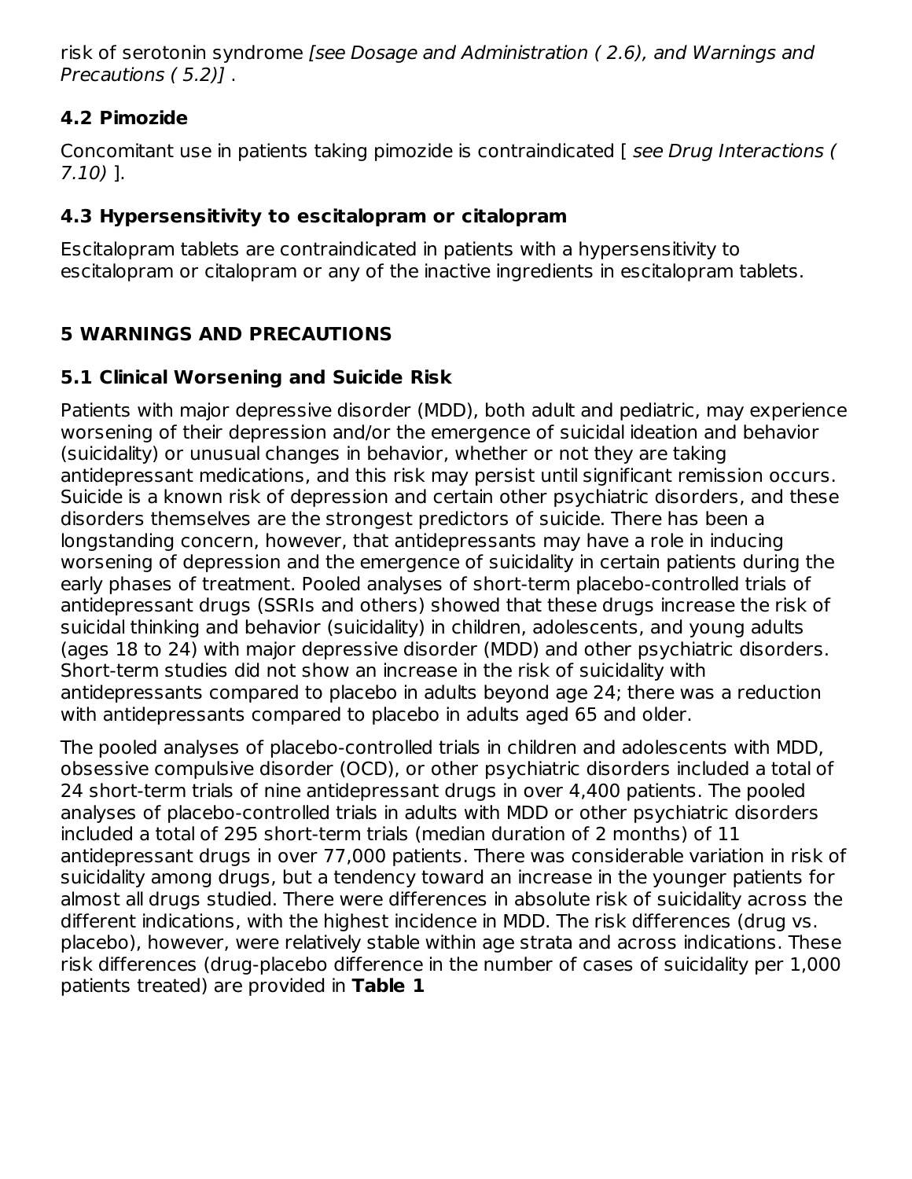risk of serotonin syndrome *[see Dosage and Administration ( 2.6), and Warnings and Precautions ( 5.2)]* .

### 4.2 Pimozide

Concomitant use in patients taking pimozide is contraindicated [ *see Drug Interactions ( 7.10)* ].

### 4.3 Hypersensitivity to escitalopram or citalopram

Escitalopram tablets are contraindicated in patients with a hypersensitivity to escitalopram or citalopram or any of the inactive ingredients in escitalopram tablets.

## 5 WARNINGS AND PRECAUTIONS

### 5.1 Clinical Worsening and Suicide Risk

Patients with major depressive disorder (MDD), both adult and pediatric, may experience worsening of their depression and/or the emergence of suicidal ideation and behavior (suicidality) or unusual changes in behavior, whether or not they are taking antidepressant medications, and this risk may persist until significant remission occurs. Suicide is a known risk of depression and certain other psychiatric disorders, and these disorders themselves are the strongest predictors of suicide. There has been a longstanding concern, however, that antidepressants may have a role in inducing worsening of depression and the emergence of suicidality in certain patients during the early phases of treatment. Pooled analyses of short-term placebo-controlled trials of antidepressant drugs (SSRIs and others) showed that these drugs increase the risk of suicidal thinking and behavior (suicidality) in children, adolescents, and young adults (ages 18 to 24) with major depressive disorder (MDD) and other psychiatric disorders. Short-term studies did not show an increase in the risk of suicidality with antidepressants compared to placebo in adults beyond age 24; there was a reduction with antidepressants compared to placebo in adults aged 65 and older.

The pooled analyses of placebo-controlled trials in children and adolescents with MDD, obsessive compulsive disorder (OCD), or other psychiatric disorders included a total of 24 short-term trials of nine antidepressant drugs in over 4,400 patients. The pooled analyses of placebo-controlled trials in adults with MDD or other psychiatric disorders included a total of 295 short-term trials (median duration of 2 months) of 11 antidepressant drugs in over 77,000 patients. There was considerable variation in risk of suicidality among drugs, but a tendency toward an increase in the younger patients for almost all drugs studied. There were differences in absolute risk of suicidality across the different indications, with the highest incidence in MDD. The risk differences (drug vs. placebo), however, were relatively stable within age strata and across indications. These risk differences (drug-placebo difference in the number of cases of suicidality per 1,000 patients treated) are provided in **Table 1**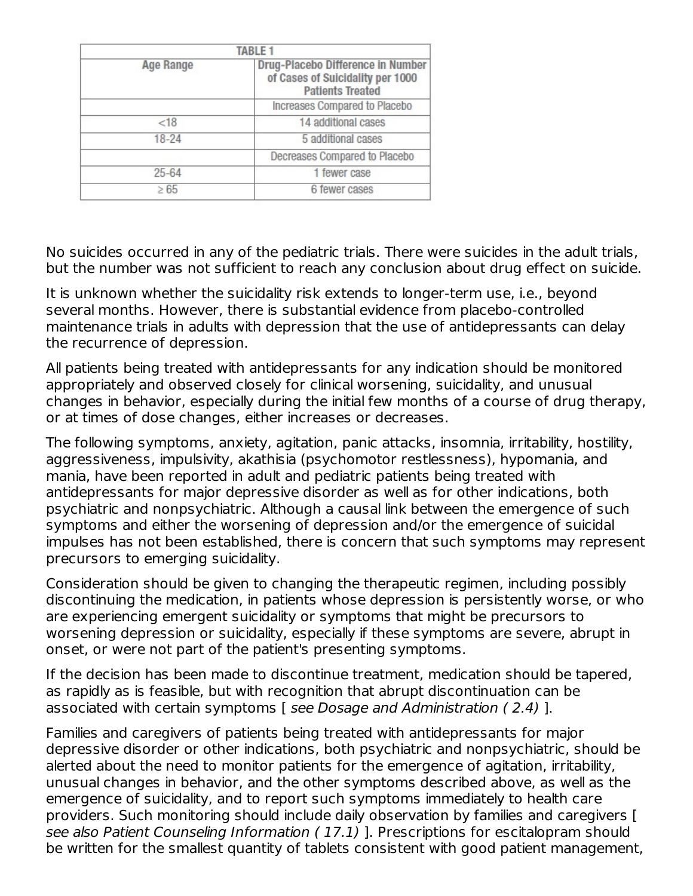| TABLE 1 | |
|---|---|
| Age Range | Drug-Placebo Difference in Number of Cases of Suicidality per 1000 Patients Treated |
| | Increases Compared to Placebo |
| <18 | 14 additional cases |
| 18-24 | 5 additional cases |
| | Decreases Compared to Placebo |
| 25-64 | 1 fewer case |
| ≥ 65 | 6 fewer cases |

No suicides occurred in any of the pediatric trials. There were suicides in the adult trials, but the number was not sufficient to reach any conclusion about drug effect on suicide.

It is unknown whether the suicidality risk extends to longer-term use, i.e., beyond several months. However, there is substantial evidence from placebo-controlled maintenance trials in adults with depression that the use of antidepressants can delay the recurrence of depression.

All patients being treated with antidepressants for any indication should be monitored appropriately and observed closely for clinical worsening, suicidality, and unusual changes in behavior, especially during the initial few months of a course of drug therapy, or at times of dose changes, either increases or decreases.

The following symptoms, anxiety, agitation, panic attacks, insomnia, irritability, hostility, aggressiveness, impulsivity, akathisia (psychomotor restlessness), hypomania, and mania, have been reported in adult and pediatric patients being treated with antidepressants for major depressive disorder as well as for other indications, both psychiatric and nonpsychiatric. Although a causal link between the emergence of such symptoms and either the worsening of depression and/or the emergence of suicidal impulses has not been established, there is concern that such symptoms may represent precursors to emerging suicidality.

Consideration should be given to changing the therapeutic regimen, including possibly discontinuing the medication, in patients whose depression is persistently worse, or who are experiencing emergent suicidality or symptoms that might be precursors to worsening depression or suicidality, especially if these symptoms are severe, abrupt in onset, or were not part of the patient's presenting symptoms.

If the decision has been made to discontinue treatment, medication should be tapered, as rapidly as is feasible, but with recognition that abrupt discontinuation can be associated with certain symptoms [ *see Dosage and Administration ( 2.4)* ].

Families and caregivers of patients being treated with antidepressants for major depressive disorder or other indications, both psychiatric and nonpsychiatric, should be alerted about the need to monitor patients for the emergence of agitation, irritability, unusual changes in behavior, and the other symptoms described above, as well as the emergence of suicidality, and to report such symptoms immediately to health care providers. Such monitoring should include daily observation by families and caregivers [ *see also Patient Counseling Information ( 17.1)* ]. Prescriptions for escitalopram should be written for the smallest quantity of tablets consistent with good patient management,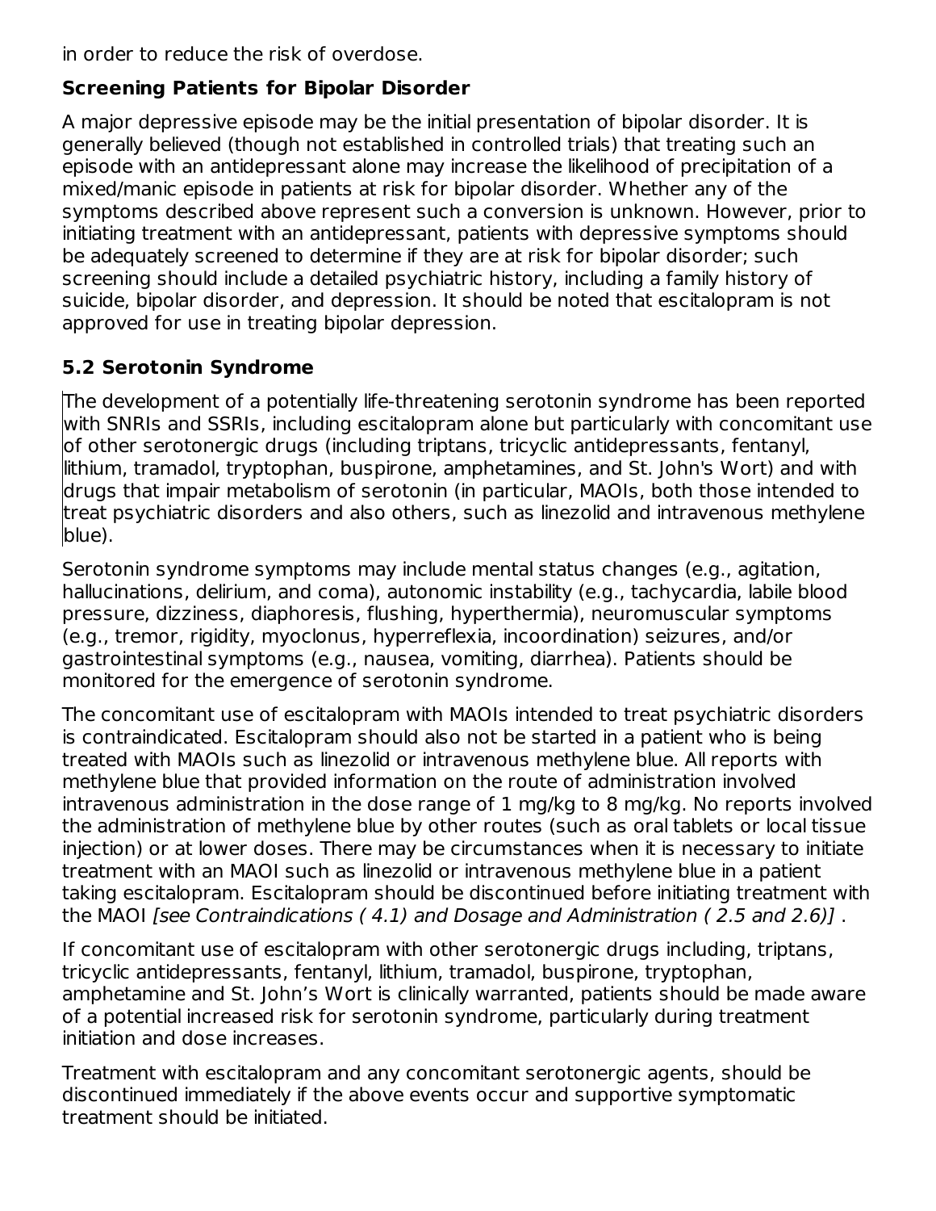in order to reduce the risk of overdose.

**Screening Patients for Bipolar Disorder**

A major depressive episode may be the initial presentation of bipolar disorder. It is generally believed (though not established in controlled trials) that treating such an episode with an antidepressant alone may increase the likelihood of precipitation of a mixed/manic episode in patients at risk for bipolar disorder. Whether any of the symptoms described above represent such a conversion is unknown. However, prior to initiating treatment with an antidepressant, patients with depressive symptoms should be adequately screened to determine if they are at risk for bipolar disorder; such screening should include a detailed psychiatric history, including a family history of suicide, bipolar disorder, and depression. It should be noted that escitalopram is not approved for use in treating bipolar depression.

## 5.2 Serotonin Syndrome

The development of a potentially life-threatening serotonin syndrome has been reported with SNRIs and SSRIs, including escitalopram alone but particularly with concomitant use of other serotonergic drugs (including triptans, tricyclic antidepressants, fentanyl, lithium, tramadol, tryptophan, buspirone, amphetamines, and St. John's Wort) and with drugs that impair metabolism of serotonin (in particular, MAOIs, both those intended to treat psychiatric disorders and also others, such as linezolid and intravenous methylene blue).

Serotonin syndrome symptoms may include mental status changes (e.g., agitation, hallucinations, delirium, and coma), autonomic instability (e.g., tachycardia, labile blood pressure, dizziness, diaphoresis, flushing, hyperthermia), neuromuscular symptoms (e.g., tremor, rigidity, myoclonus, hyperreflexia, incoordination) seizures, and/or gastrointestinal symptoms (e.g., nausea, vomiting, diarrhea). Patients should be monitored for the emergence of serotonin syndrome.

The concomitant use of escitalopram with MAOIs intended to treat psychiatric disorders is contraindicated. Escitalopram should also not be started in a patient who is being treated with MAOIs such as linezolid or intravenous methylene blue. All reports with methylene blue that provided information on the route of administration involved intravenous administration in the dose range of 1 mg/kg to 8 mg/kg. No reports involved the administration of methylene blue by other routes (such as oral tablets or local tissue injection) or at lower doses. There may be circumstances when it is necessary to initiate treatment with an MAOI such as linezolid or intravenous methylene blue in a patient taking escitalopram. Escitalopram should be discontinued before initiating treatment with the MAOI *[see Contraindications ( 4.1) and Dosage and Administration ( 2.5 and 2.6)]* .

If concomitant use of escitalopram with other serotonergic drugs including, triptans, tricyclic antidepressants, fentanyl, lithium, tramadol, buspirone, tryptophan, amphetamine and St. John's Wort is clinically warranted, patients should be made aware of a potential increased risk for serotonin syndrome, particularly during treatment initiation and dose increases.

Treatment with escitalopram and any concomitant serotonergic agents, should be discontinued immediately if the above events occur and supportive symptomatic treatment should be initiated.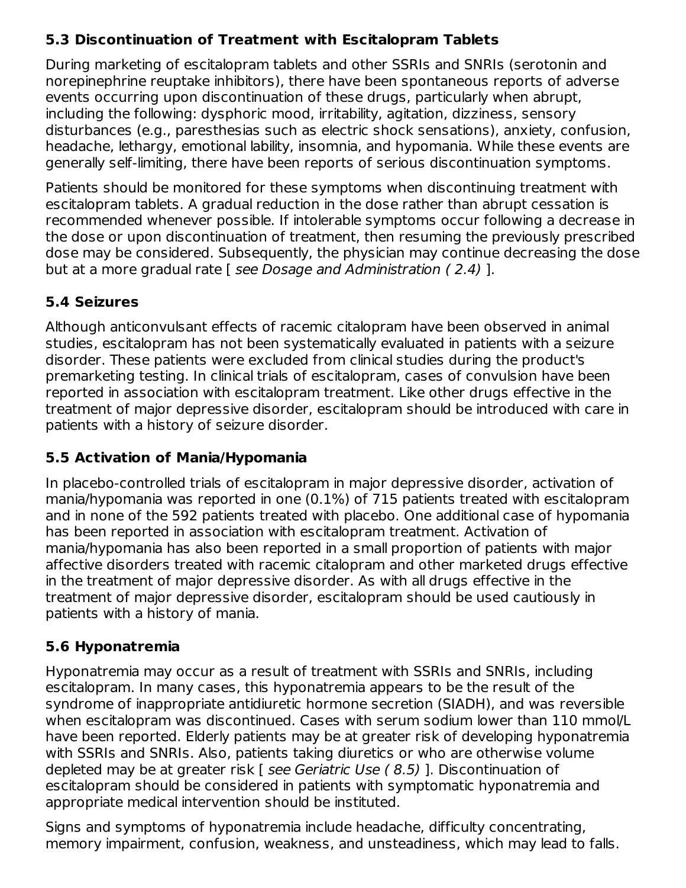### 5.3 Discontinuation of Treatment with Escitalopram Tablets

During marketing of escitalopram tablets and other SSRIs and SNRIs (serotonin and norepinephrine reuptake inhibitors), there have been spontaneous reports of adverse events occurring upon discontinuation of these drugs, particularly when abrupt, including the following: dysphoric mood, irritability, agitation, dizziness, sensory disturbances (e.g., paresthesias such as electric shock sensations), anxiety, confusion, headache, lethargy, emotional lability, insomnia, and hypomania. While these events are generally self-limiting, there have been reports of serious discontinuation symptoms.

Patients should be monitored for these symptoms when discontinuing treatment with escitalopram tablets. A gradual reduction in the dose rather than abrupt cessation is recommended whenever possible. If intolerable symptoms occur following a decrease in the dose or upon discontinuation of treatment, then resuming the previously prescribed dose may be considered. Subsequently, the physician may continue decreasing the dose but at a more gradual rate [ *see Dosage and Administration ( 2.4)* ].

### 5.4 Seizures

Although anticonvulsant effects of racemic citalopram have been observed in animal studies, escitalopram has not been systematically evaluated in patients with a seizure disorder. These patients were excluded from clinical studies during the product's premarketing testing. In clinical trials of escitalopram, cases of convulsion have been reported in association with escitalopram treatment. Like other drugs effective in the treatment of major depressive disorder, escitalopram should be introduced with care in patients with a history of seizure disorder.

### 5.5 Activation of Mania/Hypomania

In placebo-controlled trials of escitalopram in major depressive disorder, activation of mania/hypomania was reported in one (0.1%) of 715 patients treated with escitalopram and in none of the 592 patients treated with placebo. One additional case of hypomania has been reported in association with escitalopram treatment. Activation of mania/hypomania has also been reported in a small proportion of patients with major affective disorders treated with racemic citalopram and other marketed drugs effective in the treatment of major depressive disorder. As with all drugs effective in the treatment of major depressive disorder, escitalopram should be used cautiously in patients with a history of mania.

### 5.6 Hyponatremia

Hyponatremia may occur as a result of treatment with SSRIs and SNRIs, including escitalopram. In many cases, this hyponatremia appears to be the result of the syndrome of inappropriate antidiuretic hormone secretion (SIADH), and was reversible when escitalopram was discontinued. Cases with serum sodium lower than 110 mmol/L have been reported. Elderly patients may be at greater risk of developing hyponatremia with SSRIs and SNRIs. Also, patients taking diuretics or who are otherwise volume depleted may be at greater risk [ *see Geriatric Use ( 8.5)* ]. Discontinuation of escitalopram should be considered in patients with symptomatic hyponatremia and appropriate medical intervention should be instituted.

Signs and symptoms of hyponatremia include headache, difficulty concentrating, memory impairment, confusion, weakness, and unsteadiness, which may lead to falls.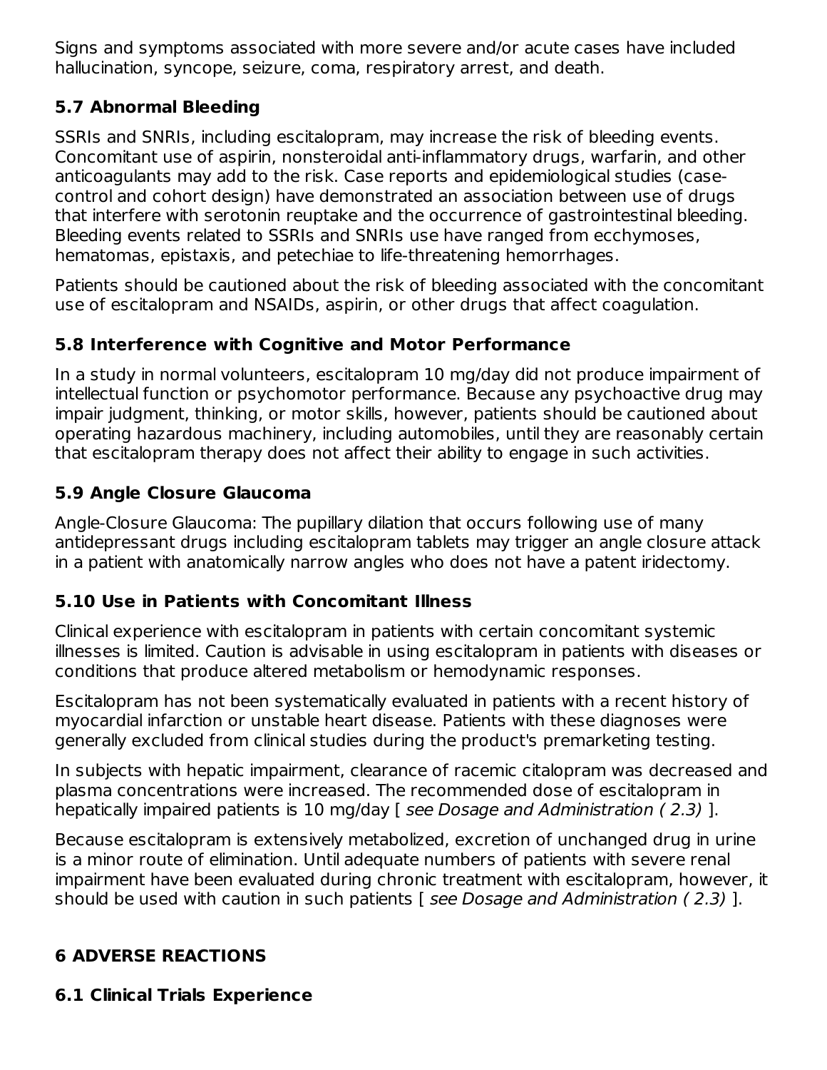Signs and symptoms associated with more severe and/or acute cases have included hallucination, syncope, seizure, coma, respiratory arrest, and death.

### 5.7 Abnormal Bleeding

SSRIs and SNRIs, including escitalopram, may increase the risk of bleeding events. Concomitant use of aspirin, nonsteroidal anti-inflammatory drugs, warfarin, and other anticoagulants may add to the risk. Case reports and epidemiological studies (case-control and cohort design) have demonstrated an association between use of drugs that interfere with serotonin reuptake and the occurrence of gastrointestinal bleeding. Bleeding events related to SSRIs and SNRIs use have ranged from ecchymoses, hematomas, epistaxis, and petechiae to life-threatening hemorrhages.

Patients should be cautioned about the risk of bleeding associated with the concomitant use of escitalopram and NSAIDs, aspirin, or other drugs that affect coagulation.

### 5.8 Interference with Cognitive and Motor Performance

In a study in normal volunteers, escitalopram 10 mg/day did not produce impairment of intellectual function or psychomotor performance. Because any psychoactive drug may impair judgment, thinking, or motor skills, however, patients should be cautioned about operating hazardous machinery, including automobiles, until they are reasonably certain that escitalopram therapy does not affect their ability to engage in such activities.

### 5.9 Angle Closure Glaucoma

Angle-Closure Glaucoma: The pupillary dilation that occurs following use of many antidepressant drugs including escitalopram tablets may trigger an angle closure attack in a patient with anatomically narrow angles who does not have a patent iridectomy.

### 5.10 Use in Patients with Concomitant Illness

Clinical experience with escitalopram in patients with certain concomitant systemic illnesses is limited. Caution is advisable in using escitalopram in patients with diseases or conditions that produce altered metabolism or hemodynamic responses.

Escitalopram has not been systematically evaluated in patients with a recent history of myocardial infarction or unstable heart disease. Patients with these diagnoses were generally excluded from clinical studies during the product's premarketing testing.

In subjects with hepatic impairment, clearance of racemic citalopram was decreased and plasma concentrations were increased. The recommended dose of escitalopram in hepatically impaired patients is 10 mg/day [ *see Dosage and Administration ( 2.3)* ].

Because escitalopram is extensively metabolized, excretion of unchanged drug in urine is a minor route of elimination. Until adequate numbers of patients with severe renal impairment have been evaluated during chronic treatment with escitalopram, however, it should be used with caution in such patients [ *see Dosage and Administration ( 2.3)* ].

## 6 ADVERSE REACTIONS

### 6.1 Clinical Trials Experience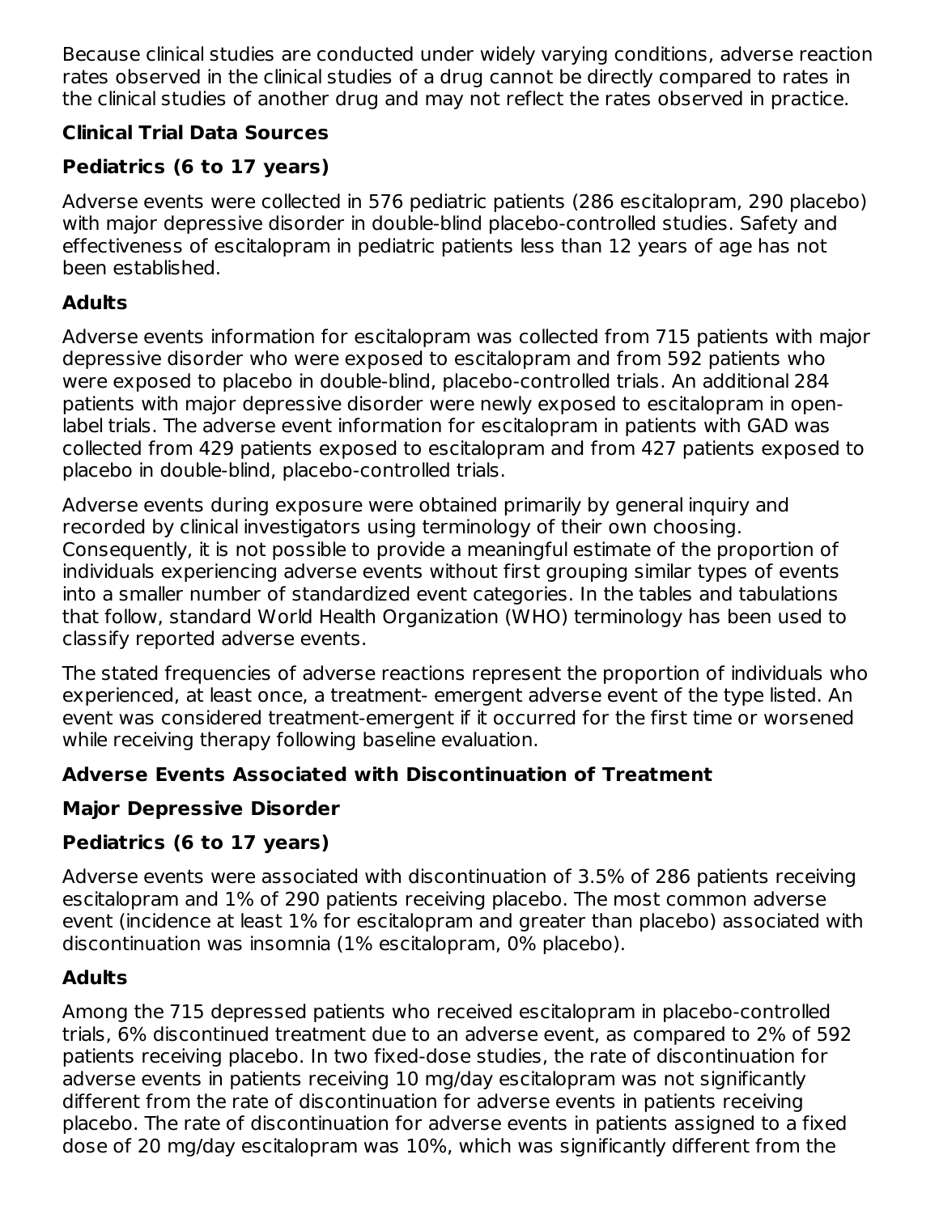Because clinical studies are conducted under widely varying conditions, adverse reaction rates observed in the clinical studies of a drug cannot be directly compared to rates in the clinical studies of another drug and may not reflect the rates observed in practice.

### Clinical Trial Data Sources

#### Pediatrics (6 to 17 years)

Adverse events were collected in 576 pediatric patients (286 escitalopram, 290 placebo) with major depressive disorder in double-blind placebo-controlled studies. Safety and effectiveness of escitalopram in pediatric patients less than 12 years of age has not been established.

#### Adults

Adverse events information for escitalopram was collected from 715 patients with major depressive disorder who were exposed to escitalopram and from 592 patients who were exposed to placebo in double-blind, placebo-controlled trials. An additional 284 patients with major depressive disorder were newly exposed to escitalopram in open-label trials. The adverse event information for escitalopram in patients with GAD was collected from 429 patients exposed to escitalopram and from 427 patients exposed to placebo in double-blind, placebo-controlled trials.

Adverse events during exposure were obtained primarily by general inquiry and recorded by clinical investigators using terminology of their own choosing. Consequently, it is not possible to provide a meaningful estimate of the proportion of individuals experiencing adverse events without first grouping similar types of events into a smaller number of standardized event categories. In the tables and tabulations that follow, standard World Health Organization (WHO) terminology has been used to classify reported adverse events.

The stated frequencies of adverse reactions represent the proportion of individuals who experienced, at least once, a treatment- emergent adverse event of the type listed. An event was considered treatment-emergent if it occurred for the first time or worsened while receiving therapy following baseline evaluation.

### Adverse Events Associated with Discontinuation of Treatment

#### Major Depressive Disorder

#### Pediatrics (6 to 17 years)

Adverse events were associated with discontinuation of 3.5% of 286 patients receiving escitalopram and 1% of 290 patients receiving placebo. The most common adverse event (incidence at least 1% for escitalopram and greater than placebo) associated with discontinuation was insomnia (1% escitalopram, 0% placebo).

#### Adults

Among the 715 depressed patients who received escitalopram in placebo-controlled trials, 6% discontinued treatment due to an adverse event, as compared to 2% of 592 patients receiving placebo. In two fixed-dose studies, the rate of discontinuation for adverse events in patients receiving 10 mg/day escitalopram was not significantly different from the rate of discontinuation for adverse events in patients receiving placebo. The rate of discontinuation for adverse events in patients assigned to a fixed dose of 20 mg/day escitalopram was 10%, which was significantly different from the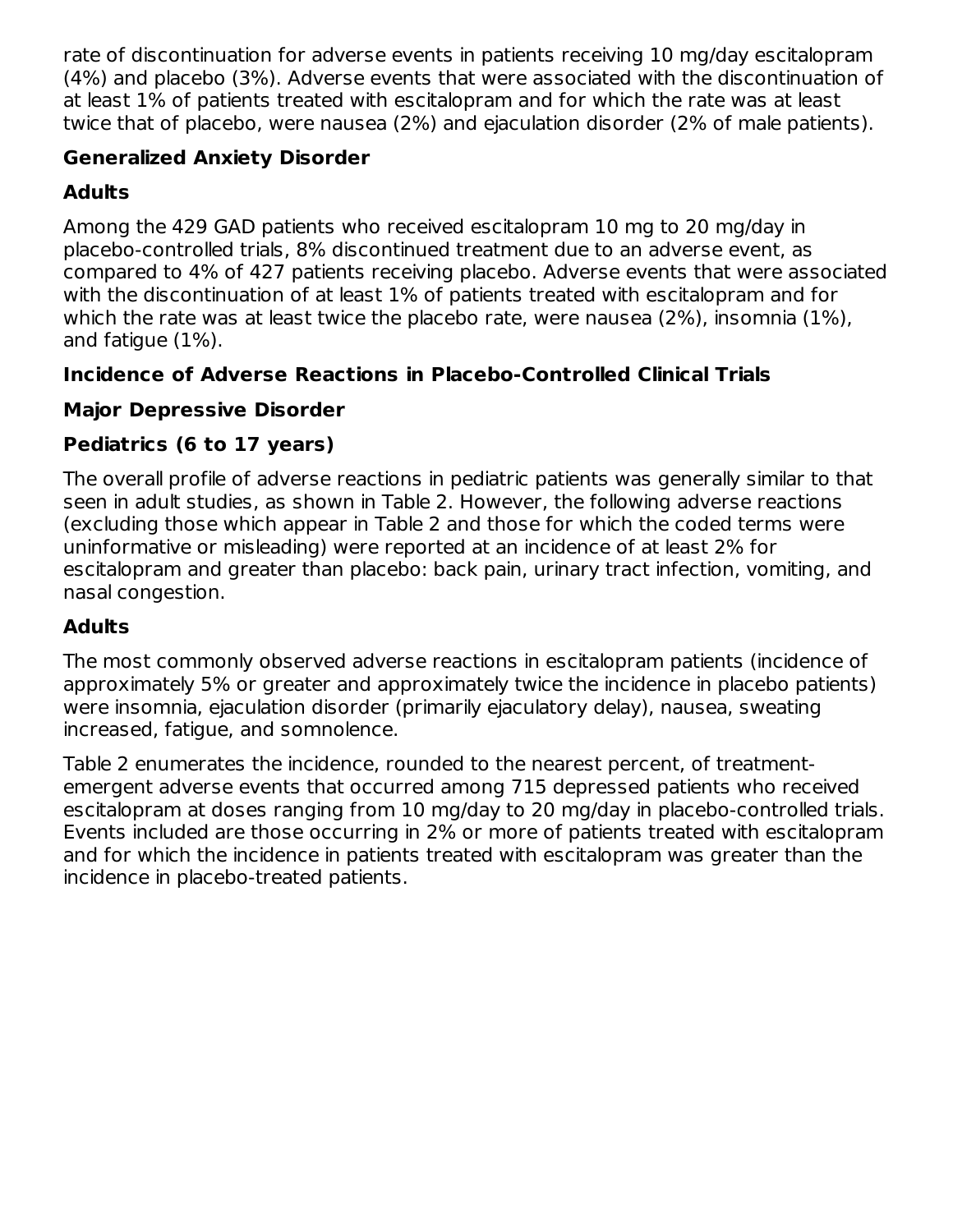rate of discontinuation for adverse events in patients receiving 10 mg/day escitalopram (4%) and placebo (3%). Adverse events that were associated with the discontinuation of at least 1% of patients treated with escitalopram and for which the rate was at least twice that of placebo, were nausea (2%) and ejaculation disorder (2% of male patients).

**Generalized Anxiety Disorder**

**Adults**

Among the 429 GAD patients who received escitalopram 10 mg to 20 mg/day in placebo-controlled trials, 8% discontinued treatment due to an adverse event, as compared to 4% of 427 patients receiving placebo. Adverse events that were associated with the discontinuation of at least 1% of patients treated with escitalopram and for which the rate was at least twice the placebo rate, were nausea (2%), insomnia (1%), and fatigue (1%).

**Incidence of Adverse Reactions in Placebo-Controlled Clinical Trials**

**Major Depressive Disorder**

**Pediatrics (6 to 17 years)**

The overall profile of adverse reactions in pediatric patients was generally similar to that seen in adult studies, as shown in Table 2. However, the following adverse reactions (excluding those which appear in Table 2 and those for which the coded terms were uninformative or misleading) were reported at an incidence of at least 2% for escitalopram and greater than placebo: back pain, urinary tract infection, vomiting, and nasal congestion.

**Adults**

The most commonly observed adverse reactions in escitalopram patients (incidence of approximately 5% or greater and approximately twice the incidence in placebo patients) were insomnia, ejaculation disorder (primarily ejaculatory delay), nausea, sweating increased, fatigue, and somnolence.

Table 2 enumerates the incidence, rounded to the nearest percent, of treatment-emergent adverse events that occurred among 715 depressed patients who received escitalopram at doses ranging from 10 mg/day to 20 mg/day in placebo-controlled trials. Events included are those occurring in 2% or more of patients treated with escitalopram and for which the incidence in patients treated with escitalopram was greater than the incidence in placebo-treated patients.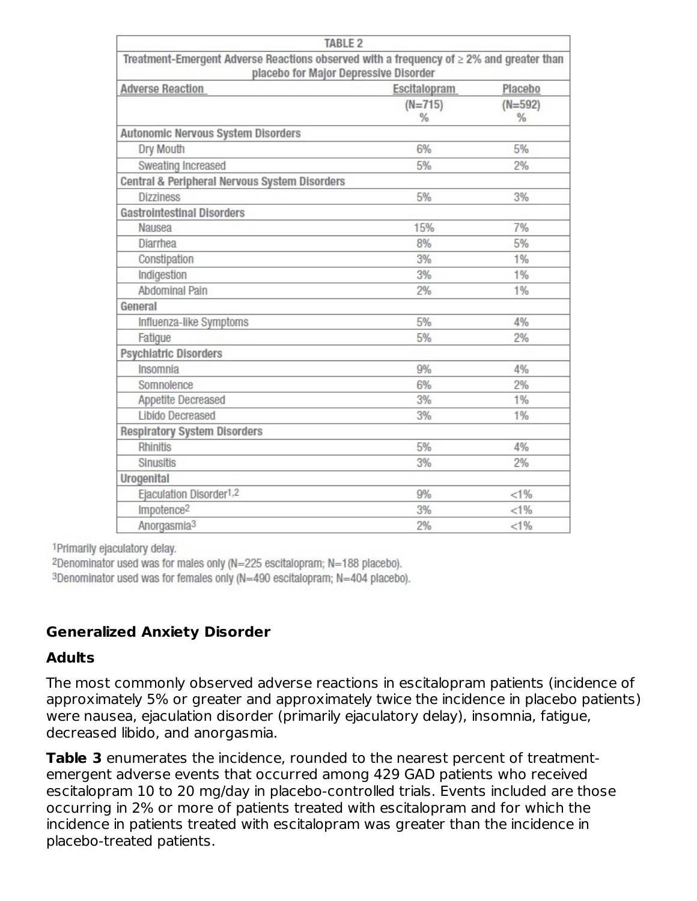| TABLE 2 | | |
|---|---|---|
| **Treatment-Emergent Adverse Reactions observed with a frequency of ≥ 2% and greater than placebo for Major Depressive Disorder** | | |
| **Adverse Reaction** | **Escitalopram** (N=715) % | **Placebo** (N=592) % |
| **Autonomic Nervous System Disorders** | | |
| Dry Mouth | 6% | 5% |
| Sweating Increased | 5% | 2% |
| **Central & Peripheral Nervous System Disorders** | | |
| Dizziness | 5% | 3% |
| **Gastrointestinal Disorders** | | |
| Nausea | 15% | 7% |
| Diarrhea | 8% | 5% |
| Constipation | 3% | 1% |
| Indigestion | 3% | 1% |
| Abdominal Pain | 2% | 1% |
| **General** | | |
| Influenza-like Symptoms | 5% | 4% |
| Fatigue | 5% | 2% |
| **Psychiatric Disorders** | | |
| Insomnia | 9% | 4% |
| Somnolence | 6% | 2% |
| Appetite Decreased | 3% | 1% |
| Libido Decreased | 3% | 1% |
| **Respiratory System Disorders** | | |
| Rhinitis | 5% | 4% |
| Sinusitis | 3% | 2% |
| **Urogenital** | | |
| Ejaculation Disorder[1,2] | 9% | <1% |
| Impotence[2] | 3% | <1% |
| Anorgasmia[3] | 2% | <1% |

[1]Primarily ejaculatory delay.
[2]Denominator used was for males only (N=225 escitalopram; N=188 placebo).
[3]Denominator used was for females only (N=490 escitalopram; N=404 placebo).

### Generalized Anxiety Disorder

#### Adults

The most commonly observed adverse reactions in escitalopram patients (incidence of approximately 5% or greater and approximately twice the incidence in placebo patients) were nausea, ejaculation disorder (primarily ejaculatory delay), insomnia, fatigue, decreased libido, and anorgasmia.

**Table 3** enumerates the incidence, rounded to the nearest percent of treatment-emergent adverse events that occurred among 429 GAD patients who received escitalopram 10 to 20 mg/day in placebo-controlled trials. Events included are those occurring in 2% or more of patients treated with escitalopram and for which the incidence in patients treated with escitalopram was greater than the incidence in placebo-treated patients.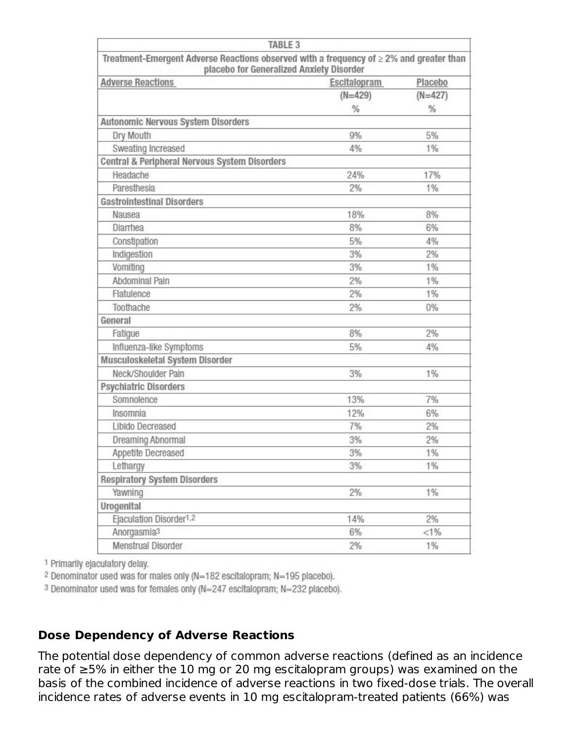| TABLE 3 | | |
|---|---|---|
| Treatment-Emergent Adverse Reactions observed with a frequency of ≥ 2% and greater than placebo for Generalized Anxiety Disorder | | |
| Adverse Reactions | Escitalopram (N=429) % | Placebo (N=427) % |
| **Autonomic Nervous System Disorders** | | |
| Dry Mouth | 9% | 5% |
| Sweating Increased | 4% | 1% |
| **Central & Peripheral Nervous System Disorders** | | |
| Headache | 24% | 17% |
| Paresthesia | 2% | 1% |
| **Gastrointestinal Disorders** | | |
| Nausea | 18% | 8% |
| Diarrhea | 8% | 6% |
| Constipation | 5% | 4% |
| Indigestion | 3% | 2% |
| Vomiting | 3% | 1% |
| Abdominal Pain | 2% | 1% |
| Flatulence | 2% | 1% |
| Toothache | 2% | 0% |
| **General** | | |
| Fatigue | 8% | 2% |
| Influenza-like Symptoms | 5% | 4% |
| **Musculoskeletal System Disorder** | | |
| Neck/Shoulder Pain | 3% | 1% |
| **Psychiatric Disorders** | | |
| Somnolence | 13% | 7% |
| Insomnia | 12% | 6% |
| Libido Decreased | 7% | 2% |
| Dreaming Abnormal | 3% | 2% |
| Appetite Decreased | 3% | 1% |
| Lethargy | 3% | 1% |
| **Respiratory System Disorders** | | |
| Yawning | 2% | 1% |
| **Urogenital** | | |
| Ejaculation Disorder[1,2] | 14% | 2% |
| Anorgasmia[3] | 6% | <1% |
| Menstrual Disorder | 2% | 1% |

[1] Primarily ejaculatory delay.

[2] Denominator used was for males only (N=182 escitalopram; N=195 placebo).

[3] Denominator used was for females only (N=247 escitalopram; N=232 placebo).

### Dose Dependency of Adverse Reactions

The potential dose dependency of common adverse reactions (defined as an incidence rate of ≥5% in either the 10 mg or 20 mg escitalopram groups) was examined on the basis of the combined incidence of adverse reactions in two fixed-dose trials. The overall incidence rates of adverse events in 10 mg escitalopram-treated patients (66%) was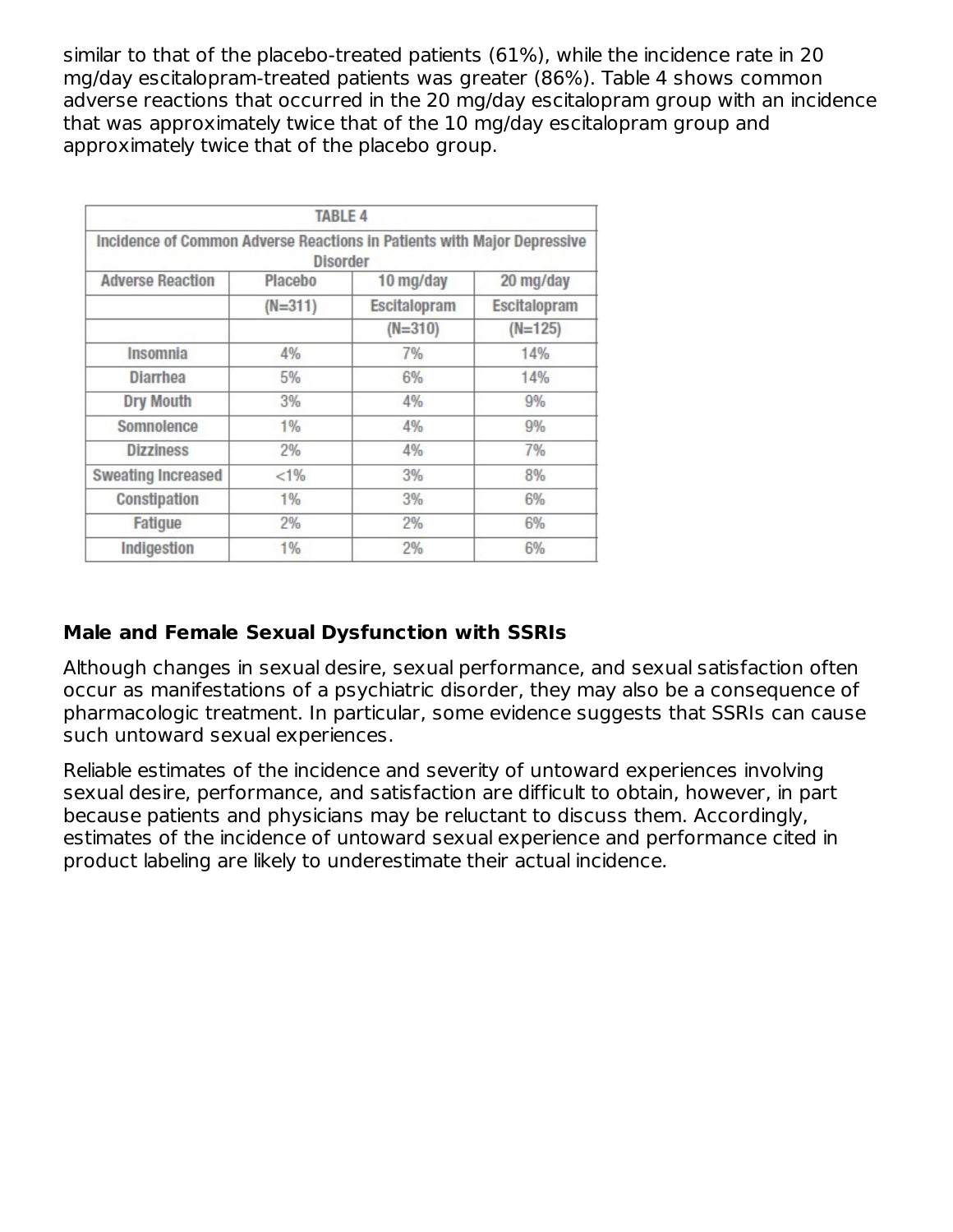similar to that of the placebo-treated patients (61%), while the incidence rate in 20 mg/day escitalopram-treated patients was greater (86%). Table 4 shows common adverse reactions that occurred in the 20 mg/day escitalopram group with an incidence that was approximately twice that of the 10 mg/day escitalopram group and approximately twice that of the placebo group.

| TABLE 4 | | | |
|---|---|---|---|
| **Incidence of Common Adverse Reactions in Patients with Major Depressive Disorder** | | | |
| Adverse Reaction | Placebo (N=311) | 10 mg/day Escitalopram (N=310) | 20 mg/day Escitalopram (N=125) |
| Insomnia | 4% | 7% | 14% |
| Diarrhea | 5% | 6% | 14% |
| Dry Mouth | 3% | 4% | 9% |
| Somnolence | 1% | 4% | 9% |
| Dizziness | 2% | 4% | 7% |
| Sweating Increased | <1% | 3% | 8% |
| Constipation | 1% | 3% | 6% |
| Fatigue | 2% | 2% | 6% |
| Indigestion | 1% | 2% | 6% |

**Male and Female Sexual Dysfunction with SSRIs**

Although changes in sexual desire, sexual performance, and sexual satisfaction often occur as manifestations of a psychiatric disorder, they may also be a consequence of pharmacologic treatment. In particular, some evidence suggests that SSRIs can cause such untoward sexual experiences.

Reliable estimates of the incidence and severity of untoward experiences involving sexual desire, performance, and satisfaction are difficult to obtain, however, in part because patients and physicians may be reluctant to discuss them. Accordingly, estimates of the incidence of untoward sexual experience and performance cited in product labeling are likely to underestimate their actual incidence.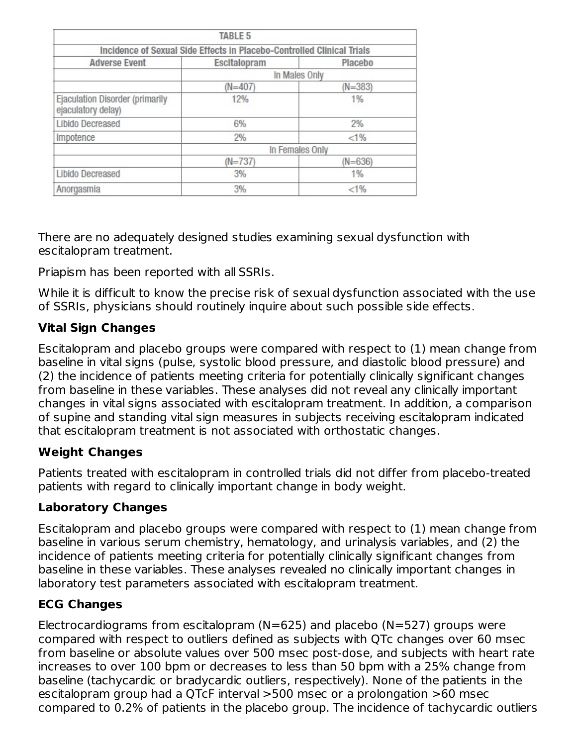| TABLE 5 | | |
|---|---|---|
| **Incidence of Sexual Side Effects in Placebo-Controlled Clinical Trials** | | |
| **Adverse Event** | **Escitalopram** | **Placebo** |
| | In Males Only | |
| | (N=407) | (N=383) |
| Ejaculation Disorder (primarily ejaculatory delay) | 12% | 1% |
| Libido Decreased | 6% | 2% |
| Impotence | 2% | <1% |
| | In Females Only | |
| | (N=737) | (N=636) |
| Libido Decreased | 3% | 1% |
| Anorgasmia | 3% | <1% |

There are no adequately designed studies examining sexual dysfunction with escitalopram treatment.

Priapism has been reported with all SSRIs.

While it is difficult to know the precise risk of sexual dysfunction associated with the use of SSRIs, physicians should routinely inquire about such possible side effects.

**Vital Sign Changes**

Escitalopram and placebo groups were compared with respect to (1) mean change from baseline in vital signs (pulse, systolic blood pressure, and diastolic blood pressure) and (2) the incidence of patients meeting criteria for potentially clinically significant changes from baseline in these variables. These analyses did not reveal any clinically important changes in vital signs associated with escitalopram treatment. In addition, a comparison of supine and standing vital sign measures in subjects receiving escitalopram indicated that escitalopram treatment is not associated with orthostatic changes.

**Weight Changes**

Patients treated with escitalopram in controlled trials did not differ from placebo-treated patients with regard to clinically important change in body weight.

**Laboratory Changes**

Escitalopram and placebo groups were compared with respect to (1) mean change from baseline in various serum chemistry, hematology, and urinalysis variables, and (2) the incidence of patients meeting criteria for potentially clinically significant changes from baseline in these variables. These analyses revealed no clinically important changes in laboratory test parameters associated with escitalopram treatment.

**ECG Changes**

Electrocardiograms from escitalopram (N=625) and placebo (N=527) groups were compared with respect to outliers defined as subjects with QTc changes over 60 msec from baseline or absolute values over 500 msec post-dose, and subjects with heart rate increases to over 100 bpm or decreases to less than 50 bpm with a 25% change from baseline (tachycardic or bradycardic outliers, respectively). None of the patients in the escitalopram group had a QTcF interval >500 msec or a prolongation >60 msec compared to 0.2% of patients in the placebo group. The incidence of tachycardic outliers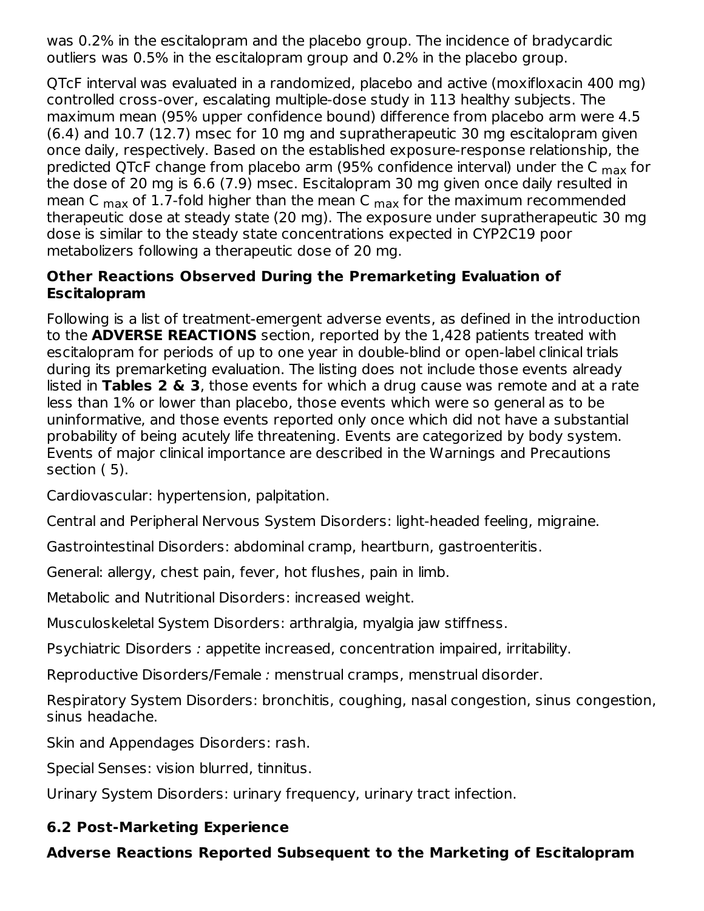was 0.2% in the escitalopram and the placebo group. The incidence of bradycardic outliers was 0.5% in the escitalopram group and 0.2% in the placebo group.

QTcF interval was evaluated in a randomized, placebo and active (moxifloxacin 400 mg) controlled cross-over, escalating multiple-dose study in 113 healthy subjects. The maximum mean (95% upper confidence bound) difference from placebo arm were 4.5 (6.4) and 10.7 (12.7) msec for 10 mg and supratherapeutic 30 mg escitalopram given once daily, respectively. Based on the established exposure-response relationship, the predicted QTcF change from placebo arm (95% confidence interval) under the $C_{max}$ for the dose of 20 mg is 6.6 (7.9) msec. Escitalopram 30 mg given once daily resulted in mean $C_{max}$ of 1.7-fold higher than the mean $C_{max}$ for the maximum recommended therapeutic dose at steady state (20 mg). The exposure under supratherapeutic 30 mg dose is similar to the steady state concentrations expected in CYP2C19 poor metabolizers following a therapeutic dose of 20 mg.

**Other Reactions Observed During the Premarketing Evaluation of Escitalopram**

Following is a list of treatment-emergent adverse events, as defined in the introduction to the **ADVERSE REACTIONS** section, reported by the 1,428 patients treated with escitalopram for periods of up to one year in double-blind or open-label clinical trials during its premarketing evaluation. The listing does not include those events already listed in **Tables 2 & 3**, those events for which a drug cause was remote and at a rate less than 1% or lower than placebo, those events which were so general as to be uninformative, and those events reported only once which did not have a substantial probability of being acutely life threatening. Events are categorized by body system. Events of major clinical importance are described in the Warnings and Precautions section ( 5).

Cardiovascular: hypertension, palpitation.

Central and Peripheral Nervous System Disorders: light-headed feeling, migraine.

Gastrointestinal Disorders: abdominal cramp, heartburn, gastroenteritis.

General: allergy, chest pain, fever, hot flushes, pain in limb.

Metabolic and Nutritional Disorders: increased weight.

Musculoskeletal System Disorders: arthralgia, myalgia jaw stiffness.

Psychiatric Disorders *:* appetite increased, concentration impaired, irritability.

Reproductive Disorders/Female *:* menstrual cramps, menstrual disorder.

Respiratory System Disorders: bronchitis, coughing, nasal congestion, sinus congestion, sinus headache.

Skin and Appendages Disorders: rash.

Special Senses: vision blurred, tinnitus.

Urinary System Disorders: urinary frequency, urinary tract infection.

## 6.2 Post-Marketing Experience

**Adverse Reactions Reported Subsequent to the Marketing of Escitalopram**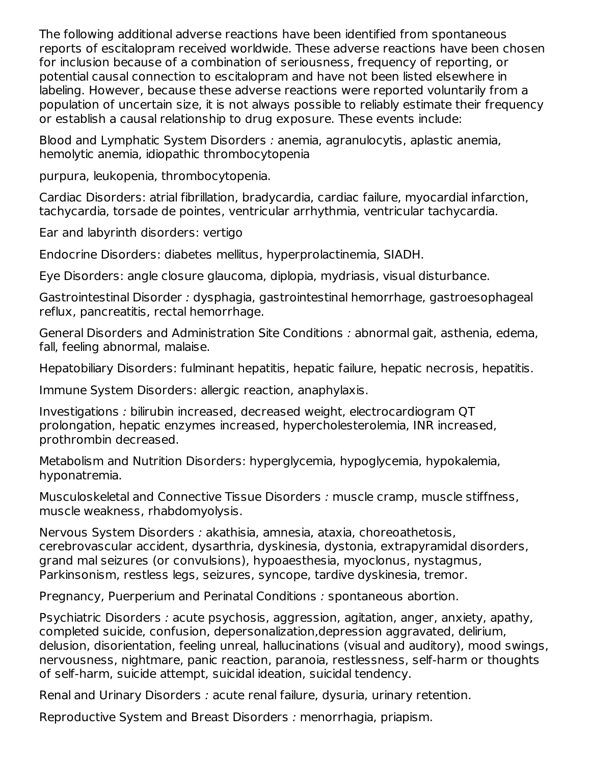The following additional adverse reactions have been identified from spontaneous reports of escitalopram received worldwide. These adverse reactions have been chosen for inclusion because of a combination of seriousness, frequency of reporting, or potential causal connection to escitalopram and have not been listed elsewhere in labeling. However, because these adverse reactions were reported voluntarily from a population of uncertain size, it is not always possible to reliably estimate their frequency or establish a causal relationship to drug exposure. These events include:

Blood and Lymphatic System Disorders *:* anemia, agranulocytis, aplastic anemia, hemolytic anemia, idiopathic thrombocytopenia

purpura, leukopenia, thrombocytopenia.

Cardiac Disorders: atrial fibrillation, bradycardia, cardiac failure, myocardial infarction, tachycardia, torsade de pointes, ventricular arrhythmia, ventricular tachycardia.

Ear and labyrinth disorders: vertigo

Endocrine Disorders: diabetes mellitus, hyperprolactinemia, SIADH.

Eye Disorders: angle closure glaucoma, diplopia, mydriasis, visual disturbance.

Gastrointestinal Disorder *:* dysphagia, gastrointestinal hemorrhage, gastroesophageal reflux, pancreatitis, rectal hemorrhage.

General Disorders and Administration Site Conditions *:* abnormal gait, asthenia, edema, fall, feeling abnormal, malaise.

Hepatobiliary Disorders: fulminant hepatitis, hepatic failure, hepatic necrosis, hepatitis.

Immune System Disorders: allergic reaction, anaphylaxis.

Investigations *:* bilirubin increased, decreased weight, electrocardiogram QT prolongation, hepatic enzymes increased, hypercholesterolemia, INR increased, prothrombin decreased.

Metabolism and Nutrition Disorders: hyperglycemia, hypoglycemia, hypokalemia, hyponatremia.

Musculoskeletal and Connective Tissue Disorders *:* muscle cramp, muscle stiffness, muscle weakness, rhabdomyolysis.

Nervous System Disorders *:* akathisia, amnesia, ataxia, choreoathetosis, cerebrovascular accident, dysarthria, dyskinesia, dystonia, extrapyramidal disorders, grand mal seizures (or convulsions), hypoaesthesia, myoclonus, nystagmus, Parkinsonism, restless legs, seizures, syncope, tardive dyskinesia, tremor.

Pregnancy, Puerperium and Perinatal Conditions *:* spontaneous abortion.

Psychiatric Disorders *:* acute psychosis, aggression, agitation, anger, anxiety, apathy, completed suicide, confusion, depersonalization,depression aggravated, delirium, delusion, disorientation, feeling unreal, hallucinations (visual and auditory), mood swings, nervousness, nightmare, panic reaction, paranoia, restlessness, self-harm or thoughts of self-harm, suicide attempt, suicidal ideation, suicidal tendency.

Renal and Urinary Disorders *:* acute renal failure, dysuria, urinary retention.

Reproductive System and Breast Disorders *:* menorrhagia, priapism.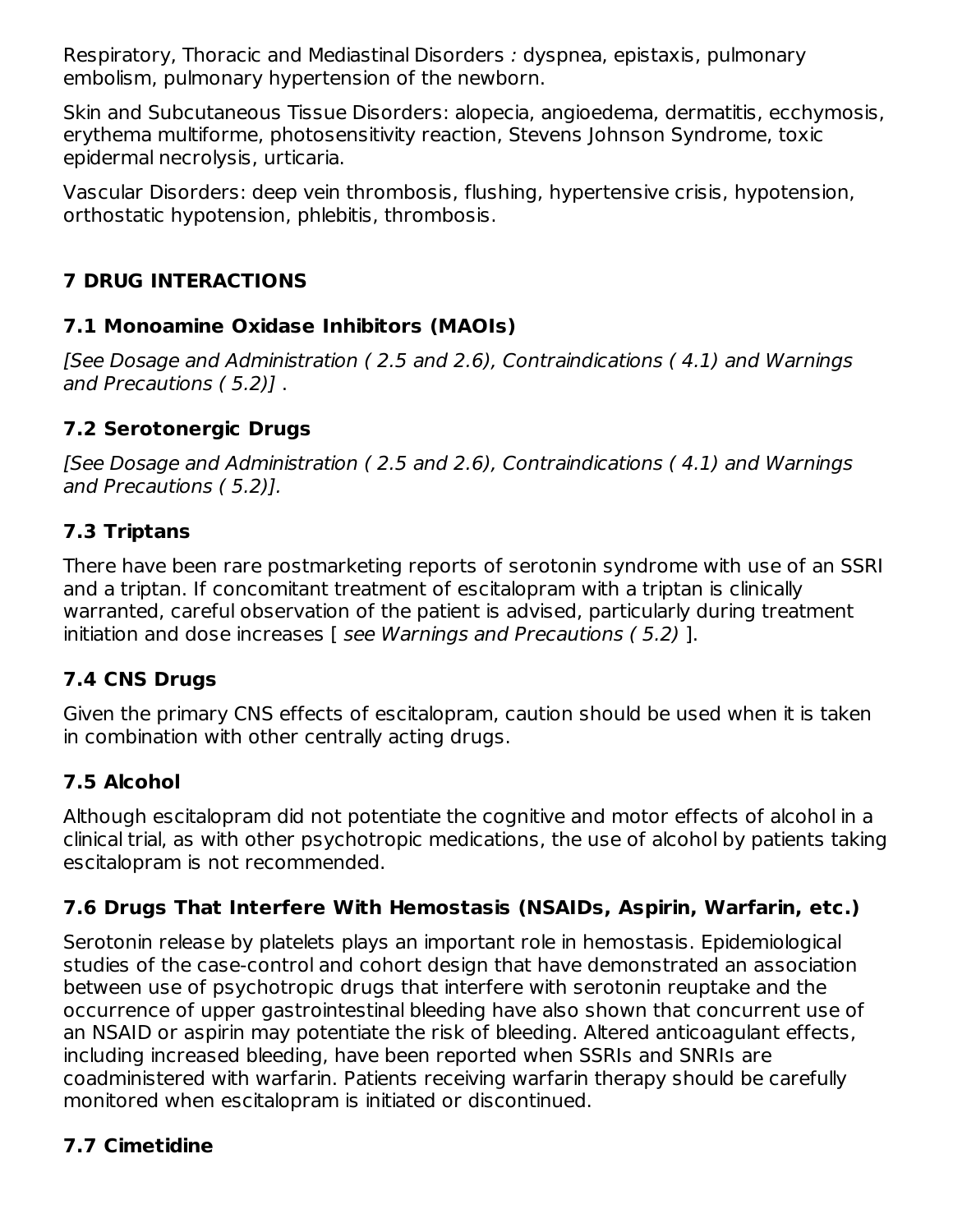Respiratory, Thoracic and Mediastinal Disorders : dyspnea, epistaxis, pulmonary embolism, pulmonary hypertension of the newborn.

Skin and Subcutaneous Tissue Disorders: alopecia, angioedema, dermatitis, ecchymosis, erythema multiforme, photosensitivity reaction, Stevens Johnson Syndrome, toxic epidermal necrolysis, urticaria.

Vascular Disorders: deep vein thrombosis, flushing, hypertensive crisis, hypotension, orthostatic hypotension, phlebitis, thrombosis.

## 7 DRUG INTERACTIONS

### 7.1 Monoamine Oxidase Inhibitors (MAOIs)

*[See Dosage and Administration ( 2.5 and 2.6), Contraindications ( 4.1) and Warnings and Precautions ( 5.2)]* .

### 7.2 Serotonergic Drugs

*[See Dosage and Administration ( 2.5 and 2.6), Contraindications ( 4.1) and Warnings and Precautions ( 5.2)].*

### 7.3 Triptans

There have been rare postmarketing reports of serotonin syndrome with use of an SSRI and a triptan. If concomitant treatment of escitalopram with a triptan is clinically warranted, careful observation of the patient is advised, particularly during treatment initiation and dose increases [ *see Warnings and Precautions ( 5.2)* ].

### 7.4 CNS Drugs

Given the primary CNS effects of escitalopram, caution should be used when it is taken in combination with other centrally acting drugs.

### 7.5 Alcohol

Although escitalopram did not potentiate the cognitive and motor effects of alcohol in a clinical trial, as with other psychotropic medications, the use of alcohol by patients taking escitalopram is not recommended.

### 7.6 Drugs That Interfere With Hemostasis (NSAIDs, Aspirin, Warfarin, etc.)

Serotonin release by platelets plays an important role in hemostasis. Epidemiological studies of the case-control and cohort design that have demonstrated an association between use of psychotropic drugs that interfere with serotonin reuptake and the occurrence of upper gastrointestinal bleeding have also shown that concurrent use of an NSAID or aspirin may potentiate the risk of bleeding. Altered anticoagulant effects, including increased bleeding, have been reported when SSRIs and SNRIs are coadministered with warfarin. Patients receiving warfarin therapy should be carefully monitored when escitalopram is initiated or discontinued.

### 7.7 Cimetidine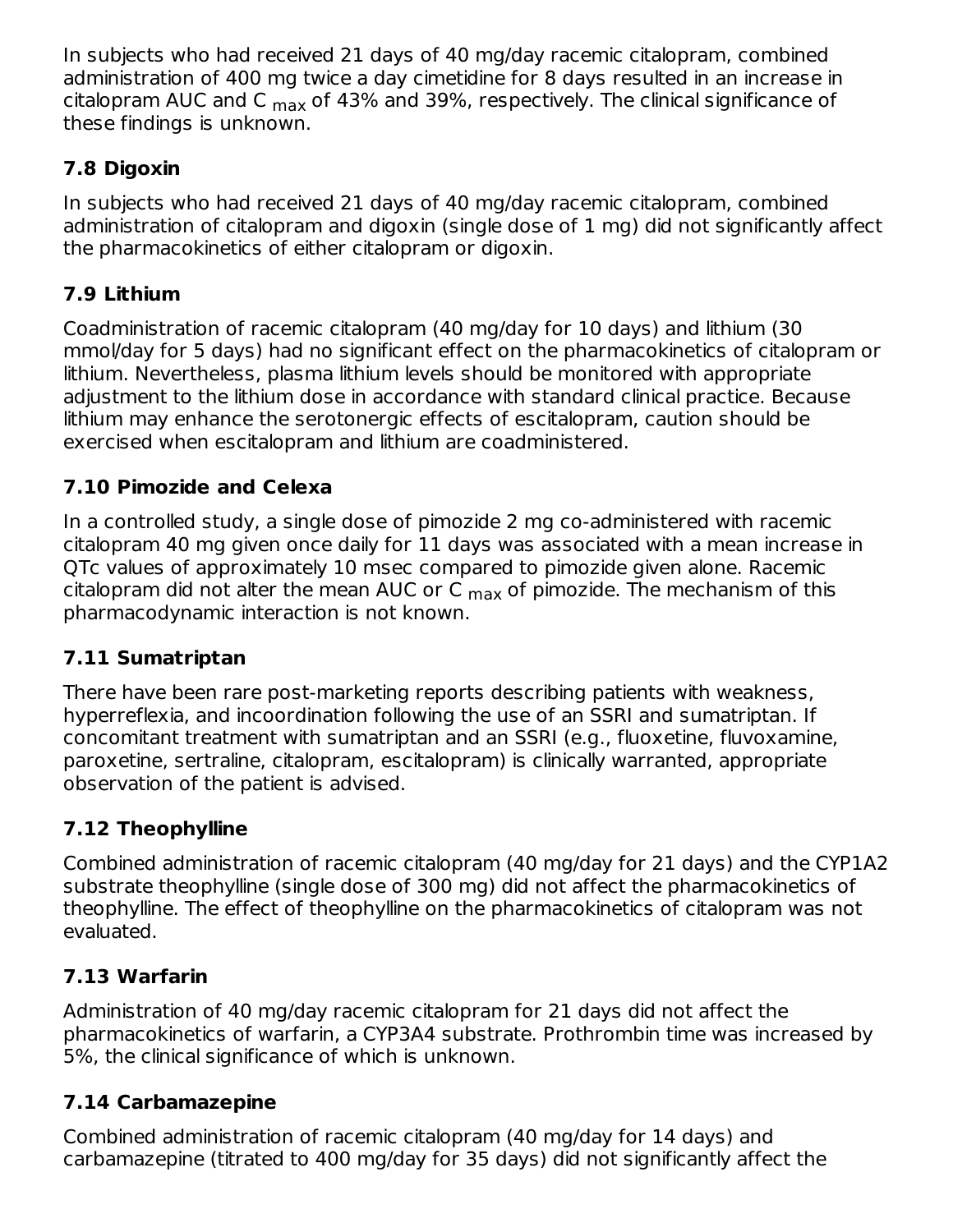In subjects who had received 21 days of 40 mg/day racemic citalopram, combined administration of 400 mg twice a day cimetidine for 8 days resulted in an increase in citalopram AUC and $C_{max}$ of 43% and 39%, respectively. The clinical significance of these findings is unknown.

### 7.8 Digoxin

In subjects who had received 21 days of 40 mg/day racemic citalopram, combined administration of citalopram and digoxin (single dose of 1 mg) did not significantly affect the pharmacokinetics of either citalopram or digoxin.

### 7.9 Lithium

Coadministration of racemic citalopram (40 mg/day for 10 days) and lithium (30 mmol/day for 5 days) had no significant effect on the pharmacokinetics of citalopram or lithium. Nevertheless, plasma lithium levels should be monitored with appropriate adjustment to the lithium dose in accordance with standard clinical practice. Because lithium may enhance the serotonergic effects of escitalopram, caution should be exercised when escitalopram and lithium are coadministered.

### 7.10 Pimozide and Celexa

In a controlled study, a single dose of pimozide 2 mg co-administered with racemic citalopram 40 mg given once daily for 11 days was associated with a mean increase in QTc values of approximately 10 msec compared to pimozide given alone. Racemic citalopram did not alter the mean AUC or $C_{max}$ of pimozide. The mechanism of this pharmacodynamic interaction is not known.

### 7.11 Sumatriptan

There have been rare post-marketing reports describing patients with weakness, hyperreflexia, and incoordination following the use of an SSRI and sumatriptan. If concomitant treatment with sumatriptan and an SSRI (e.g., fluoxetine, fluvoxamine, paroxetine, sertraline, citalopram, escitalopram) is clinically warranted, appropriate observation of the patient is advised.

### 7.12 Theophylline

Combined administration of racemic citalopram (40 mg/day for 21 days) and the CYP1A2 substrate theophylline (single dose of 300 mg) did not affect the pharmacokinetics of theophylline. The effect of theophylline on the pharmacokinetics of citalopram was not evaluated.

### 7.13 Warfarin

Administration of 40 mg/day racemic citalopram for 21 days did not affect the pharmacokinetics of warfarin, a CYP3A4 substrate. Prothrombin time was increased by 5%, the clinical significance of which is unknown.

### 7.14 Carbamazepine

Combined administration of racemic citalopram (40 mg/day for 14 days) and carbamazepine (titrated to 400 mg/day for 35 days) did not significantly affect the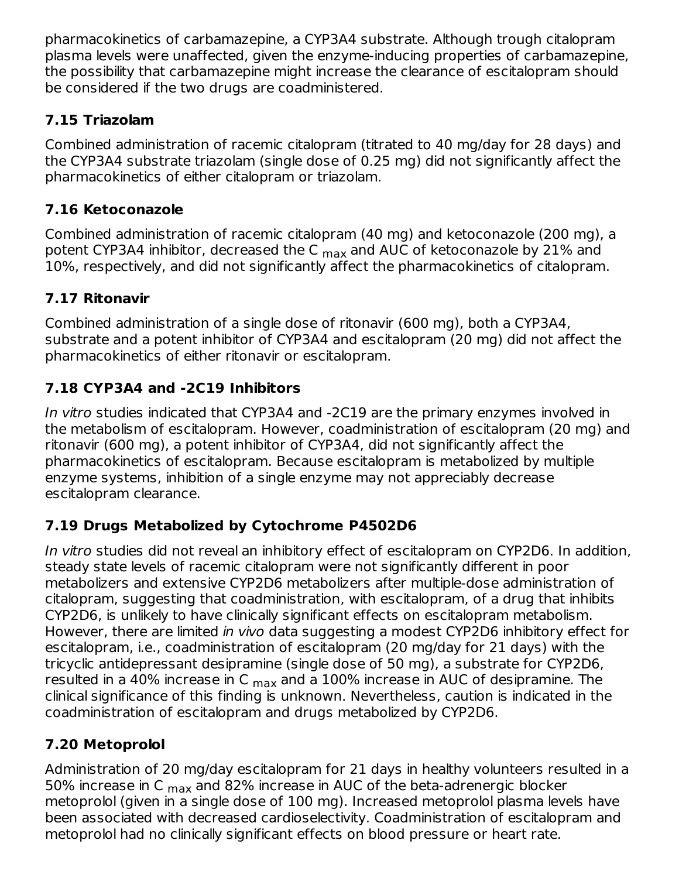pharmacokinetics of carbamazepine, a CYP3A4 substrate. Although trough citalopram plasma levels were unaffected, given the enzyme-inducing properties of carbamazepine, the possibility that carbamazepine might increase the clearance of escitalopram should be considered if the two drugs are coadministered.

### 7.15 Triazolam

Combined administration of racemic citalopram (titrated to 40 mg/day for 28 days) and the CYP3A4 substrate triazolam (single dose of 0.25 mg) did not significantly affect the pharmacokinetics of either citalopram or triazolam.

### 7.16 Ketoconazole

Combined administration of racemic citalopram (40 mg) and ketoconazole (200 mg), a potent CYP3A4 inhibitor, decreased the $C_{max}$ and AUC of ketoconazole by 21% and 10%, respectively, and did not significantly affect the pharmacokinetics of citalopram.

### 7.17 Ritonavir

Combined administration of a single dose of ritonavir (600 mg), both a CYP3A4, substrate and a potent inhibitor of CYP3A4 and escitalopram (20 mg) did not affect the pharmacokinetics of either ritonavir or escitalopram.

### 7.18 CYP3A4 and -2C19 Inhibitors

*In vitro* studies indicated that CYP3A4 and -2C19 are the primary enzymes involved in the metabolism of escitalopram. However, coadministration of escitalopram (20 mg) and ritonavir (600 mg), a potent inhibitor of CYP3A4, did not significantly affect the pharmacokinetics of escitalopram. Because escitalopram is metabolized by multiple enzyme systems, inhibition of a single enzyme may not appreciably decrease escitalopram clearance.

### 7.19 Drugs Metabolized by Cytochrome P4502D6

*In vitro* studies did not reveal an inhibitory effect of escitalopram on CYP2D6. In addition, steady state levels of racemic citalopram were not significantly different in poor metabolizers and extensive CYP2D6 metabolizers after multiple-dose administration of citalopram, suggesting that coadministration, with escitalopram, of a drug that inhibits CYP2D6, is unlikely to have clinically significant effects on escitalopram metabolism. However, there are limited *in vivo* data suggesting a modest CYP2D6 inhibitory effect for escitalopram, i.e., coadministration of escitalopram (20 mg/day for 21 days) with the tricyclic antidepressant desipramine (single dose of 50 mg), a substrate for CYP2D6, resulted in a 40% increase in $C_{max}$ and a 100% increase in AUC of desipramine. The clinical significance of this finding is unknown. Nevertheless, caution is indicated in the coadministration of escitalopram and drugs metabolized by CYP2D6.

### 7.20 Metoprolol

Administration of 20 mg/day escitalopram for 21 days in healthy volunteers resulted in a 50% increase in $C_{max}$ and 82% increase in AUC of the beta-adrenergic blocker metoprolol (given in a single dose of 100 mg). Increased metoprolol plasma levels have been associated with decreased cardioselectivity. Coadministration of escitalopram and metoprolol had no clinically significant effects on blood pressure or heart rate.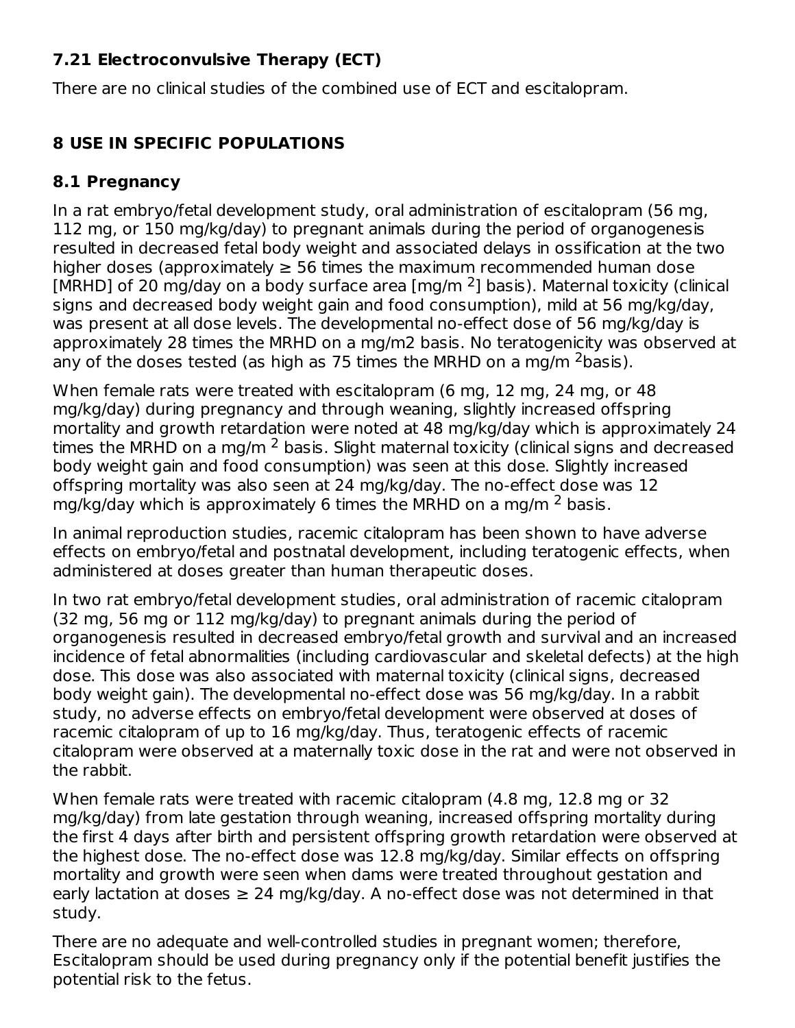### 7.21 Electroconvulsive Therapy (ECT)

There are no clinical studies of the combined use of ECT and escitalopram.

## 8 USE IN SPECIFIC POPULATIONS

### 8.1 Pregnancy

In a rat embryo/fetal development study, oral administration of escitalopram (56 mg, 112 mg, or 150 mg/kg/day) to pregnant animals during the period of organogenesis resulted in decreased fetal body weight and associated delays in ossification at the two higher doses (approximately ≥ 56 times the maximum recommended human dose [MRHD] of 20 mg/day on a body surface area [mg/m $^2$] basis). Maternal toxicity (clinical signs and decreased body weight gain and food consumption), mild at 56 mg/kg/day, was present at all dose levels. The developmental no-effect dose of 56 mg/kg/day is approximately 28 times the MRHD on a mg/m2 basis. No teratogenicity was observed at any of the doses tested (as high as 75 times the MRHD on a mg/m $^2$basis).

When female rats were treated with escitalopram (6 mg, 12 mg, 24 mg, or 48 mg/kg/day) during pregnancy and through weaning, slightly increased offspring mortality and growth retardation were noted at 48 mg/kg/day which is approximately 24 times the MRHD on a mg/m $^2$ basis. Slight maternal toxicity (clinical signs and decreased body weight gain and food consumption) was seen at this dose. Slightly increased offspring mortality was also seen at 24 mg/kg/day. The no-effect dose was 12 mg/kg/day which is approximately 6 times the MRHD on a mg/m $^2$ basis.

In animal reproduction studies, racemic citalopram has been shown to have adverse effects on embryo/fetal and postnatal development, including teratogenic effects, when administered at doses greater than human therapeutic doses.

In two rat embryo/fetal development studies, oral administration of racemic citalopram (32 mg, 56 mg or 112 mg/kg/day) to pregnant animals during the period of organogenesis resulted in decreased embryo/fetal growth and survival and an increased incidence of fetal abnormalities (including cardiovascular and skeletal defects) at the high dose. This dose was also associated with maternal toxicity (clinical signs, decreased body weight gain). The developmental no-effect dose was 56 mg/kg/day. In a rabbit study, no adverse effects on embryo/fetal development were observed at doses of racemic citalopram of up to 16 mg/kg/day. Thus, teratogenic effects of racemic citalopram were observed at a maternally toxic dose in the rat and were not observed in the rabbit.

When female rats were treated with racemic citalopram (4.8 mg, 12.8 mg or 32 mg/kg/day) from late gestation through weaning, increased offspring mortality during the first 4 days after birth and persistent offspring growth retardation were observed at the highest dose. The no-effect dose was 12.8 mg/kg/day. Similar effects on offspring mortality and growth were seen when dams were treated throughout gestation and early lactation at doses ≥ 24 mg/kg/day. A no-effect dose was not determined in that study.

There are no adequate and well-controlled studies in pregnant women; therefore, Escitalopram should be used during pregnancy only if the potential benefit justifies the potential risk to the fetus.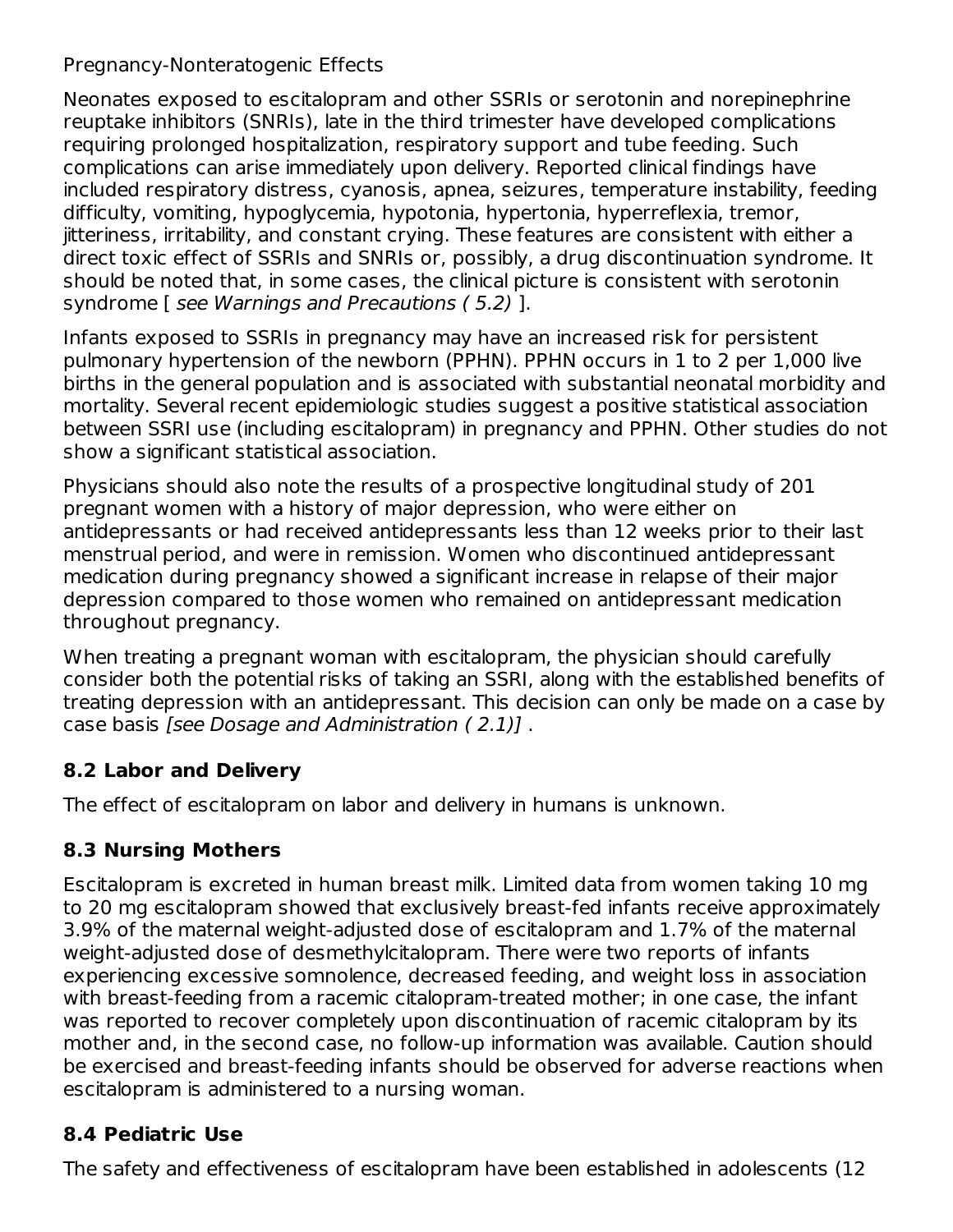Pregnancy-Nonteratogenic Effects

Neonates exposed to escitalopram and other SSRIs or serotonin and norepinephrine reuptake inhibitors (SNRIs), late in the third trimester have developed complications requiring prolonged hospitalization, respiratory support and tube feeding. Such complications can arise immediately upon delivery. Reported clinical findings have included respiratory distress, cyanosis, apnea, seizures, temperature instability, feeding difficulty, vomiting, hypoglycemia, hypotonia, hypertonia, hyperreflexia, tremor, jitteriness, irritability, and constant crying. These features are consistent with either a direct toxic effect of SSRIs and SNRIs or, possibly, a drug discontinuation syndrome. It should be noted that, in some cases, the clinical picture is consistent with serotonin syndrome [ *see Warnings and Precautions ( 5.2)* ].

Infants exposed to SSRIs in pregnancy may have an increased risk for persistent pulmonary hypertension of the newborn (PPHN). PPHN occurs in 1 to 2 per 1,000 live births in the general population and is associated with substantial neonatal morbidity and mortality. Several recent epidemiologic studies suggest a positive statistical association between SSRI use (including escitalopram) in pregnancy and PPHN. Other studies do not show a significant statistical association.

Physicians should also note the results of a prospective longitudinal study of 201 pregnant women with a history of major depression, who were either on antidepressants or had received antidepressants less than 12 weeks prior to their last menstrual period, and were in remission. Women who discontinued antidepressant medication during pregnancy showed a significant increase in relapse of their major depression compared to those women who remained on antidepressant medication throughout pregnancy.

When treating a pregnant woman with escitalopram, the physician should carefully consider both the potential risks of taking an SSRI, along with the established benefits of treating depression with an antidepressant. This decision can only be made on a case by case basis *[see Dosage and Administration ( 2.1)]* .

## 8.2 Labor and Delivery

The effect of escitalopram on labor and delivery in humans is unknown.

## 8.3 Nursing Mothers

Escitalopram is excreted in human breast milk. Limited data from women taking 10 mg to 20 mg escitalopram showed that exclusively breast-fed infants receive approximately 3.9% of the maternal weight-adjusted dose of escitalopram and 1.7% of the maternal weight-adjusted dose of desmethylcitalopram. There were two reports of infants experiencing excessive somnolence, decreased feeding, and weight loss in association with breast-feeding from a racemic citalopram-treated mother; in one case, the infant was reported to recover completely upon discontinuation of racemic citalopram by its mother and, in the second case, no follow-up information was available. Caution should be exercised and breast-feeding infants should be observed for adverse reactions when escitalopram is administered to a nursing woman.

## 8.4 Pediatric Use

The safety and effectiveness of escitalopram have been established in adolescents (12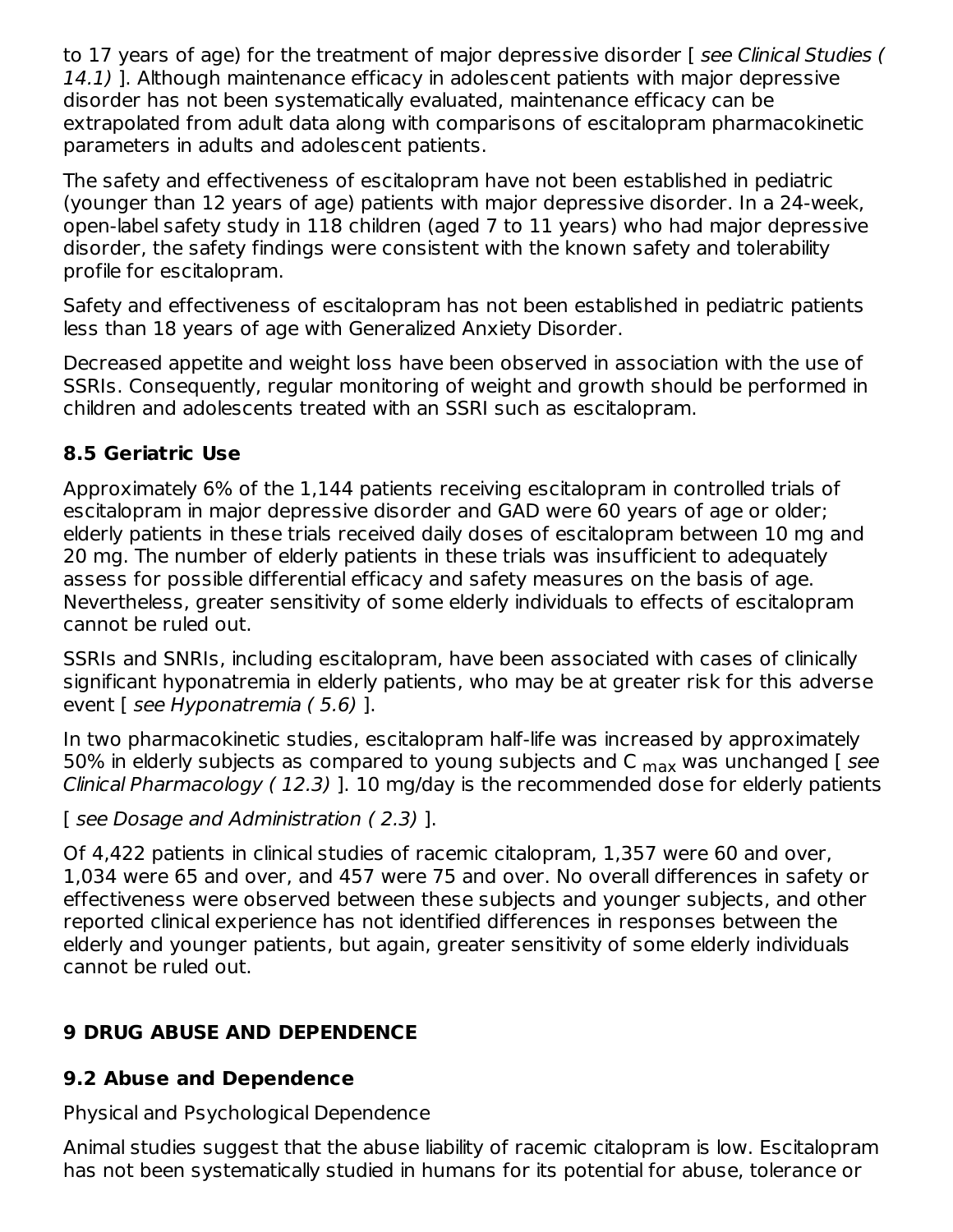to 17 years of age) for the treatment of major depressive disorder [ *see Clinical Studies ( 14.1)* ]. Although maintenance efficacy in adolescent patients with major depressive disorder has not been systematically evaluated, maintenance efficacy can be extrapolated from adult data along with comparisons of escitalopram pharmacokinetic parameters in adults and adolescent patients.

The safety and effectiveness of escitalopram have not been established in pediatric (younger than 12 years of age) patients with major depressive disorder. In a 24-week, open-label safety study in 118 children (aged 7 to 11 years) who had major depressive disorder, the safety findings were consistent with the known safety and tolerability profile for escitalopram.

Safety and effectiveness of escitalopram has not been established in pediatric patients less than 18 years of age with Generalized Anxiety Disorder.

Decreased appetite and weight loss have been observed in association with the use of SSRIs. Consequently, regular monitoring of weight and growth should be performed in children and adolescents treated with an SSRI such as escitalopram.

### 8.5 Geriatric Use

Approximately 6% of the 1,144 patients receiving escitalopram in controlled trials of escitalopram in major depressive disorder and GAD were 60 years of age or older; elderly patients in these trials received daily doses of escitalopram between 10 mg and 20 mg. The number of elderly patients in these trials was insufficient to adequately assess for possible differential efficacy and safety measures on the basis of age. Nevertheless, greater sensitivity of some elderly individuals to effects of escitalopram cannot be ruled out.

SSRIs and SNRIs, including escitalopram, have been associated with cases of clinically significant hyponatremia in elderly patients, who may be at greater risk for this adverse event [ *see Hyponatremia ( 5.6)* ].

In two pharmacokinetic studies, escitalopram half-life was increased by approximately 50% in elderly subjects as compared to young subjects and $C_{max}$ was unchanged [ *see Clinical Pharmacology ( 12.3)* ]. 10 mg/day is the recommended dose for elderly patients

[ *see Dosage and Administration ( 2.3)* ].

Of 4,422 patients in clinical studies of racemic citalopram, 1,357 were 60 and over, 1,034 were 65 and over, and 457 were 75 and over. No overall differences in safety or effectiveness were observed between these subjects and younger subjects, and other reported clinical experience has not identified differences in responses between the elderly and younger patients, but again, greater sensitivity of some elderly individuals cannot be ruled out.

## 9 DRUG ABUSE AND DEPENDENCE

### 9.2 Abuse and Dependence

Physical and Psychological Dependence

Animal studies suggest that the abuse liability of racemic citalopram is low. Escitalopram has not been systematically studied in humans for its potential for abuse, tolerance or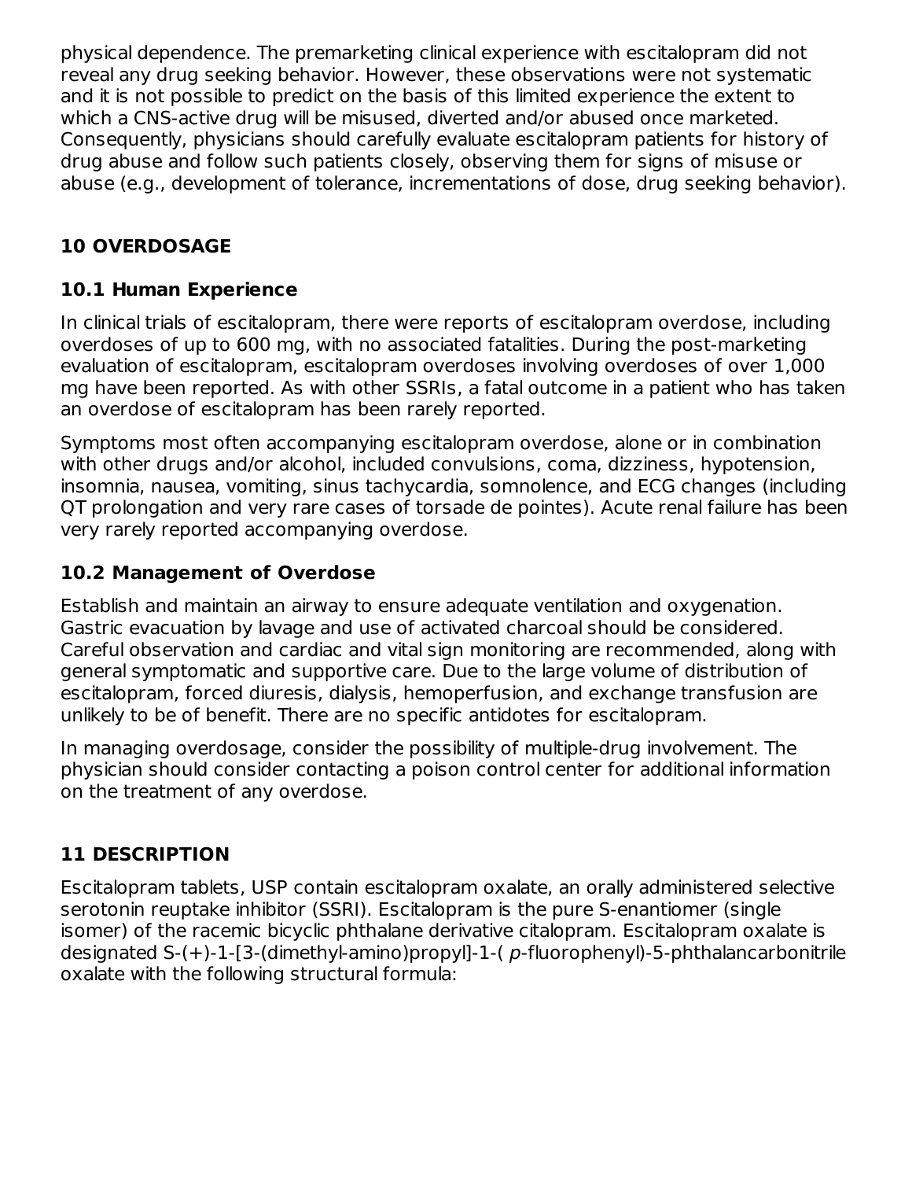physical dependence. The premarketing clinical experience with escitalopram did not reveal any drug seeking behavior. However, these observations were not systematic and it is not possible to predict on the basis of this limited experience the extent to which a CNS-active drug will be misused, diverted and/or abused once marketed. Consequently, physicians should carefully evaluate escitalopram patients for history of drug abuse and follow such patients closely, observing them for signs of misuse or abuse (e.g., development of tolerance, incrementations of dose, drug seeking behavior).

## 10 OVERDOSAGE

### 10.1 Human Experience

In clinical trials of escitalopram, there were reports of escitalopram overdose, including overdoses of up to 600 mg, with no associated fatalities. During the post-marketing evaluation of escitalopram, escitalopram overdoses involving overdoses of over 1,000 mg have been reported. As with other SSRIs, a fatal outcome in a patient who has taken an overdose of escitalopram has been rarely reported.

Symptoms most often accompanying escitalopram overdose, alone or in combination with other drugs and/or alcohol, included convulsions, coma, dizziness, hypotension, insomnia, nausea, vomiting, sinus tachycardia, somnolence, and ECG changes (including QT prolongation and very rare cases of torsade de pointes). Acute renal failure has been very rarely reported accompanying overdose.

### 10.2 Management of Overdose

Establish and maintain an airway to ensure adequate ventilation and oxygenation. Gastric evacuation by lavage and use of activated charcoal should be considered. Careful observation and cardiac and vital sign monitoring are recommended, along with general symptomatic and supportive care. Due to the large volume of distribution of escitalopram, forced diuresis, dialysis, hemoperfusion, and exchange transfusion are unlikely to be of benefit. There are no specific antidotes for escitalopram.

In managing overdosage, consider the possibility of multiple-drug involvement. The physician should consider contacting a poison control center for additional information on the treatment of any overdose.

## 11 DESCRIPTION

Escitalopram tablets, USP contain escitalopram oxalate, an orally administered selective serotonin reuptake inhibitor (SSRI). Escitalopram is the pure S-enantiomer (single isomer) of the racemic bicyclic phthalane derivative citalopram. Escitalopram oxalate is designated S-(+)-1-[3-(dimethyl-amino)propyl]-1-( *p*-fluorophenyl)-5-phthalancarbonitrile oxalate with the following structural formula: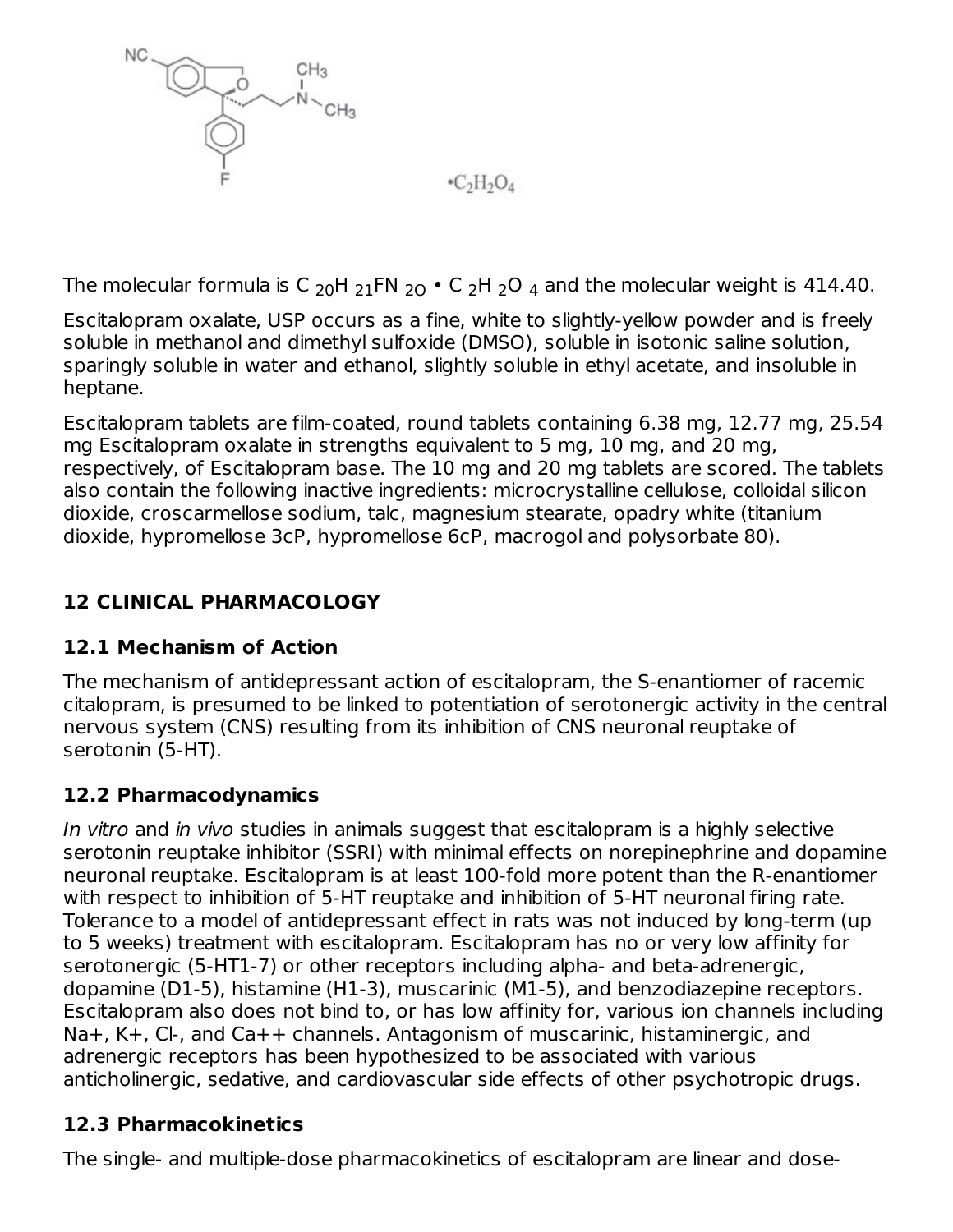$\cdot C_2H_2O_4$

The molecular formula is $C_{20}H_{21}FN_{2O} \cdot C_2H_2O_4$ and the molecular weight is 414.40.

Escitalopram oxalate, USP occurs as a fine, white to slightly-yellow powder and is freely soluble in methanol and dimethyl sulfoxide (DMSO), soluble in isotonic saline solution, sparingly soluble in water and ethanol, slightly soluble in ethyl acetate, and insoluble in heptane.

Escitalopram tablets are film-coated, round tablets containing 6.38 mg, 12.77 mg, 25.54 mg Escitalopram oxalate in strengths equivalent to 5 mg, 10 mg, and 20 mg, respectively, of Escitalopram base. The 10 mg and 20 mg tablets are scored. The tablets also contain the following inactive ingredients: microcrystalline cellulose, colloidal silicon dioxide, croscarmellose sodium, talc, magnesium stearate, opadry white (titanium dioxide, hypromellose 3cP, hypromellose 6cP, macrogol and polysorbate 80).

## 12 CLINICAL PHARMACOLOGY

### 12.1 Mechanism of Action

The mechanism of antidepressant action of escitalopram, the S-enantiomer of racemic citalopram, is presumed to be linked to potentiation of serotonergic activity in the central nervous system (CNS) resulting from its inhibition of CNS neuronal reuptake of serotonin (5-HT).

### 12.2 Pharmacodynamics

*In vitro* and *in vivo* studies in animals suggest that escitalopram is a highly selective serotonin reuptake inhibitor (SSRI) with minimal effects on norepinephrine and dopamine neuronal reuptake. Escitalopram is at least 100-fold more potent than the R-enantiomer with respect to inhibition of 5-HT reuptake and inhibition of 5-HT neuronal firing rate. Tolerance to a model of antidepressant effect in rats was not induced by long-term (up to 5 weeks) treatment with escitalopram. Escitalopram has no or very low affinity for serotonergic (5-HT1-7) or other receptors including alpha- and beta-adrenergic, dopamine (D1-5), histamine (H1-3), muscarinic (M1-5), and benzodiazepine receptors. Escitalopram also does not bind to, or has low affinity for, various ion channels including Na+, K+, Cl-, and Ca++ channels. Antagonism of muscarinic, histaminergic, and adrenergic receptors has been hypothesized to be associated with various anticholinergic, sedative, and cardiovascular side effects of other psychotropic drugs.

### 12.3 Pharmacokinetics

The single- and multiple-dose pharmacokinetics of escitalopram are linear and dose-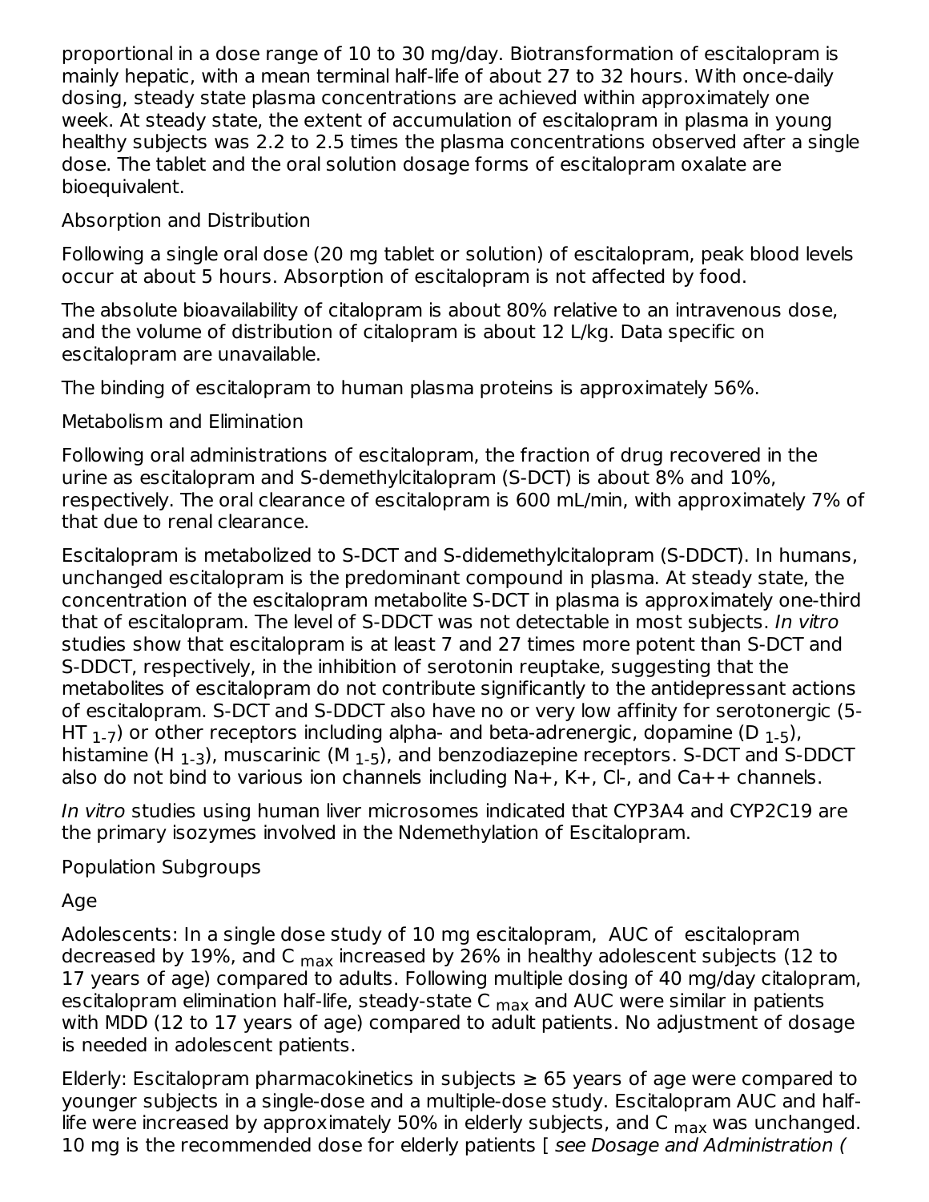proportional in a dose range of 10 to 30 mg/day. Biotransformation of escitalopram is mainly hepatic, with a mean terminal half-life of about 27 to 32 hours. With once-daily dosing, steady state plasma concentrations are achieved within approximately one week. At steady state, the extent of accumulation of escitalopram in plasma in young healthy subjects was 2.2 to 2.5 times the plasma concentrations observed after a single dose. The tablet and the oral solution dosage forms of escitalopram oxalate are bioequivalent.

Absorption and Distribution

Following a single oral dose (20 mg tablet or solution) of escitalopram, peak blood levels occur at about 5 hours. Absorption of escitalopram is not affected by food.

The absolute bioavailability of citalopram is about 80% relative to an intravenous dose, and the volume of distribution of citalopram is about 12 L/kg. Data specific on escitalopram are unavailable.

The binding of escitalopram to human plasma proteins is approximately 56%.

Metabolism and Elimination

Following oral administrations of escitalopram, the fraction of drug recovered in the urine as escitalopram and S-demethylcitalopram (S-DCT) is about 8% and 10%, respectively. The oral clearance of escitalopram is 600 mL/min, with approximately 7% of that due to renal clearance.

Escitalopram is metabolized to S-DCT and S-didemethylcitalopram (S-DDCT). In humans, unchanged escitalopram is the predominant compound in plasma. At steady state, the concentration of the escitalopram metabolite S-DCT in plasma is approximately one-third that of escitalopram. The level of S-DDCT was not detectable in most subjects. *In vitro* studies show that escitalopram is at least 7 and 27 times more potent than S-DCT and S-DDCT, respectively, in the inhibition of serotonin reuptake, suggesting that the metabolites of escitalopram do not contribute significantly to the antidepressant actions of escitalopram. S-DCT and S-DDCT also have no or very low affinity for serotonergic ($5\text{-}HT_{1\text{-}7}$) or other receptors including alpha- and beta-adrenergic, dopamine ($D_{1\text{-}5}$), histamine ($H_{1\text{-}3}$), muscarinic ($M_{1\text{-}5}$), and benzodiazepine receptors. S-DCT and S-DDCT also do not bind to various ion channels including Na+, K+, Cl-, and Ca++ channels.

*In vitro* studies using human liver microsomes indicated that CYP3A4 and CYP2C19 are the primary isozymes involved in the Ndemethylation of Escitalopram.

Population Subgroups

Age

Adolescents: In a single dose study of 10 mg escitalopram, AUC of escitalopram decreased by 19%, and $C_{max}$ increased by 26% in healthy adolescent subjects (12 to 17 years of age) compared to adults. Following multiple dosing of 40 mg/day citalopram, escitalopram elimination half-life, steady-state $C_{max}$ and AUC were similar in patients with MDD (12 to 17 years of age) compared to adult patients. No adjustment of dosage is needed in adolescent patients.

Elderly: Escitalopram pharmacokinetics in subjects ≥ 65 years of age were compared to younger subjects in a single-dose and a multiple-dose study. Escitalopram AUC and half-life were increased by approximately 50% in elderly subjects, and $C_{max}$ was unchanged. 10 mg is the recommended dose for elderly patients [ *see Dosage and Administration (*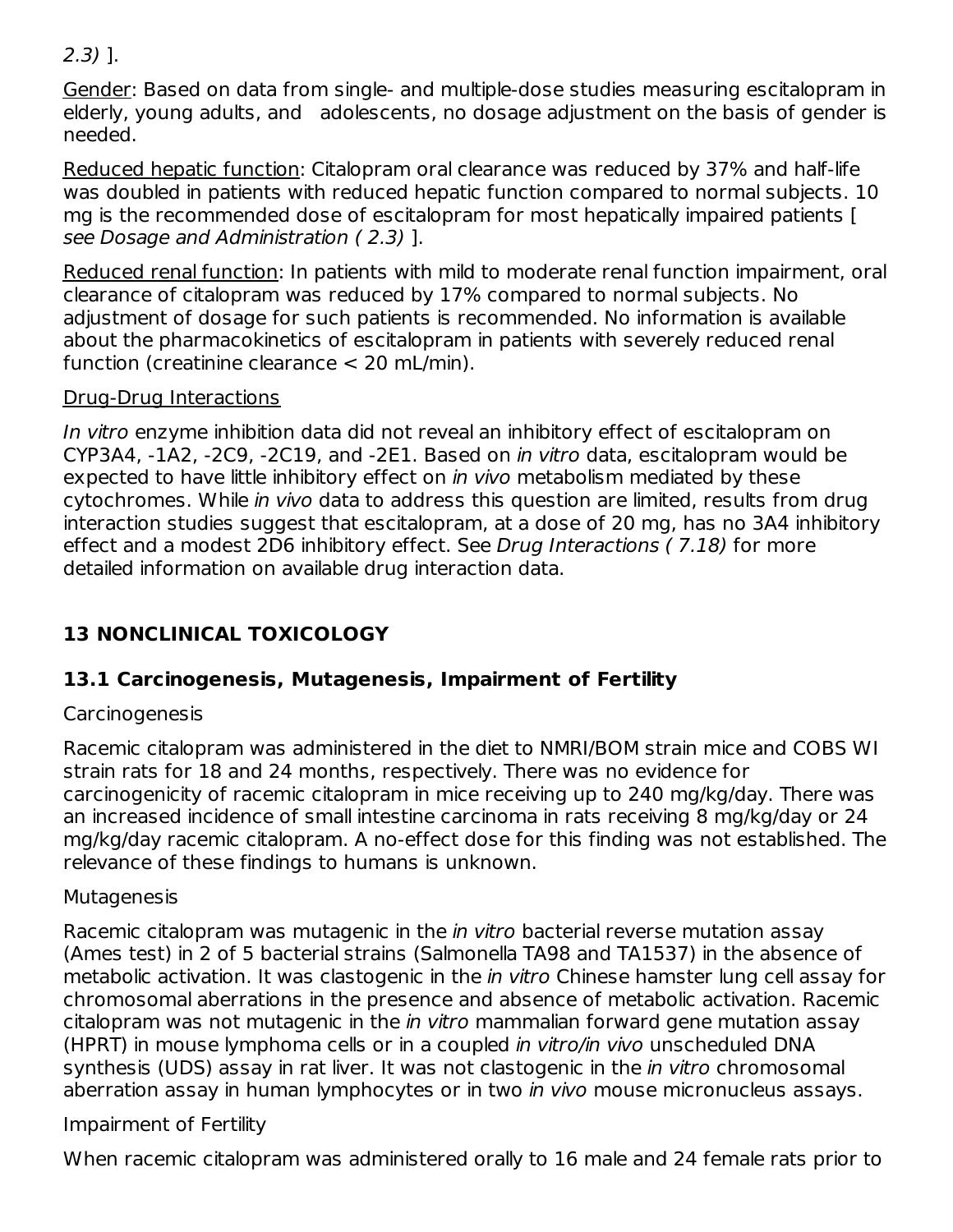2.3) ].

Gender: Based on data from single- and multiple-dose studies measuring escitalopram in elderly, young adults, and adolescents, no dosage adjustment on the basis of gender is needed.

Reduced hepatic function: Citalopram oral clearance was reduced by 37% and half-life was doubled in patients with reduced hepatic function compared to normal subjects. 10 mg is the recommended dose of escitalopram for most hepatically impaired patients [ *see Dosage and Administration ( 2.3)* ].

Reduced renal function: In patients with mild to moderate renal function impairment, oral clearance of citalopram was reduced by 17% compared to normal subjects. No adjustment of dosage for such patients is recommended. No information is available about the pharmacokinetics of escitalopram in patients with severely reduced renal function (creatinine clearance < 20 mL/min).

Drug-Drug Interactions

*In vitro* enzyme inhibition data did not reveal an inhibitory effect of escitalopram on CYP3A4, -1A2, -2C9, -2C19, and -2E1. Based on *in vitro* data, escitalopram would be expected to have little inhibitory effect on *in vivo* metabolism mediated by these cytochromes. While *in vivo* data to address this question are limited, results from drug interaction studies suggest that escitalopram, at a dose of 20 mg, has no 3A4 inhibitory effect and a modest 2D6 inhibitory effect. See *Drug Interactions ( 7.18)* for more detailed information on available drug interaction data.

## 13 NONCLINICAL TOXICOLOGY

### 13.1 Carcinogenesis, Mutagenesis, Impairment of Fertility

Carcinogenesis

Racemic citalopram was administered in the diet to NMRI/BOM strain mice and COBS WI strain rats for 18 and 24 months, respectively. There was no evidence for carcinogenicity of racemic citalopram in mice receiving up to 240 mg/kg/day. There was an increased incidence of small intestine carcinoma in rats receiving 8 mg/kg/day or 24 mg/kg/day racemic citalopram. A no-effect dose for this finding was not established. The relevance of these findings to humans is unknown.

Mutagenesis

Racemic citalopram was mutagenic in the *in vitro* bacterial reverse mutation assay (Ames test) in 2 of 5 bacterial strains (Salmonella TA98 and TA1537) in the absence of metabolic activation. It was clastogenic in the *in vitro* Chinese hamster lung cell assay for chromosomal aberrations in the presence and absence of metabolic activation. Racemic citalopram was not mutagenic in the *in vitro* mammalian forward gene mutation assay (HPRT) in mouse lymphoma cells or in a coupled *in vitro/in vivo* unscheduled DNA synthesis (UDS) assay in rat liver. It was not clastogenic in the *in vitro* chromosomal aberration assay in human lymphocytes or in two *in vivo* mouse micronucleus assays.

Impairment of Fertility

When racemic citalopram was administered orally to 16 male and 24 female rats prior to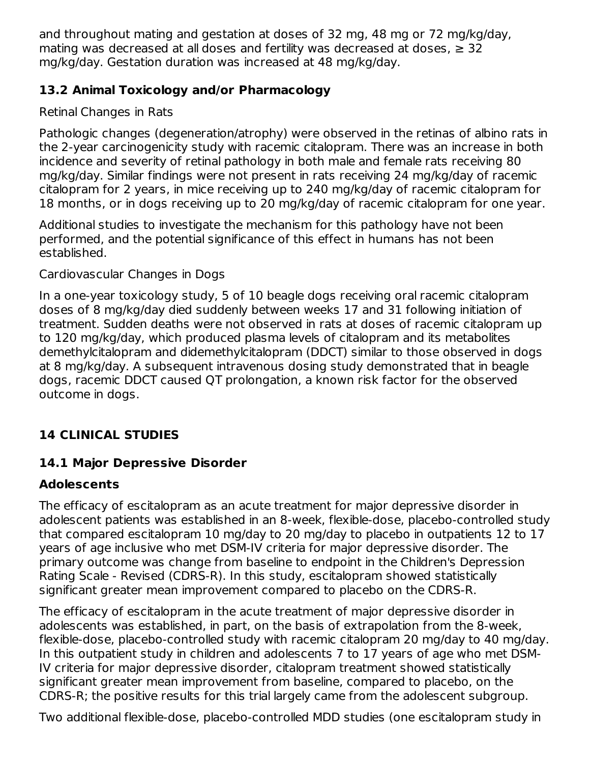and throughout mating and gestation at doses of 32 mg, 48 mg or 72 mg/kg/day, mating was decreased at all doses and fertility was decreased at doses, ≥ 32 mg/kg/day. Gestation duration was increased at 48 mg/kg/day.

### 13.2 Animal Toxicology and/or Pharmacology

Retinal Changes in Rats

Pathologic changes (degeneration/atrophy) were observed in the retinas of albino rats in the 2-year carcinogenicity study with racemic citalopram. There was an increase in both incidence and severity of retinal pathology in both male and female rats receiving 80 mg/kg/day. Similar findings were not present in rats receiving 24 mg/kg/day of racemic citalopram for 2 years, in mice receiving up to 240 mg/kg/day of racemic citalopram for 18 months, or in dogs receiving up to 20 mg/kg/day of racemic citalopram for one year.

Additional studies to investigate the mechanism for this pathology have not been performed, and the potential significance of this effect in humans has not been established.

Cardiovascular Changes in Dogs

In a one-year toxicology study, 5 of 10 beagle dogs receiving oral racemic citalopram doses of 8 mg/kg/day died suddenly between weeks 17 and 31 following initiation of treatment. Sudden deaths were not observed in rats at doses of racemic citalopram up to 120 mg/kg/day, which produced plasma levels of citalopram and its metabolites demethylcitalopram and didemethylcitalopram (DDCT) similar to those observed in dogs at 8 mg/kg/day. A subsequent intravenous dosing study demonstrated that in beagle dogs, racemic DDCT caused QT prolongation, a known risk factor for the observed outcome in dogs.

## 14 CLINICAL STUDIES

### 14.1 Major Depressive Disorder

#### Adolescents

The efficacy of escitalopram as an acute treatment for major depressive disorder in adolescent patients was established in an 8-week, flexible-dose, placebo-controlled study that compared escitalopram 10 mg/day to 20 mg/day to placebo in outpatients 12 to 17 years of age inclusive who met DSM-IV criteria for major depressive disorder. The primary outcome was change from baseline to endpoint in the Children's Depression Rating Scale - Revised (CDRS-R). In this study, escitalopram showed statistically significant greater mean improvement compared to placebo on the CDRS-R.

The efficacy of escitalopram in the acute treatment of major depressive disorder in adolescents was established, in part, on the basis of extrapolation from the 8-week, flexible-dose, placebo-controlled study with racemic citalopram 20 mg/day to 40 mg/day. In this outpatient study in children and adolescents 7 to 17 years of age who met DSM-IV criteria for major depressive disorder, citalopram treatment showed statistically significant greater mean improvement from baseline, compared to placebo, on the CDRS-R; the positive results for this trial largely came from the adolescent subgroup.

Two additional flexible-dose, placebo-controlled MDD studies (one escitalopram study in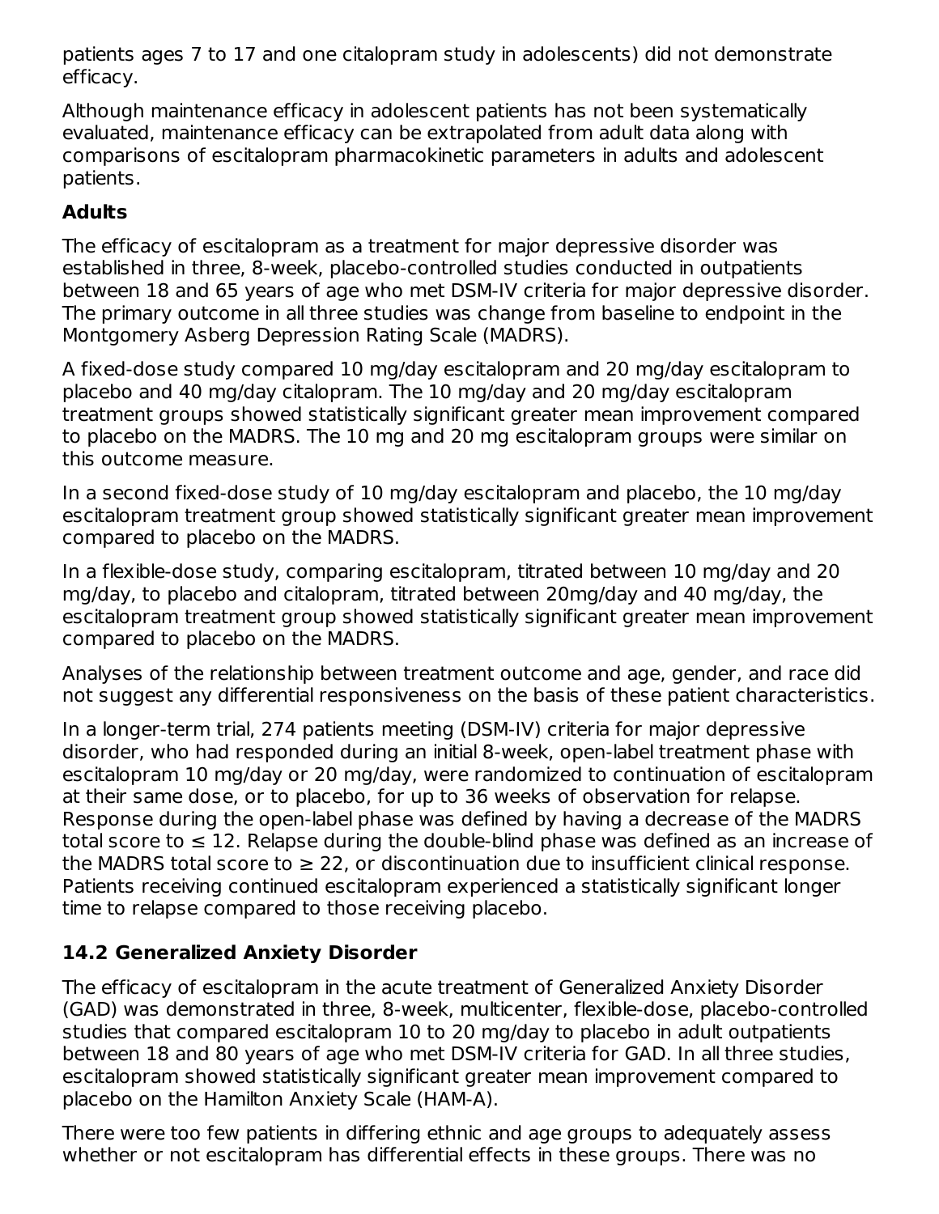patients ages 7 to 17 and one citalopram study in adolescents) did not demonstrate efficacy.

Although maintenance efficacy in adolescent patients has not been systematically evaluated, maintenance efficacy can be extrapolated from adult data along with comparisons of escitalopram pharmacokinetic parameters in adults and adolescent patients.

**Adults**

The efficacy of escitalopram as a treatment for major depressive disorder was established in three, 8-week, placebo-controlled studies conducted in outpatients between 18 and 65 years of age who met DSM-IV criteria for major depressive disorder. The primary outcome in all three studies was change from baseline to endpoint in the Montgomery Asberg Depression Rating Scale (MADRS).

A fixed-dose study compared 10 mg/day escitalopram and 20 mg/day escitalopram to placebo and 40 mg/day citalopram. The 10 mg/day and 20 mg/day escitalopram treatment groups showed statistically significant greater mean improvement compared to placebo on the MADRS. The 10 mg and 20 mg escitalopram groups were similar on this outcome measure.

In a second fixed-dose study of 10 mg/day escitalopram and placebo, the 10 mg/day escitalopram treatment group showed statistically significant greater mean improvement compared to placebo on the MADRS.

In a flexible-dose study, comparing escitalopram, titrated between 10 mg/day and 20 mg/day, to placebo and citalopram, titrated between 20mg/day and 40 mg/day, the escitalopram treatment group showed statistically significant greater mean improvement compared to placebo on the MADRS.

Analyses of the relationship between treatment outcome and age, gender, and race did not suggest any differential responsiveness on the basis of these patient characteristics.

In a longer-term trial, 274 patients meeting (DSM-IV) criteria for major depressive disorder, who had responded during an initial 8-week, open-label treatment phase with escitalopram 10 mg/day or 20 mg/day, were randomized to continuation of escitalopram at their same dose, or to placebo, for up to 36 weeks of observation for relapse. Response during the open-label phase was defined by having a decrease of the MADRS total score to ≤ 12. Relapse during the double-blind phase was defined as an increase of the MADRS total score to ≥ 22, or discontinuation due to insufficient clinical response. Patients receiving continued escitalopram experienced a statistically significant longer time to relapse compared to those receiving placebo.

### 14.2 Generalized Anxiety Disorder

The efficacy of escitalopram in the acute treatment of Generalized Anxiety Disorder (GAD) was demonstrated in three, 8-week, multicenter, flexible-dose, placebo-controlled studies that compared escitalopram 10 to 20 mg/day to placebo in adult outpatients between 18 and 80 years of age who met DSM-IV criteria for GAD. In all three studies, escitalopram showed statistically significant greater mean improvement compared to placebo on the Hamilton Anxiety Scale (HAM-A).

There were too few patients in differing ethnic and age groups to adequately assess whether or not escitalopram has differential effects in these groups. There was no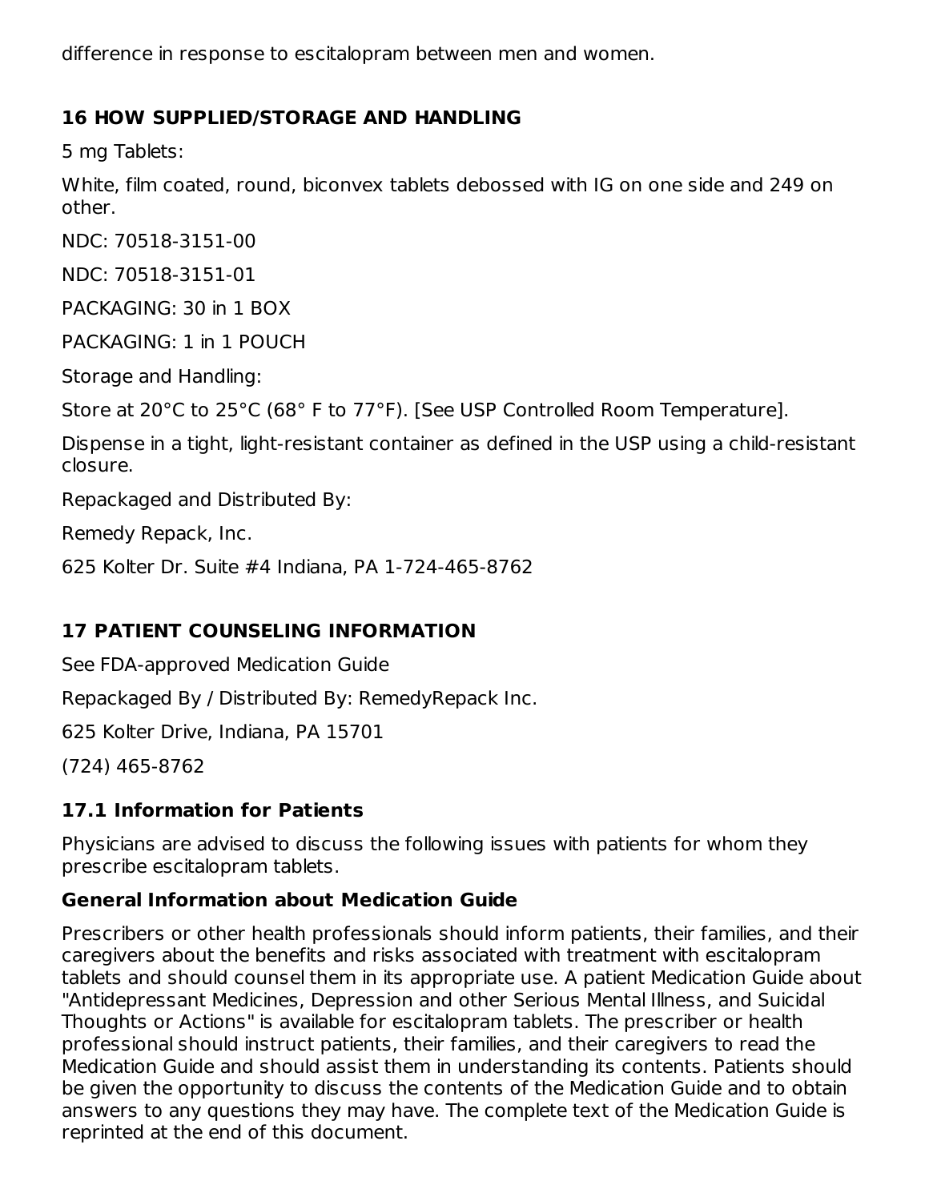difference in response to escitalopram between men and women.

## 16 HOW SUPPLIED/STORAGE AND HANDLING

5 mg Tablets:

White, film coated, round, biconvex tablets debossed with IG on one side and 249 on other.

NDC: 70518-3151-00

NDC: 70518-3151-01

PACKAGING: 30 in 1 BOX

PACKAGING: 1 in 1 POUCH

Storage and Handling:

Store at 20°C to 25°C (68° F to 77°F). [See USP Controlled Room Temperature].

Dispense in a tight, light-resistant container as defined in the USP using a child-resistant closure.

Repackaged and Distributed By:

Remedy Repack, Inc.

625 Kolter Dr. Suite #4 Indiana, PA 1-724-465-8762

## 17 PATIENT COUNSELING INFORMATION

See FDA-approved Medication Guide

Repackaged By / Distributed By: RemedyRepack Inc.

625 Kolter Drive, Indiana, PA 15701

(724) 465-8762

### 17.1 Information for Patients

Physicians are advised to discuss the following issues with patients for whom they prescribe escitalopram tablets.

**General Information about Medication Guide**

Prescribers or other health professionals should inform patients, their families, and their caregivers about the benefits and risks associated with treatment with escitalopram tablets and should counsel them in its appropriate use. A patient Medication Guide about "Antidepressant Medicines, Depression and other Serious Mental Illness, and Suicidal Thoughts or Actions" is available for escitalopram tablets. The prescriber or health professional should instruct patients, their families, and their caregivers to read the Medication Guide and should assist them in understanding its contents. Patients should be given the opportunity to discuss the contents of the Medication Guide and to obtain answers to any questions they may have. The complete text of the Medication Guide is reprinted at the end of this document.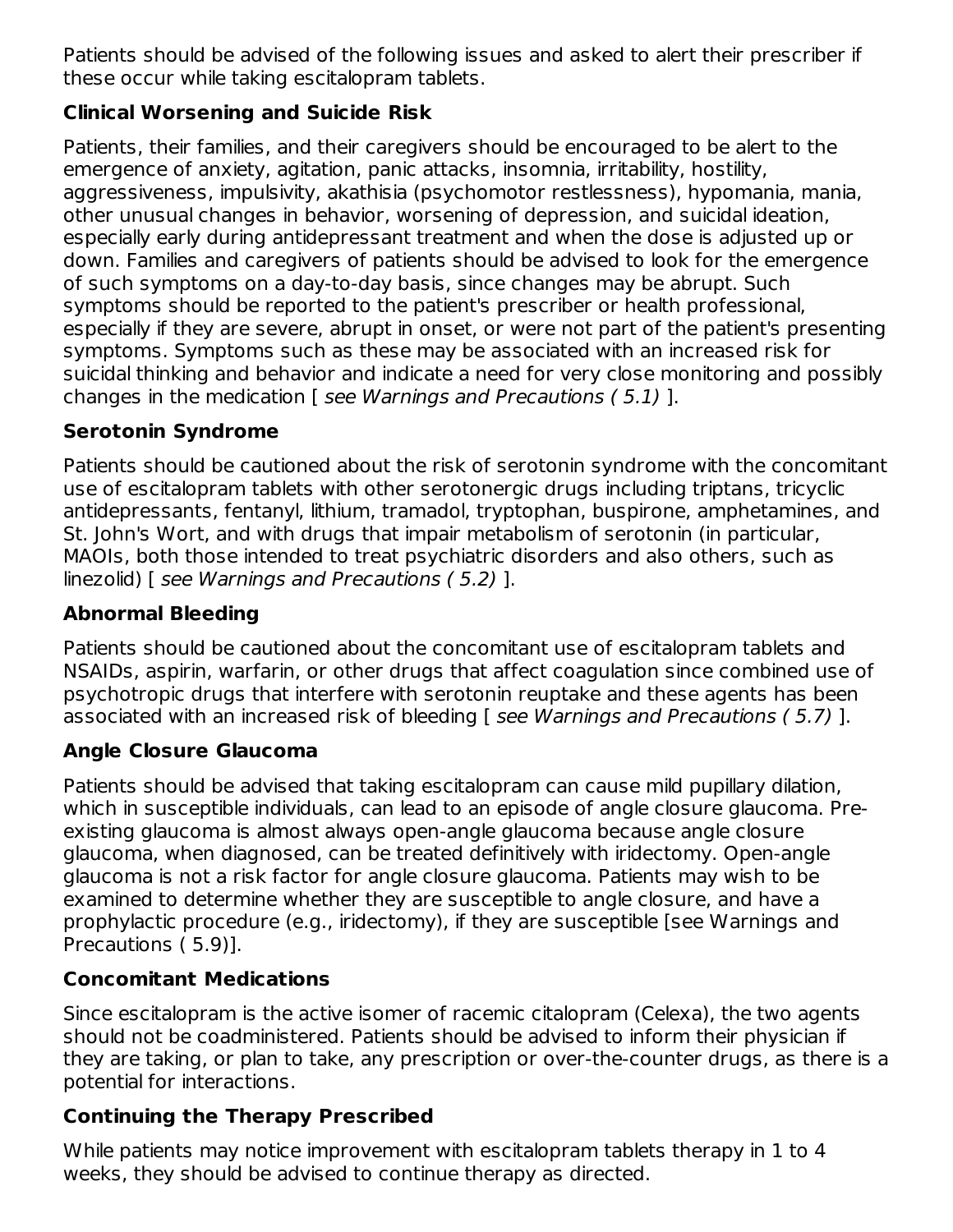Patients should be advised of the following issues and asked to alert their prescriber if these occur while taking escitalopram tablets.

### Clinical Worsening and Suicide Risk

Patients, their families, and their caregivers should be encouraged to be alert to the emergence of anxiety, agitation, panic attacks, insomnia, irritability, hostility, aggressiveness, impulsivity, akathisia (psychomotor restlessness), hypomania, mania, other unusual changes in behavior, worsening of depression, and suicidal ideation, especially early during antidepressant treatment and when the dose is adjusted up or down. Families and caregivers of patients should be advised to look for the emergence of such symptoms on a day-to-day basis, since changes may be abrupt. Such symptoms should be reported to the patient's prescriber or health professional, especially if they are severe, abrupt in onset, or were not part of the patient's presenting symptoms. Symptoms such as these may be associated with an increased risk for suicidal thinking and behavior and indicate a need for very close monitoring and possibly changes in the medication [ *see Warnings and Precautions ( 5.1)* ].

### Serotonin Syndrome

Patients should be cautioned about the risk of serotonin syndrome with the concomitant use of escitalopram tablets with other serotonergic drugs including triptans, tricyclic antidepressants, fentanyl, lithium, tramadol, tryptophan, buspirone, amphetamines, and St. John's Wort, and with drugs that impair metabolism of serotonin (in particular, MAOIs, both those intended to treat psychiatric disorders and also others, such as linezolid) [ *see Warnings and Precautions ( 5.2)* ].

### Abnormal Bleeding

Patients should be cautioned about the concomitant use of escitalopram tablets and NSAIDs, aspirin, warfarin, or other drugs that affect coagulation since combined use of psychotropic drugs that interfere with serotonin reuptake and these agents has been associated with an increased risk of bleeding [ *see Warnings and Precautions ( 5.7)* ].

### Angle Closure Glaucoma

Patients should be advised that taking escitalopram can cause mild pupillary dilation, which in susceptible individuals, can lead to an episode of angle closure glaucoma. Pre-existing glaucoma is almost always open-angle glaucoma because angle closure glaucoma, when diagnosed, can be treated definitively with iridectomy. Open-angle glaucoma is not a risk factor for angle closure glaucoma. Patients may wish to be examined to determine whether they are susceptible to angle closure, and have a prophylactic procedure (e.g., iridectomy), if they are susceptible [see Warnings and Precautions ( 5.9)].

### Concomitant Medications

Since escitalopram is the active isomer of racemic citalopram (Celexa), the two agents should not be coadministered. Patients should be advised to inform their physician if they are taking, or plan to take, any prescription or over-the-counter drugs, as there is a potential for interactions.

### Continuing the Therapy Prescribed

While patients may notice improvement with escitalopram tablets therapy in 1 to 4 weeks, they should be advised to continue therapy as directed.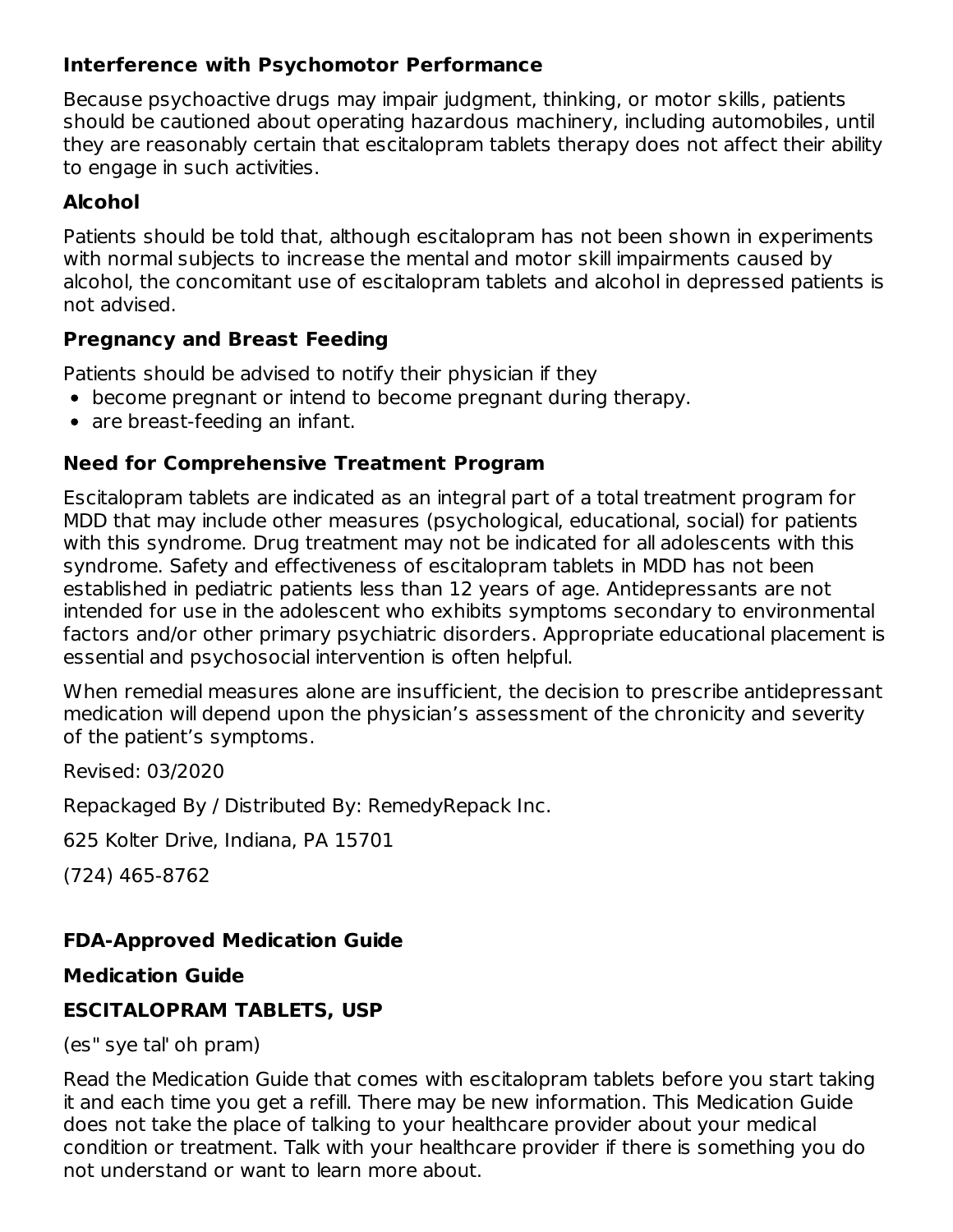### Interference with Psychomotor Performance

Because psychoactive drugs may impair judgment, thinking, or motor skills, patients should be cautioned about operating hazardous machinery, including automobiles, until they are reasonably certain that escitalopram tablets therapy does not affect their ability to engage in such activities.

### Alcohol

Patients should be told that, although escitalopram has not been shown in experiments with normal subjects to increase the mental and motor skill impairments caused by alcohol, the concomitant use of escitalopram tablets and alcohol in depressed patients is not advised.

### Pregnancy and Breast Feeding

Patients should be advised to notify their physician if they

- become pregnant or intend to become pregnant during therapy.
- are breast-feeding an infant.

### Need for Comprehensive Treatment Program

Escitalopram tablets are indicated as an integral part of a total treatment program for MDD that may include other measures (psychological, educational, social) for patients with this syndrome. Drug treatment may not be indicated for all adolescents with this syndrome. Safety and effectiveness of escitalopram tablets in MDD has not been established in pediatric patients less than 12 years of age. Antidepressants are not intended for use in the adolescent who exhibits symptoms secondary to environmental factors and/or other primary psychiatric disorders. Appropriate educational placement is essential and psychosocial intervention is often helpful.

When remedial measures alone are insufficient, the decision to prescribe antidepressant medication will depend upon the physician's assessment of the chronicity and severity of the patient's symptoms.

Revised: 03/2020

Repackaged By / Distributed By: RemedyRepack Inc.

625 Kolter Drive, Indiana, PA 15701

(724) 465-8762

### FDA-Approved Medication Guide

### Medication Guide

### ESCITALOPRAM TABLETS, USP

(es" sye tal' oh pram)

Read the Medication Guide that comes with escitalopram tablets before you start taking it and each time you get a refill. There may be new information. This Medication Guide does not take the place of talking to your healthcare provider about your medical condition or treatment. Talk with your healthcare provider if there is something you do not understand or want to learn more about.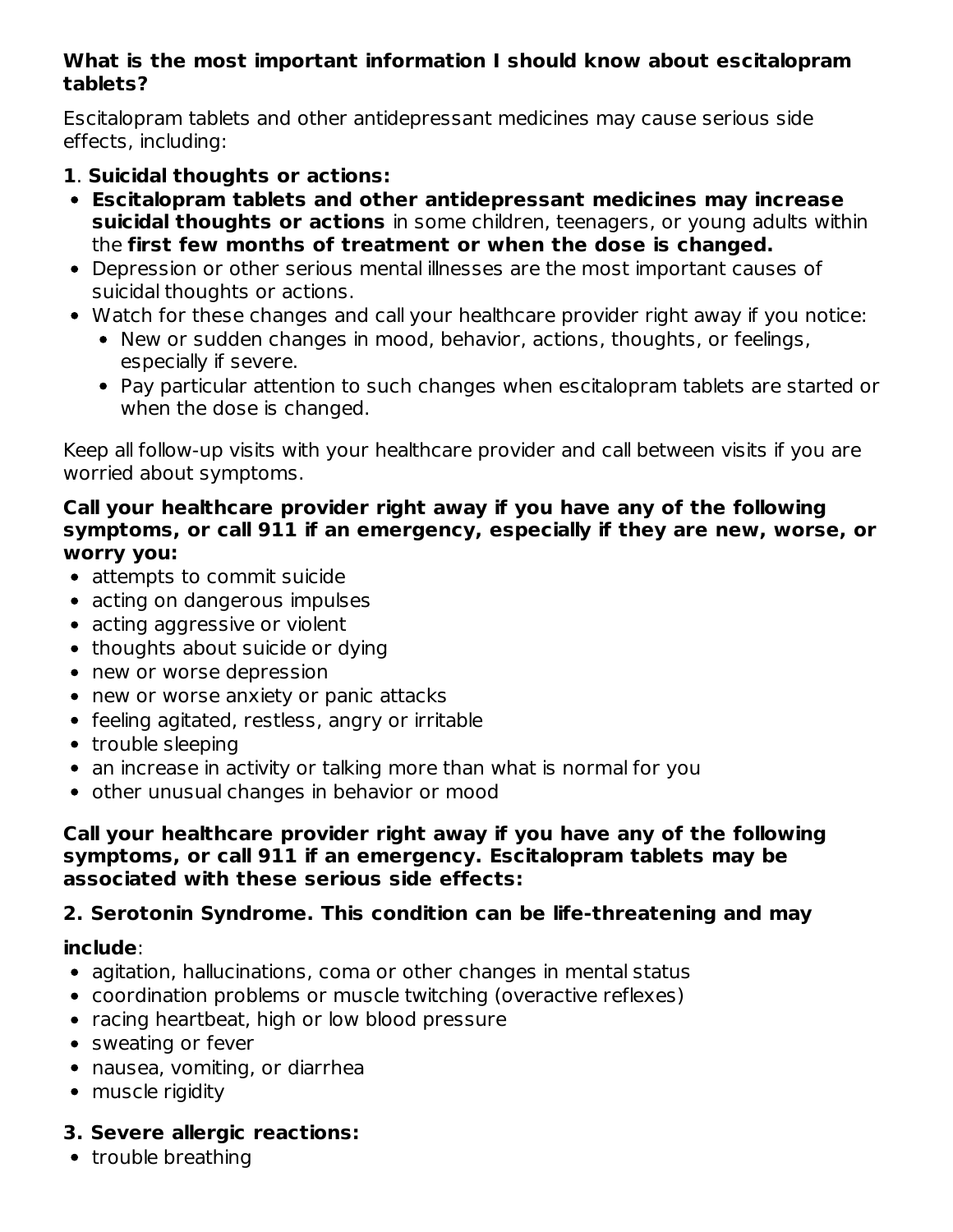**What is the most important information I should know about escitalopram tablets?**

Escitalopram tablets and other antidepressant medicines may cause serious side effects, including:

**1**. **Suicidal thoughts or actions:**

- **Escitalopram tablets and other antidepressant medicines may increase suicidal thoughts or actions** in some children, teenagers, or young adults within the **first few months of treatment or when the dose is changed.**
- Depression or other serious mental illnesses are the most important causes of suicidal thoughts or actions.
- Watch for these changes and call your healthcare provider right away if you notice:
  - New or sudden changes in mood, behavior, actions, thoughts, or feelings, especially if severe.
  - Pay particular attention to such changes when escitalopram tablets are started or when the dose is changed.

Keep all follow-up visits with your healthcare provider and call between visits if you are worried about symptoms.

**Call your healthcare provider right away if you have any of the following symptoms, or call 911 if an emergency, especially if they are new, worse, or worry you:**

- attempts to commit suicide
- acting on dangerous impulses
- acting aggressive or violent
- thoughts about suicide or dying
- new or worse depression
- new or worse anxiety or panic attacks
- feeling agitated, restless, angry or irritable
- trouble sleeping
- an increase in activity or talking more than what is normal for you
- other unusual changes in behavior or mood

**Call your healthcare provider right away if you have any of the following symptoms, or call 911 if an emergency. Escitalopram tablets may be associated with these serious side effects:**

**2. Serotonin Syndrome. This condition can be life-threatening and may include**:

- agitation, hallucinations, coma or other changes in mental status
- coordination problems or muscle twitching (overactive reflexes)
- racing heartbeat, high or low blood pressure
- sweating or fever
- nausea, vomiting, or diarrhea
- muscle rigidity

**3. Severe allergic reactions:**

- trouble breathing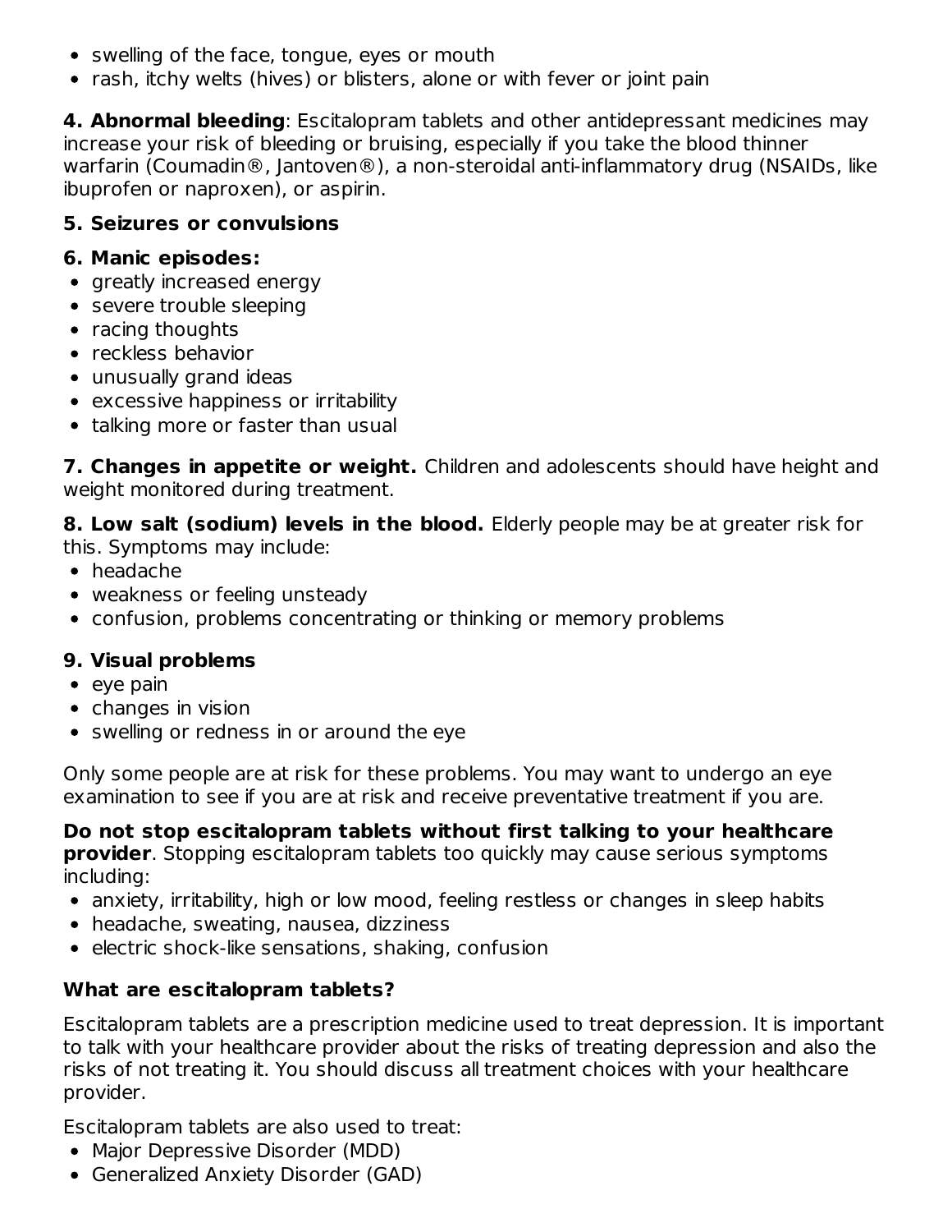- swelling of the face, tongue, eyes or mouth
- rash, itchy welts (hives) or blisters, alone or with fever or joint pain

**4. Abnormal bleeding**: Escitalopram tablets and other antidepressant medicines may increase your risk of bleeding or bruising, especially if you take the blood thinner warfarin (Coumadin®, Jantoven®), a non-steroidal anti-inflammatory drug (NSAIDs, like ibuprofen or naproxen), or aspirin.

**5. Seizures or convulsions**

**6. Manic episodes:**

- greatly increased energy
- severe trouble sleeping
- racing thoughts
- reckless behavior
- unusually grand ideas
- excessive happiness or irritability
- talking more or faster than usual

**7. Changes in appetite or weight.** Children and adolescents should have height and weight monitored during treatment.

**8. Low salt (sodium) levels in the blood.** Elderly people may be at greater risk for this. Symptoms may include:

- headache
- weakness or feeling unsteady
- confusion, problems concentrating or thinking or memory problems

**9. Visual problems**

- eye pain
- changes in vision
- swelling or redness in or around the eye

Only some people are at risk for these problems. You may want to undergo an eye examination to see if you are at risk and receive preventative treatment if you are.

**Do not stop escitalopram tablets without first talking to your healthcare provider**. Stopping escitalopram tablets too quickly may cause serious symptoms including:

- anxiety, irritability, high or low mood, feeling restless or changes in sleep habits
- headache, sweating, nausea, dizziness
- electric shock-like sensations, shaking, confusion

### What are escitalopram tablets?

Escitalopram tablets are a prescription medicine used to treat depression. It is important to talk with your healthcare provider about the risks of treating depression and also the risks of not treating it. You should discuss all treatment choices with your healthcare provider.

Escitalopram tablets are also used to treat:

- Major Depressive Disorder (MDD)
- Generalized Anxiety Disorder (GAD)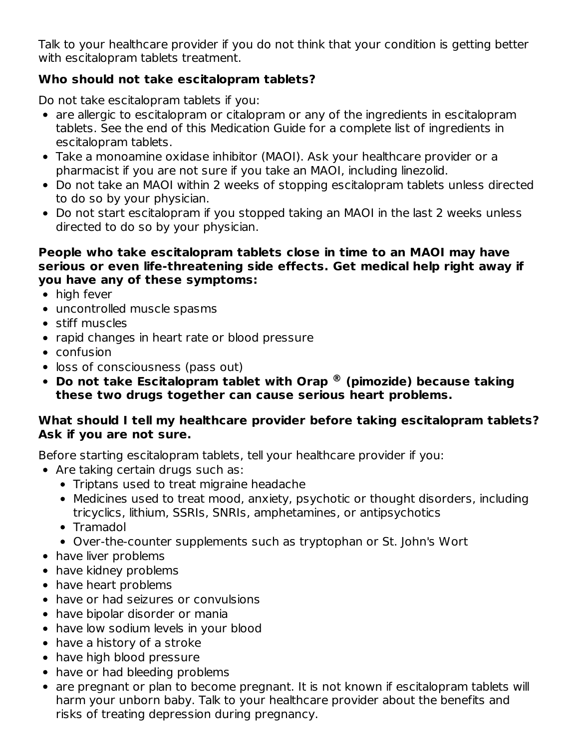Talk to your healthcare provider if you do not think that your condition is getting better with escitalopram tablets treatment.

**Who should not take escitalopram tablets?**

Do not take escitalopram tablets if you:

- are allergic to escitalopram or citalopram or any of the ingredients in escitalopram tablets. See the end of this Medication Guide for a complete list of ingredients in escitalopram tablets.
- Take a monoamine oxidase inhibitor (MAOI). Ask your healthcare provider or a pharmacist if you are not sure if you take an MAOI, including linezolid.
- Do not take an MAOI within 2 weeks of stopping escitalopram tablets unless directed to do so by your physician.
- Do not start escitalopram if you stopped taking an MAOI in the last 2 weeks unless directed to do so by your physician.

**People who take escitalopram tablets close in time to an MAOI may have serious or even life-threatening side effects. Get medical help right away if you have any of these symptoms:**

- high fever
- uncontrolled muscle spasms
- stiff muscles
- rapid changes in heart rate or blood pressure
- confusion
- loss of consciousness (pass out)
- **Do not take Escitalopram tablet with Orap ® (pimozide) because taking these two drugs together can cause serious heart problems.**

**What should I tell my healthcare provider before taking escitalopram tablets? Ask if you are not sure.**

Before starting escitalopram tablets, tell your healthcare provider if you:

- Are taking certain drugs such as:
  - Triptans used to treat migraine headache
  - Medicines used to treat mood, anxiety, psychotic or thought disorders, including tricyclics, lithium, SSRIs, SNRIs, amphetamines, or antipsychotics
  - Tramadol
  - Over-the-counter supplements such as tryptophan or St. John's Wort
- have liver problems
- have kidney problems
- have heart problems
- have or had seizures or convulsions
- have bipolar disorder or mania
- have low sodium levels in your blood
- have a history of a stroke
- have high blood pressure
- have or had bleeding problems
- are pregnant or plan to become pregnant. It is not known if escitalopram tablets will harm your unborn baby. Talk to your healthcare provider about the benefits and risks of treating depression during pregnancy.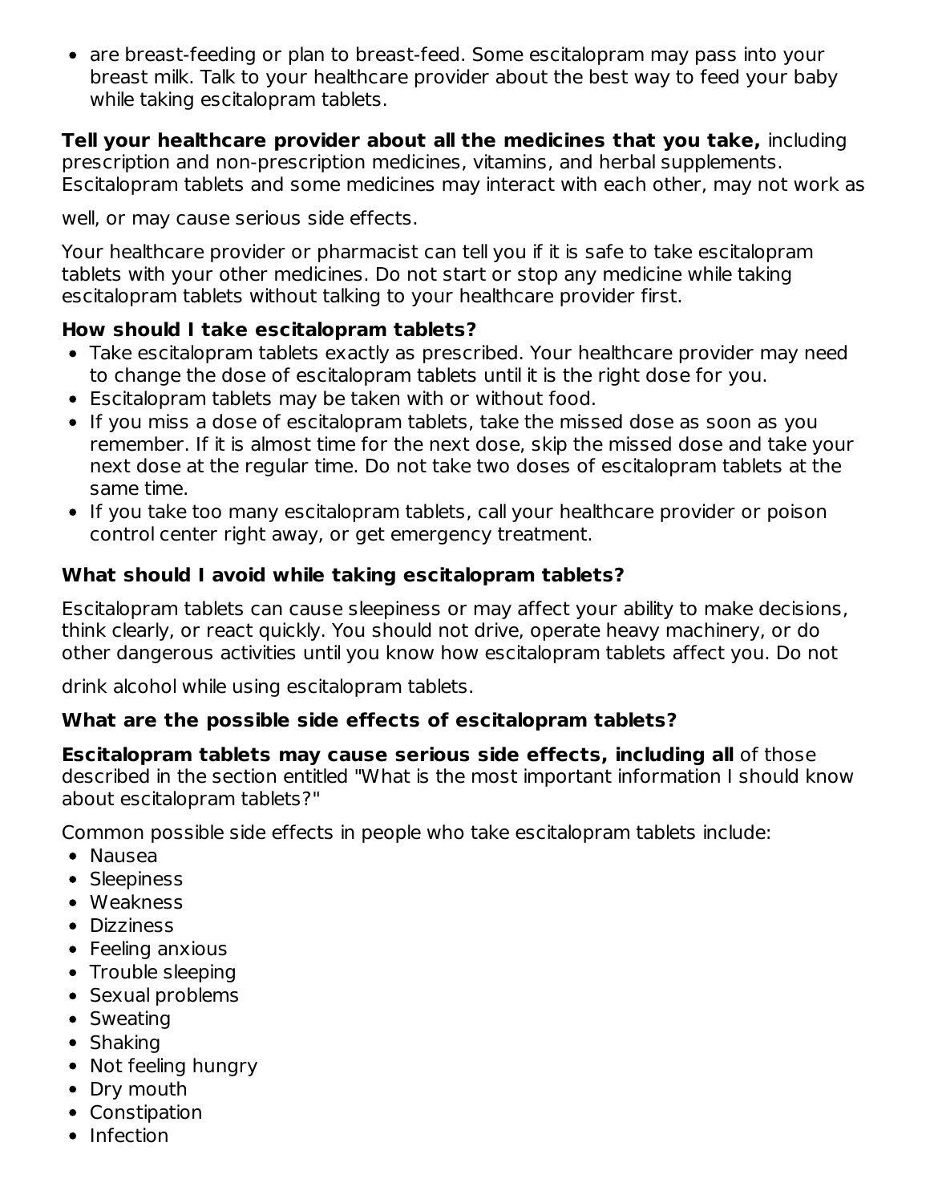- are breast-feeding or plan to breast-feed. Some escitalopram may pass into your breast milk. Talk to your healthcare provider about the best way to feed your baby while taking escitalopram tablets.

**Tell your healthcare provider about all the medicines that you take,** including prescription and non-prescription medicines, vitamins, and herbal supplements. Escitalopram tablets and some medicines may interact with each other, may not work as well, or may cause serious side effects.

Your healthcare provider or pharmacist can tell you if it is safe to take escitalopram tablets with your other medicines. Do not start or stop any medicine while taking escitalopram tablets without talking to your healthcare provider first.

**How should I take escitalopram tablets?**

- Take escitalopram tablets exactly as prescribed. Your healthcare provider may need to change the dose of escitalopram tablets until it is the right dose for you.
- Escitalopram tablets may be taken with or without food.
- If you miss a dose of escitalopram tablets, take the missed dose as soon as you remember. If it is almost time for the next dose, skip the missed dose and take your next dose at the regular time. Do not take two doses of escitalopram tablets at the same time.
- If you take too many escitalopram tablets, call your healthcare provider or poison control center right away, or get emergency treatment.

**What should I avoid while taking escitalopram tablets?**

Escitalopram tablets can cause sleepiness or may affect your ability to make decisions, think clearly, or react quickly. You should not drive, operate heavy machinery, or do other dangerous activities until you know how escitalopram tablets affect you. Do not drink alcohol while using escitalopram tablets.

**What are the possible side effects of escitalopram tablets?**

**Escitalopram tablets may cause serious side effects, including all** of those described in the section entitled "What is the most important information I should know about escitalopram tablets?"

Common possible side effects in people who take escitalopram tablets include:

- Nausea
- Sleepiness
- Weakness
- Dizziness
- Feeling anxious
- Trouble sleeping
- Sexual problems
- Sweating
- Shaking
- Not feeling hungry
- Dry mouth
- Constipation
- Infection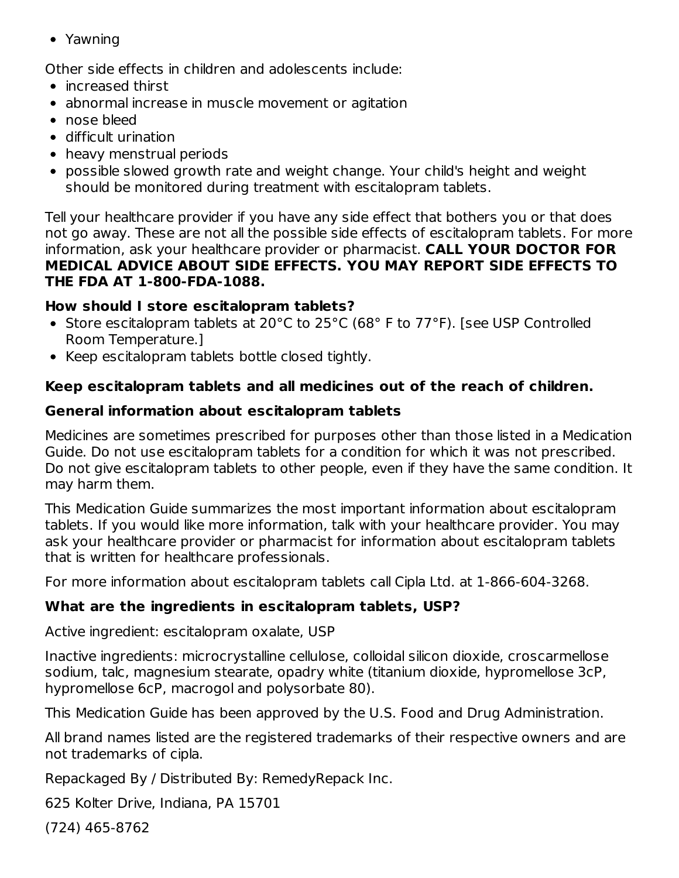- Yawning

Other side effects in children and adolescents include:

- increased thirst
- abnormal increase in muscle movement or agitation
- nose bleed
- difficult urination
- heavy menstrual periods
- possible slowed growth rate and weight change. Your child's height and weight should be monitored during treatment with escitalopram tablets.

Tell your healthcare provider if you have any side effect that bothers you or that does not go away. These are not all the possible side effects of escitalopram tablets. For more information, ask your healthcare provider or pharmacist. **CALL YOUR DOCTOR FOR MEDICAL ADVICE ABOUT SIDE EFFECTS. YOU MAY REPORT SIDE EFFECTS TO THE FDA AT 1-800-FDA-1088.**

**How should I store escitalopram tablets?**

- Store escitalopram tablets at 20°C to 25°C (68° F to 77°F). [see USP Controlled Room Temperature.]
- Keep escitalopram tablets bottle closed tightly.

**Keep escitalopram tablets and all medicines out of the reach of children.**

**General information about escitalopram tablets**

Medicines are sometimes prescribed for purposes other than those listed in a Medication Guide. Do not use escitalopram tablets for a condition for which it was not prescribed. Do not give escitalopram tablets to other people, even if they have the same condition. It may harm them.

This Medication Guide summarizes the most important information about escitalopram tablets. If you would like more information, talk with your healthcare provider. You may ask your healthcare provider or pharmacist for information about escitalopram tablets that is written for healthcare professionals.

For more information about escitalopram tablets call Cipla Ltd. at 1-866-604-3268.

**What are the ingredients in escitalopram tablets, USP?**

Active ingredient: escitalopram oxalate, USP

Inactive ingredients: microcrystalline cellulose, colloidal silicon dioxide, croscarmellose sodium, talc, magnesium stearate, opadry white (titanium dioxide, hypromellose 3cP, hypromellose 6cP, macrogol and polysorbate 80).

This Medication Guide has been approved by the U.S. Food and Drug Administration.

All brand names listed are the registered trademarks of their respective owners and are not trademarks of cipla.

Repackaged By / Distributed By: RemedyRepack Inc.

625 Kolter Drive, Indiana, PA 15701

(724) 465-8762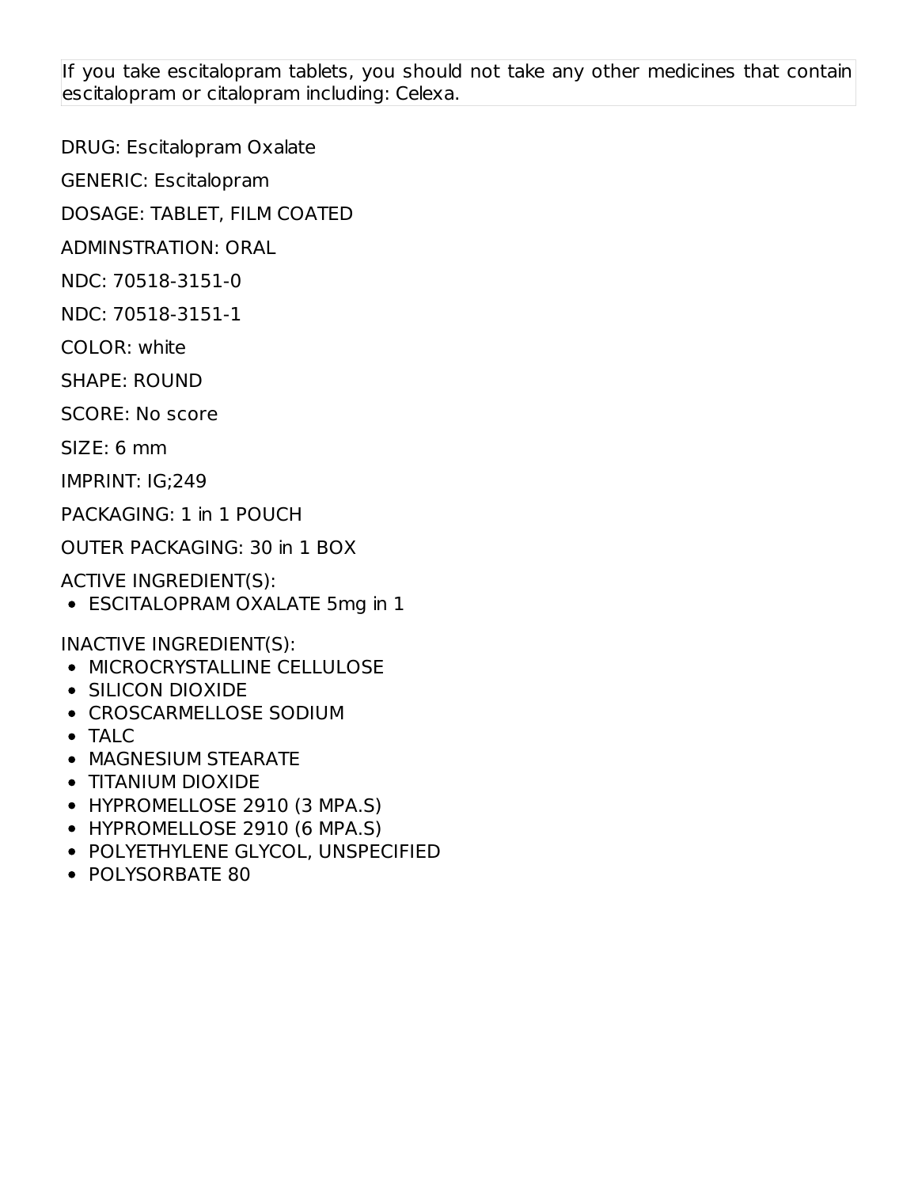If you take escitalopram tablets, you should not take any other medicines that contain escitalopram or citalopram including: Celexa.

DRUG: Escitalopram Oxalate

GENERIC: Escitalopram

DOSAGE: TABLET, FILM COATED

ADMINSTRATION: ORAL

NDC: 70518-3151-0

NDC: 70518-3151-1

COLOR: white

SHAPE: ROUND

SCORE: No score

SIZE: 6 mm

IMPRINT: IG;249

PACKAGING: 1 in 1 POUCH

OUTER PACKAGING: 30 in 1 BOX

ACTIVE INGREDIENT(S):

- ESCITALOPRAM OXALATE 5mg in 1

INACTIVE INGREDIENT(S):

- MICROCRYSTALLINE CELLULOSE
- SILICON DIOXIDE
- CROSCARMELLOSE SODIUM
- TALC
- MAGNESIUM STEARATE
- TITANIUM DIOXIDE
- HYPROMELLOSE 2910 (3 MPA.S)
- HYPROMELLOSE 2910 (6 MPA.S)
- POLYETHYLENE GLYCOL, UNSPECIFIED
- POLYSORBATE 80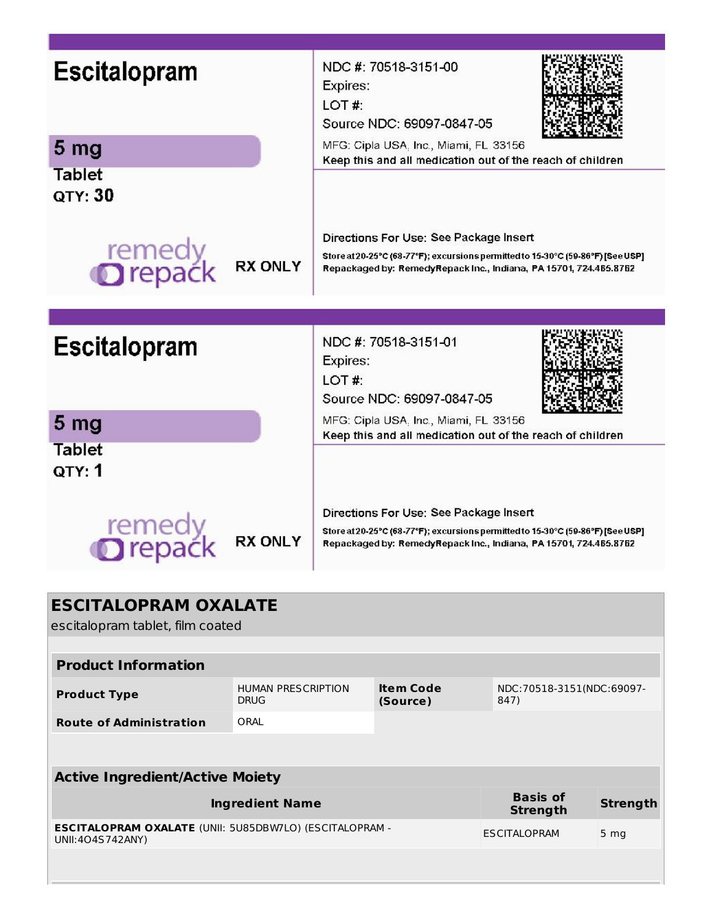**Escitalopram**

**5 mg**

**Tablet**

**QTY: 30**

remedy repack

**RX ONLY**

NDC #: 70518-3151-00
Expires:
LOT #:
Source NDC: 69097-0847-05

MFG: Cipla USA, Inc., Miami, FL 33156

Keep this and all medication out of the reach of children

Directions For Use: See Package Insert

Store at 20-25°C (68-77°F); excursions permitted to 15-30°C (59-86°F) [See USP]
Repackaged by: RemedyRepack Inc., Indiana, PA 15701, 724.465.8762

**Escitalopram**

**5 mg**

**Tablet**

**QTY: 1**

remedy repack

**RX ONLY**

NDC #: 70518-3151-01
Expires:
LOT #:
Source NDC: 69097-0847-05

MFG: Cipla USA, Inc., Miami, FL 33156

Keep this and all medication out of the reach of children

Directions For Use: See Package Insert

Store at 20-25°C (68-77°F); excursions permitted to 15-30°C (59-86°F) [See USP]
Repackaged by: RemedyRepack Inc., Indiana, PA 15701, 724.465.8762

## ESCITALOPRAM OXALATE

escitalopram tablet, film coated

| Product Information | | | |
|---|---|---|---|
| **Product Type** | HUMAN PRESCRIPTION DRUG | **Item Code (Source)** | NDC:70518-3151(NDC:69097-847) |
| **Route of Administration** | ORAL | | |

| Active Ingredient/Active Moiety | | |
|---|---|---|
| **Ingredient Name** | **Basis of Strength** | **Strength** |
| **ESCITALOPRAM OXALATE** (UNII: 5U85DBW7LO) (ESCITALOPRAM - UNII:4O4S742ANY) | ESCITALOPRAM | 5 mg |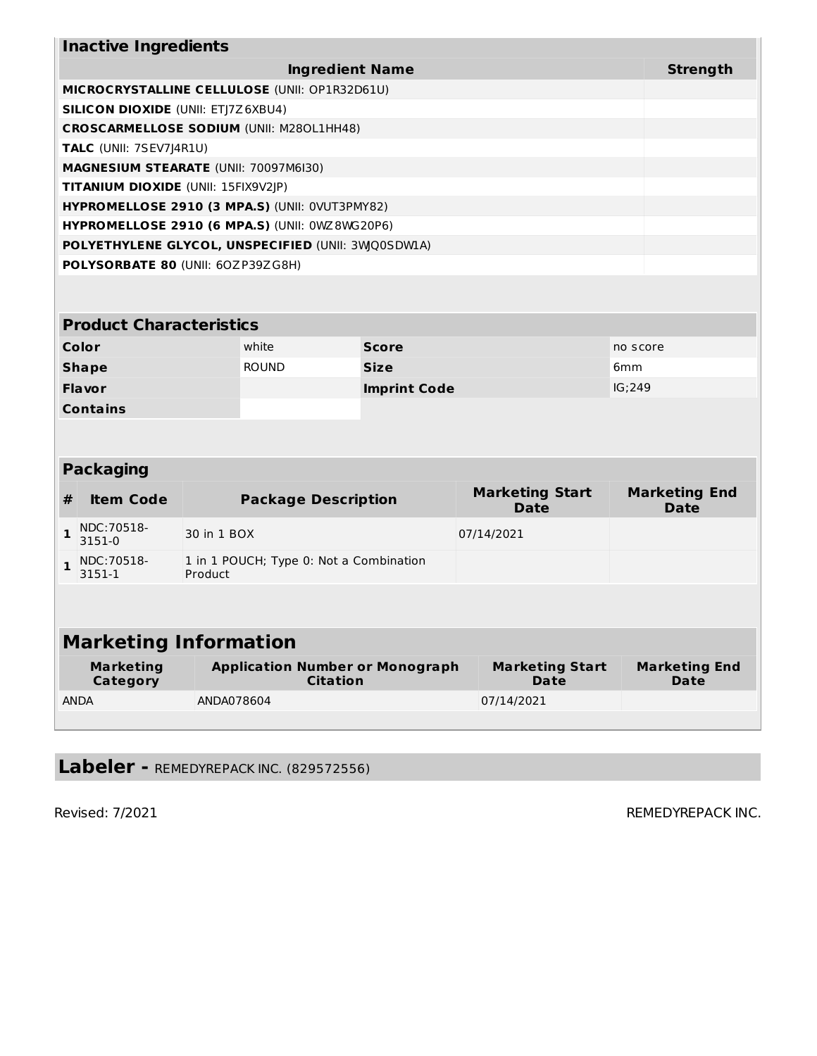| Inactive Ingredients | |
|---|---|
| **Ingredient Name** | **Strength** |
| **MICROCRYSTALLINE CELLULOSE** (UNII: OP1R32D61U) | |
| **SILICON DIOXIDE** (UNII: ETJ7Z6XBU4) | |
| **CROSCARMELLOSE SODIUM** (UNII: M28OL1HH48) | |
| **TALC** (UNII: 7SEV7J4R1U) | |
| **MAGNESIUM STEARATE** (UNII: 70097M6I30) | |
| **TITANIUM DIOXIDE** (UNII: 15FIX9V2JP) | |
| **HYPROMELLOSE 2910 (3 MPA.S)** (UNII: 0VUT3PMY82) | |
| **HYPROMELLOSE 2910 (6 MPA.S)** (UNII: 0WZ8WG20P6) | |
| **POLYETHYLENE GLYCOL, UNSPECIFIED** (UNII: 3WQ0SDW1A) | |
| **POLYSORBATE 80** (UNII: 6OZP39ZG8H) | |

| Product Characteristics | | | |
|---|---|---|---|
| **Color** | white | **Score** | no score |
| **Shape** | ROUND | **Size** | 6mm |
| **Flavor** | | **Imprint Code** | IG;249 |
| **Contains** | | | |

| Packaging | | | | |
|---|---|---|---|---|
| **#** | **Item Code** | **Package Description** | **Marketing Start Date** | **Marketing End Date** |
| **1** | NDC:70518-3151-0 | 30 in 1 BOX | 07/14/2021 | |
| **1** | NDC:70518-3151-1 | 1 in 1 POUCH; Type 0: Not a Combination Product | | |

| Marketing Information | | | |
|---|---|---|---|
| **Marketing Category** | **Application Number or Monograph Citation** | **Marketing Start Date** | **Marketing End Date** |
| ANDA | ANDA078604 | 07/14/2021 | |

## Labeler - REMEDYREPACK INC. (829572556)

Revised: 7/2021 REMEDYREPACK INC.